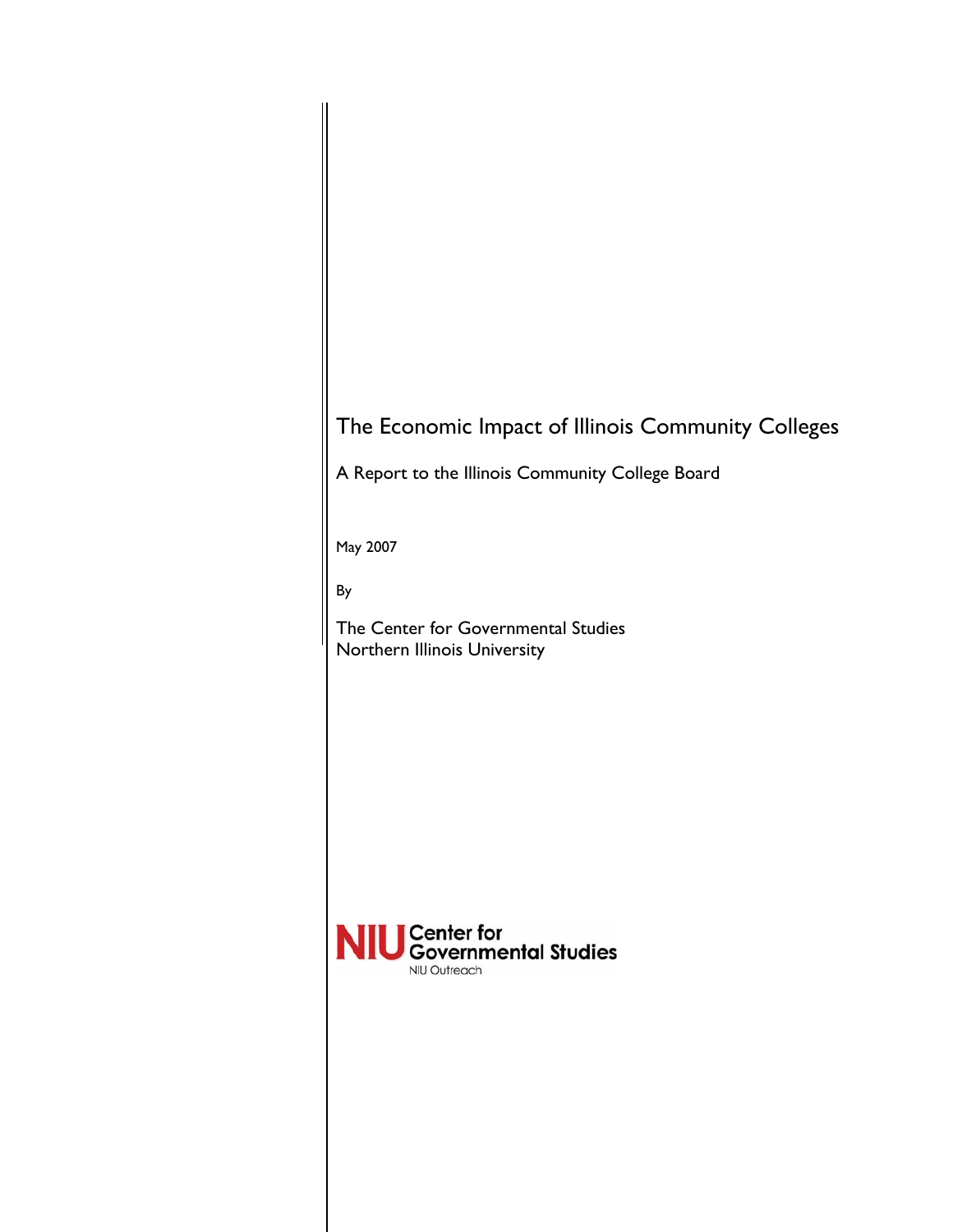# The Economic Impact of Illinois Community Colleges

A Report to the Illinois Community College Board

May 2007

By

The Center for Governmental Studies
Northern Illinois University

NIU Center for Governmental Studies
NIU Outreach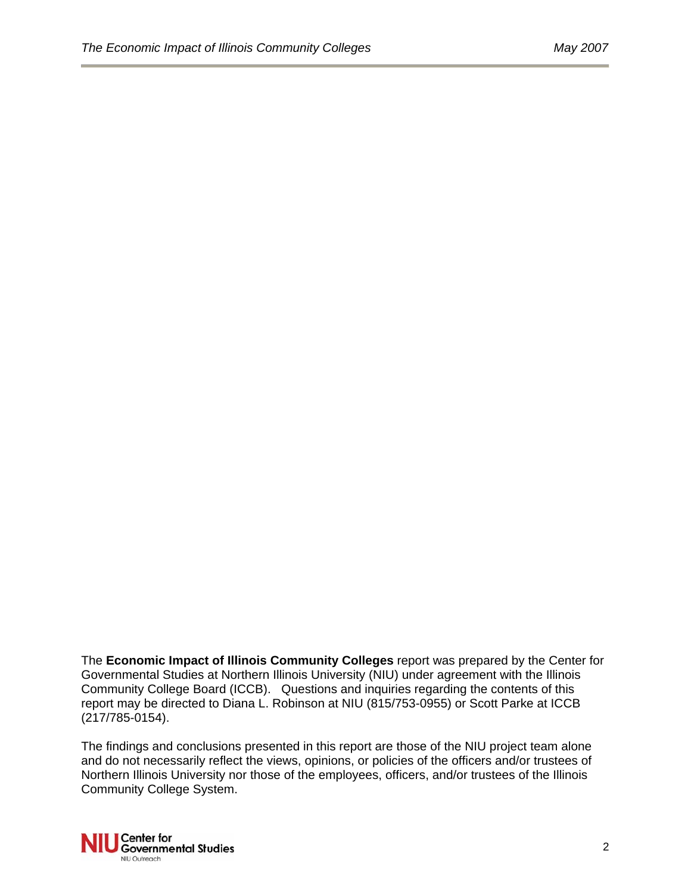The **Economic Impact of Illinois Community Colleges** report was prepared by the Center for Governmental Studies at Northern Illinois University (NIU) under agreement with the Illinois Community College Board (ICCB). Questions and inquiries regarding the contents of this report may be directed to Diana L. Robinson at NIU (815/753-0955) or Scott Parke at ICCB (217/785-0154).

The findings and conclusions presented in this report are those of the NIU project team alone and do not necessarily reflect the views, opinions, or policies of the officers and/or trustees of Northern Illinois University nor those of the employees, officers, and/or trustees of the Illinois Community College System.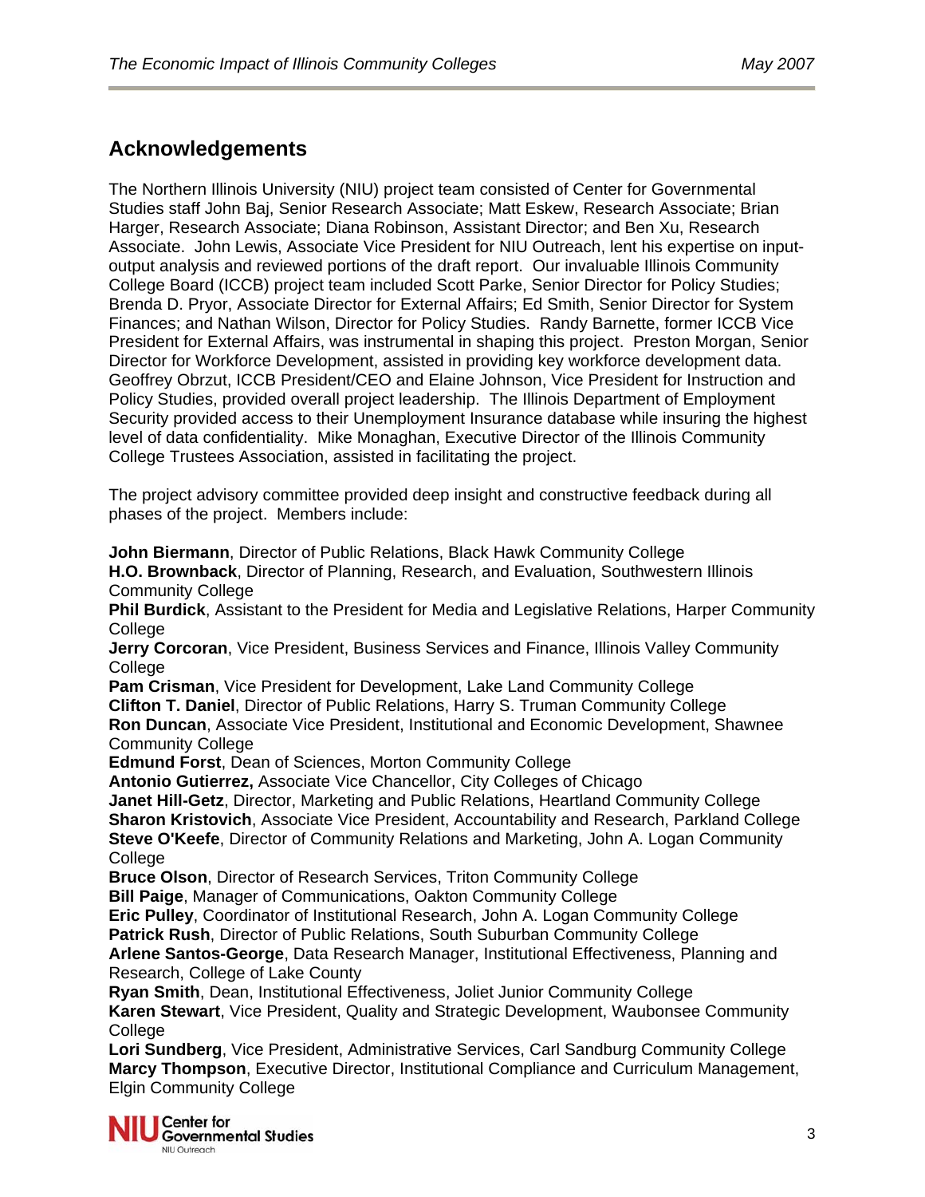## Acknowledgements

The Northern Illinois University (NIU) project team consisted of Center for Governmental Studies staff John Baj, Senior Research Associate; Matt Eskew, Research Associate; Brian Harger, Research Associate; Diana Robinson, Assistant Director; and Ben Xu, Research Associate. John Lewis, Associate Vice President for NIU Outreach, lent his expertise on input-output analysis and reviewed portions of the draft report. Our invaluable Illinois Community College Board (ICCB) project team included Scott Parke, Senior Director for Policy Studies; Brenda D. Pryor, Associate Director for External Affairs; Ed Smith, Senior Director for System Finances; and Nathan Wilson, Director for Policy Studies. Randy Barnette, former ICCB Vice President for External Affairs, was instrumental in shaping this project. Preston Morgan, Senior Director for Workforce Development, assisted in providing key workforce development data. Geoffrey Obrzut, ICCB President/CEO and Elaine Johnson, Vice President for Instruction and Policy Studies, provided overall project leadership. The Illinois Department of Employment Security provided access to their Unemployment Insurance database while insuring the highest level of data confidentiality. Mike Monaghan, Executive Director of the Illinois Community College Trustees Association, assisted in facilitating the project.

The project advisory committee provided deep insight and constructive feedback during all phases of the project. Members include:

**John Biermann**, Director of Public Relations, Black Hawk Community College
**H.O. Brownback**, Director of Planning, Research, and Evaluation, Southwestern Illinois Community College
**Phil Burdick**, Assistant to the President for Media and Legislative Relations, Harper Community College
**Jerry Corcoran**, Vice President, Business Services and Finance, Illinois Valley Community College
**Pam Crisman**, Vice President for Development, Lake Land Community College
**Clifton T. Daniel**, Director of Public Relations, Harry S. Truman Community College
**Ron Duncan**, Associate Vice President, Institutional and Economic Development, Shawnee Community College
**Edmund Forst**, Dean of Sciences, Morton Community College
**Antonio Gutierrez,** Associate Vice Chancellor, City Colleges of Chicago
**Janet Hill-Getz**, Director, Marketing and Public Relations, Heartland Community College
**Sharon Kristovich**, Associate Vice President, Accountability and Research, Parkland College
**Steve O'Keefe**, Director of Community Relations and Marketing, John A. Logan Community College
**Bruce Olson**, Director of Research Services, Triton Community College
**Bill Paige**, Manager of Communications, Oakton Community College
**Eric Pulley**, Coordinator of Institutional Research, John A. Logan Community College
**Patrick Rush**, Director of Public Relations, South Suburban Community College
**Arlene Santos-George**, Data Research Manager, Institutional Effectiveness, Planning and Research, College of Lake County
**Ryan Smith**, Dean, Institutional Effectiveness, Joliet Junior Community College
**Karen Stewart**, Vice President, Quality and Strategic Development, Waubonsee Community College
**Lori Sundberg**, Vice President, Administrative Services, Carl Sandburg Community College
**Marcy Thompson**, Executive Director, Institutional Compliance and Curriculum Management, Elgin Community College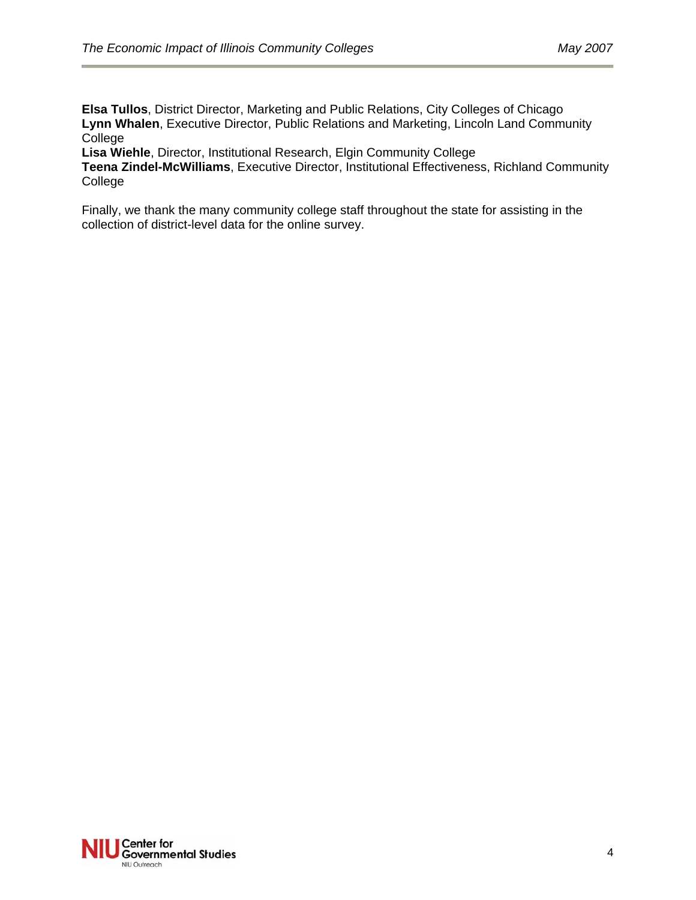**Elsa Tullos**, District Director, Marketing and Public Relations, City Colleges of Chicago
**Lynn Whalen**, Executive Director, Public Relations and Marketing, Lincoln Land Community College
**Lisa Wiehle**, Director, Institutional Research, Elgin Community College
**Teena Zindel-McWilliams**, Executive Director, Institutional Effectiveness, Richland Community College

Finally, we thank the many community college staff throughout the state for assisting in the collection of district-level data for the online survey.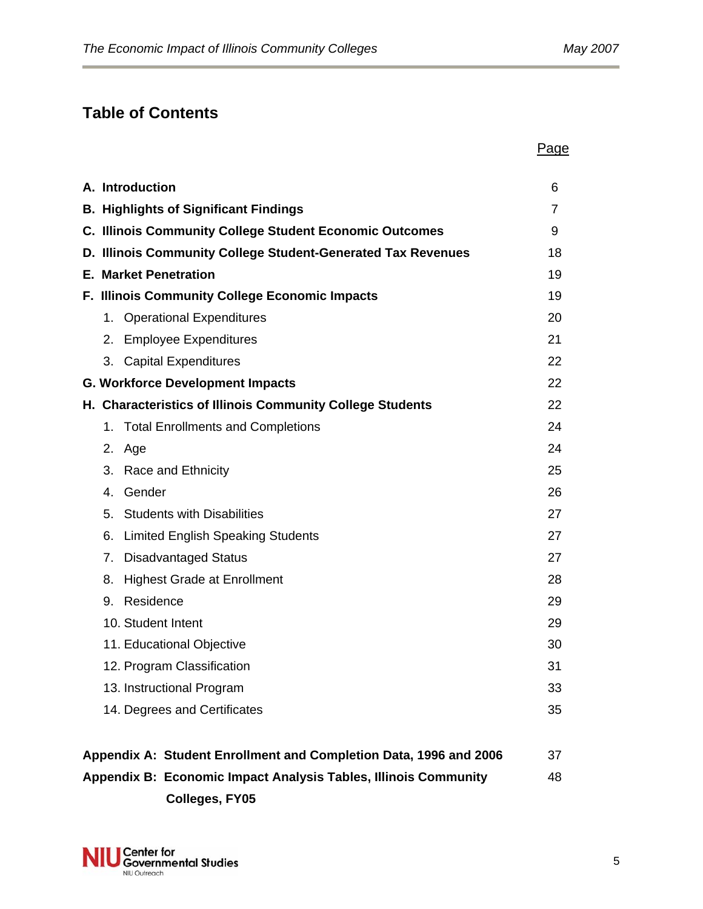## Table of Contents

| | Page |
|---|---|
| **A. Introduction** | 6 |
| **B. Highlights of Significant Findings** | 7 |
| **C. Illinois Community College Student Economic Outcomes** | 9 |
| **D. Illinois Community College Student-Generated Tax Revenues** | 18 |
| **E. Market Penetration** | 19 |
| **F. Illinois Community College Economic Impacts** | 19 |
| 1. Operational Expenditures | 20 |
| 2. Employee Expenditures | 21 |
| 3. Capital Expenditures | 22 |
| **G. Workforce Development Impacts** | 22 |
| **H. Characteristics of Illinois Community College Students** | 22 |
| 1. Total Enrollments and Completions | 24 |
| 2. Age | 24 |
| 3. Race and Ethnicity | 25 |
| 4. Gender | 26 |
| 5. Students with Disabilities | 27 |
| 6. Limited English Speaking Students | 27 |
| 7. Disadvantaged Status | 27 |
| 8. Highest Grade at Enrollment | 28 |
| 9. Residence | 29 |
| 10. Student Intent | 29 |
| 11. Educational Objective | 30 |
| 12. Program Classification | 31 |
| 13. Instructional Program | 33 |
| 14. Degrees and Certificates | 35 |
| **Appendix A: Student Enrollment and Completion Data, 1996 and 2006** | 37 |
| **Appendix B: Economic Impact Analysis Tables, Illinois Community Colleges, FY05** | 48 |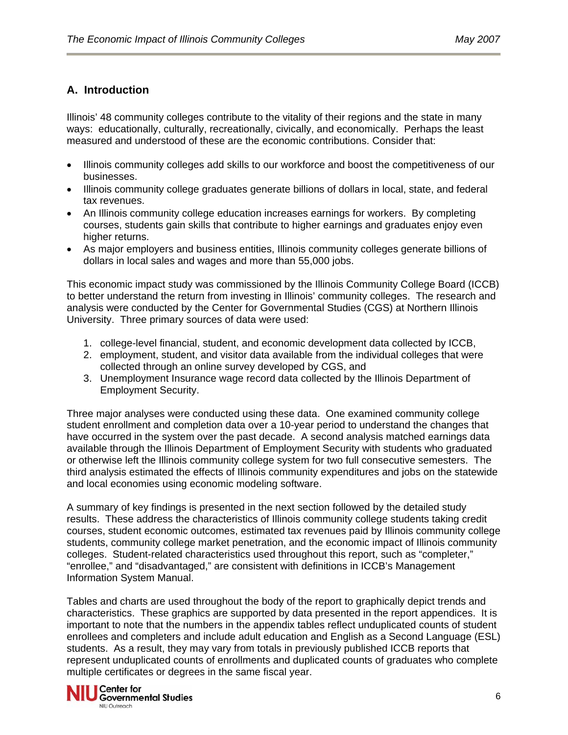## A. Introduction

Illinois' 48 community colleges contribute to the vitality of their regions and the state in many ways: educationally, culturally, recreationally, civically, and economically. Perhaps the least measured and understood of these are the economic contributions. Consider that:

- Illinois community colleges add skills to our workforce and boost the competitiveness of our businesses.
- Illinois community college graduates generate billions of dollars in local, state, and federal tax revenues.
- An Illinois community college education increases earnings for workers. By completing courses, students gain skills that contribute to higher earnings and graduates enjoy even higher returns.
- As major employers and business entities, Illinois community colleges generate billions of dollars in local sales and wages and more than 55,000 jobs.

This economic impact study was commissioned by the Illinois Community College Board (ICCB) to better understand the return from investing in Illinois' community colleges. The research and analysis were conducted by the Center for Governmental Studies (CGS) at Northern Illinois University. Three primary sources of data were used:

1. college-level financial, student, and economic development data collected by ICCB,
2. employment, student, and visitor data available from the individual colleges that were collected through an online survey developed by CGS, and
3. Unemployment Insurance wage record data collected by the Illinois Department of Employment Security.

Three major analyses were conducted using these data. One examined community college student enrollment and completion data over a 10-year period to understand the changes that have occurred in the system over the past decade. A second analysis matched earnings data available through the Illinois Department of Employment Security with students who graduated or otherwise left the Illinois community college system for two full consecutive semesters. The third analysis estimated the effects of Illinois community expenditures and jobs on the statewide and local economies using economic modeling software.

A summary of key findings is presented in the next section followed by the detailed study results. These address the characteristics of Illinois community college students taking credit courses, student economic outcomes, estimated tax revenues paid by Illinois community college students, community college market penetration, and the economic impact of Illinois community colleges. Student-related characteristics used throughout this report, such as "completer," "enrollee," and "disadvantaged," are consistent with definitions in ICCB's Management Information System Manual.

Tables and charts are used throughout the body of the report to graphically depict trends and characteristics. These graphics are supported by data presented in the report appendices. It is important to note that the numbers in the appendix tables reflect unduplicated counts of student enrollees and completers and include adult education and English as a Second Language (ESL) students. As a result, they may vary from totals in previously published ICCB reports that represent unduplicated counts of enrollments and duplicated counts of graduates who complete multiple certificates or degrees in the same fiscal year.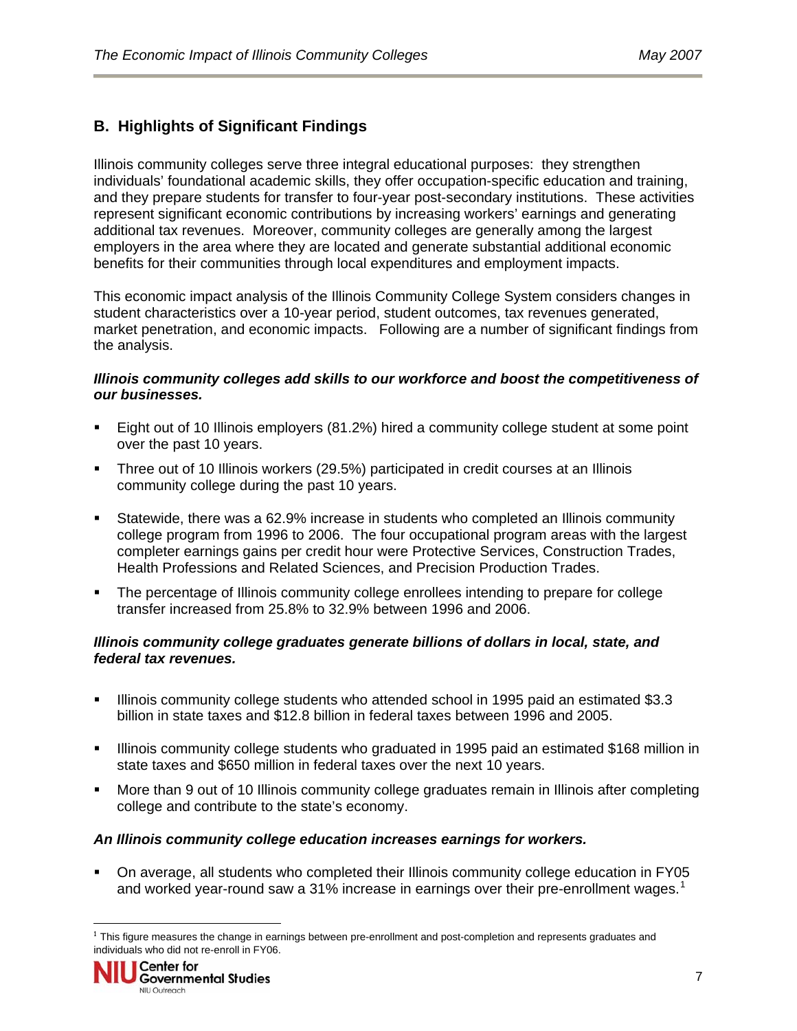## B. Highlights of Significant Findings

Illinois community colleges serve three integral educational purposes: they strengthen individuals' foundational academic skills, they offer occupation-specific education and training, and they prepare students for transfer to four-year post-secondary institutions. These activities represent significant economic contributions by increasing workers' earnings and generating additional tax revenues. Moreover, community colleges are generally among the largest employers in the area where they are located and generate substantial additional economic benefits for their communities through local expenditures and employment impacts.

This economic impact analysis of the Illinois Community College System considers changes in student characteristics over a 10-year period, student outcomes, tax revenues generated, market penetration, and economic impacts. Following are a number of significant findings from the analysis.

***Illinois community colleges add skills to our workforce and boost the competitiveness of our businesses.***

- Eight out of 10 Illinois employers (81.2%) hired a community college student at some point over the past 10 years.
- Three out of 10 Illinois workers (29.5%) participated in credit courses at an Illinois community college during the past 10 years.
- Statewide, there was a 62.9% increase in students who completed an Illinois community college program from 1996 to 2006. The four occupational program areas with the largest completer earnings gains per credit hour were Protective Services, Construction Trades, Health Professions and Related Sciences, and Precision Production Trades.
- The percentage of Illinois community college enrollees intending to prepare for college transfer increased from 25.8% to 32.9% between 1996 and 2006.

***Illinois community college graduates generate billions of dollars in local, state, and federal tax revenues.***

- Illinois community college students who attended school in 1995 paid an estimated $3.3 billion in state taxes and $12.8 billion in federal taxes between 1996 and 2005.
- Illinois community college students who graduated in 1995 paid an estimated $168 million in state taxes and $650 million in federal taxes over the next 10 years.
- More than 9 out of 10 Illinois community college graduates remain in Illinois after completing college and contribute to the state's economy.

***An Illinois community college education increases earnings for workers.***

- On average, all students who completed their Illinois community college education in FY05 and worked year-round saw a 31% increase in earnings over their pre-enrollment wages.[1]

[1] This figure measures the change in earnings between pre-enrollment and post-completion and represents graduates and individuals who did not re-enroll in FY06.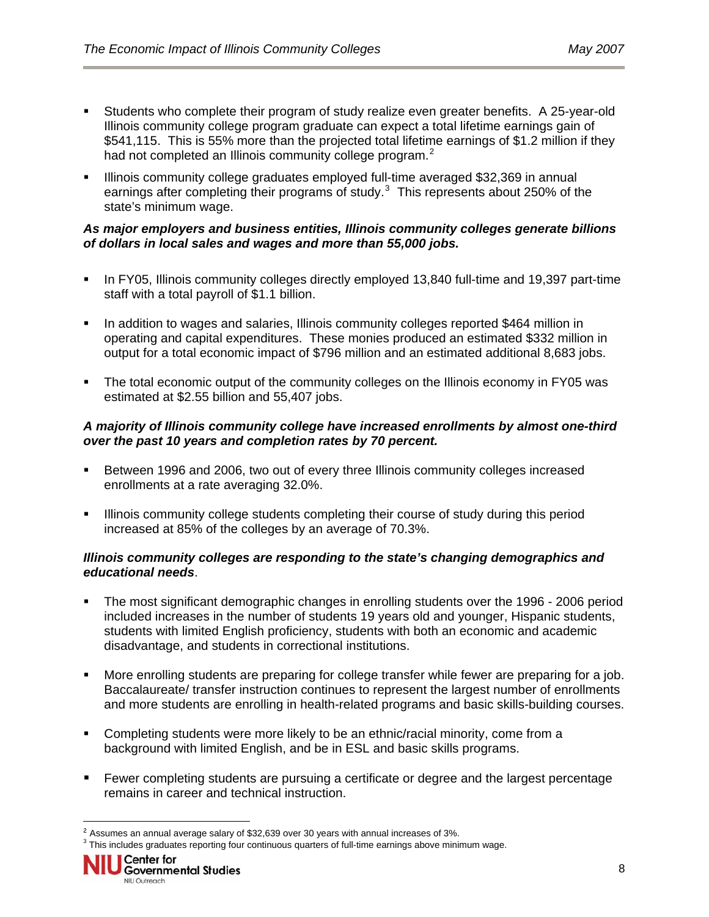- Students who complete their program of study realize even greater benefits. A 25-year-old Illinois community college program graduate can expect a total lifetime earnings gain of \$541,115. This is 55% more than the projected total lifetime earnings of \$1.2 million if they had not completed an Illinois community college program.[2]
- Illinois community college graduates employed full-time averaged \$32,369 in annual earnings after completing their programs of study.[3] This represents about 250% of the state's minimum wage.

***As major employers and business entities, Illinois community colleges generate billions of dollars in local sales and wages and more than 55,000 jobs.***

- In FY05, Illinois community colleges directly employed 13,840 full-time and 19,397 part-time staff with a total payroll of \$1.1 billion.
- In addition to wages and salaries, Illinois community colleges reported \$464 million in operating and capital expenditures. These monies produced an estimated \$332 million in output for a total economic impact of \$796 million and an estimated additional 8,683 jobs.
- The total economic output of the community colleges on the Illinois economy in FY05 was estimated at \$2.55 billion and 55,407 jobs.

***A majority of Illinois community college have increased enrollments by almost one-third over the past 10 years and completion rates by 70 percent.***

- Between 1996 and 2006, two out of every three Illinois community colleges increased enrollments at a rate averaging 32.0%.
- Illinois community college students completing their course of study during this period increased at 85% of the colleges by an average of 70.3%.

***Illinois community colleges are responding to the state's changing demographics and educational needs***.

- The most significant demographic changes in enrolling students over the 1996 - 2006 period included increases in the number of students 19 years old and younger, Hispanic students, students with limited English proficiency, students with both an economic and academic disadvantage, and students in correctional institutions.
- More enrolling students are preparing for college transfer while fewer are preparing for a job. Baccalaureate/ transfer instruction continues to represent the largest number of enrollments and more students are enrolling in health-related programs and basic skills-building courses.
- Completing students were more likely to be an ethnic/racial minority, come from a background with limited English, and be in ESL and basic skills programs.
- Fewer completing students are pursuing a certificate or degree and the largest percentage remains in career and technical instruction.

---

[2] Assumes an annual average salary of \$32,639 over 30 years with annual increases of 3%.

[3] This includes graduates reporting four continuous quarters of full-time earnings above minimum wage.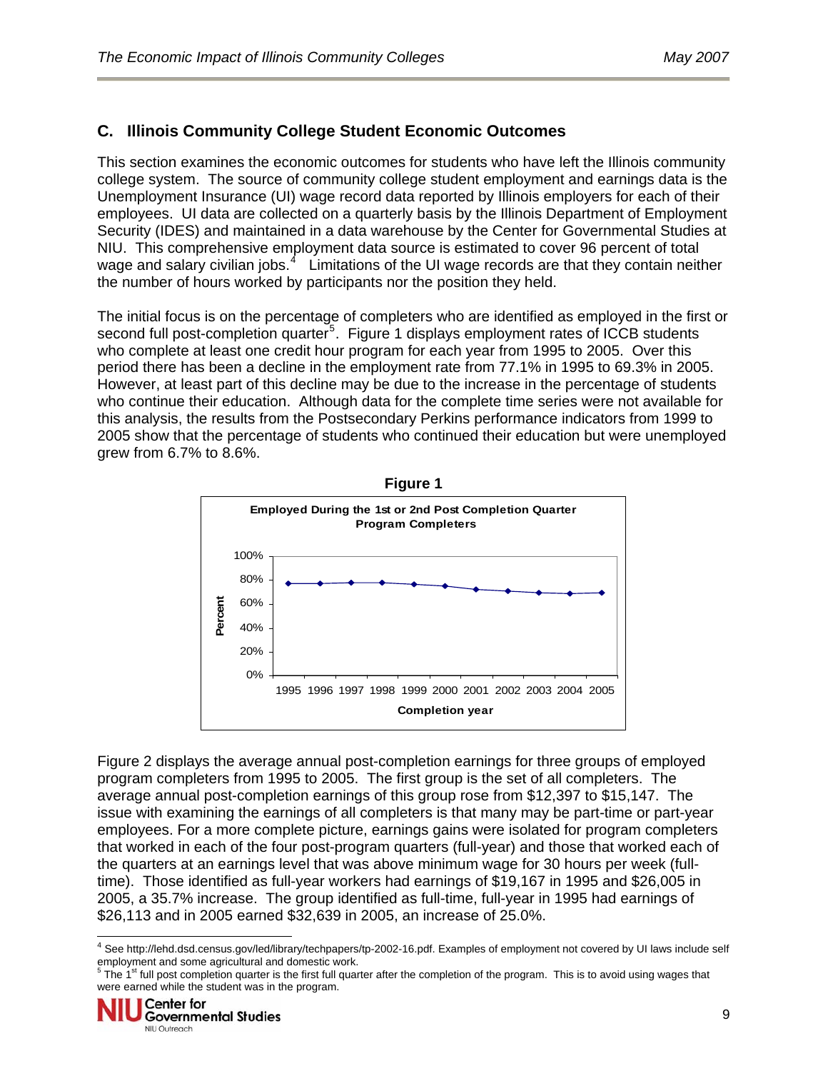## C. Illinois Community College Student Economic Outcomes

This section examines the economic outcomes for students who have left the Illinois community college system. The source of community college student employment and earnings data is the Unemployment Insurance (UI) wage record data reported by Illinois employers for each of their employees. UI data are collected on a quarterly basis by the Illinois Department of Employment Security (IDES) and maintained in a data warehouse by the Center for Governmental Studies at NIU. This comprehensive employment data source is estimated to cover 96 percent of total wage and salary civilian jobs.[4] Limitations of the UI wage records are that they contain neither the number of hours worked by participants nor the position they held.

The initial focus is on the percentage of completers who are identified as employed in the first or second full post-completion quarter[5]. Figure 1 displays employment rates of ICCB students who complete at least one credit hour program for each year from 1995 to 2005. Over this period there has been a decline in the employment rate from 77.1% in 1995 to 69.3% in 2005. However, at least part of this decline may be due to the increase in the percentage of students who continue their education. Although data for the complete time series were not available for this analysis, the results from the Postsecondary Perkins performance indicators from 1999 to 2005 show that the percentage of students who continued their education but were unemployed grew from 6.7% to 8.6%.

**Figure 1**

**Employed During the 1st or 2nd Post Completion Quarter**
**Program Completers**

Figure 2 displays the average annual post-completion earnings for three groups of employed program completers from 1995 to 2005. The first group is the set of all completers. The average annual post-completion earnings of this group rose from $12,397 to $15,147. The issue with examining the earnings of all completers is that many may be part-time or part-year employees. For a more complete picture, earnings gains were isolated for program completers that worked in each of the four post-program quarters (full-year) and those that worked each of the quarters at an earnings level that was above minimum wage for 30 hours per week (full-time). Those identified as full-year workers had earnings of $19,167 in 1995 and $26,005 in 2005, a 35.7% increase. The group identified as full-time, full-year in 1995 had earnings of $26,113 and in 2005 earned $32,639 in 2005, an increase of 25.0%.

---

[4] See http://lehd.dsd.census.gov/led/library/techpapers/tp-2002-16.pdf. Examples of employment not covered by UI laws include self employment and some agricultural and domestic work.

[5] The 1st full post completion quarter is the first full quarter after the completion of the program. This is to avoid using wages that were earned while the student was in the program.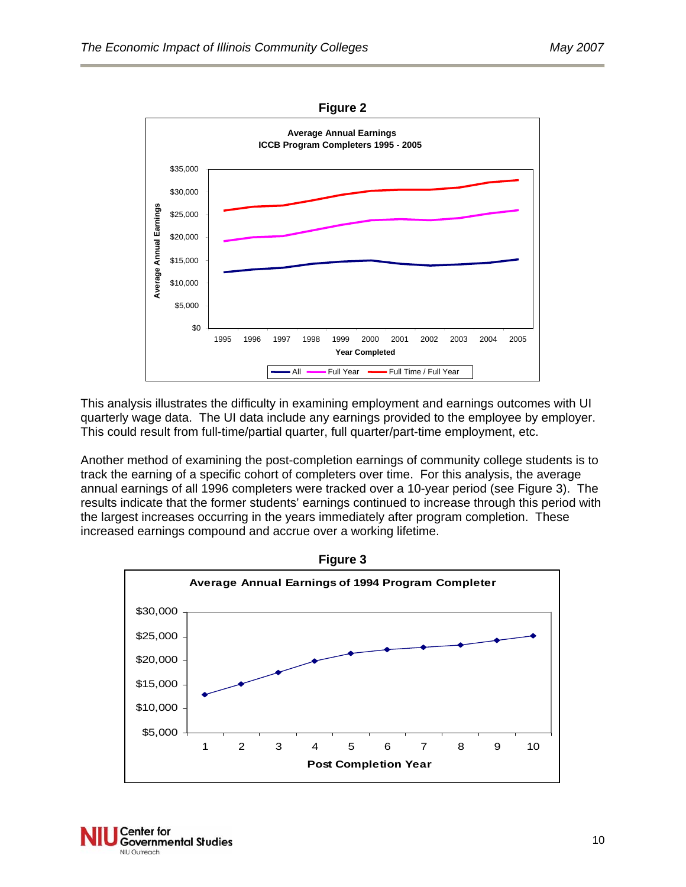**Figure 2**

Average Annual Earnings
ICCB Program Completers 1995 - 2005

**Figure 3**

Average Annual Earnings of 1994 Program Completer

This analysis illustrates the difficulty in examining employment and earnings outcomes with UI quarterly wage data. The UI data include any earnings provided to the employee by employer. This could result from full-time/partial quarter, full quarter/part-time employment, etc.

Another method of examining the post-completion earnings of community college students is to track the earning of a specific cohort of completers over time. For this analysis, the average annual earnings of all 1996 completers were tracked over a 10-year period (see Figure 3). The results indicate that the former students' earnings continued to increase through this period with the largest increases occurring in the years immediately after program completion. These increased earnings compound and accrue over a working lifetime.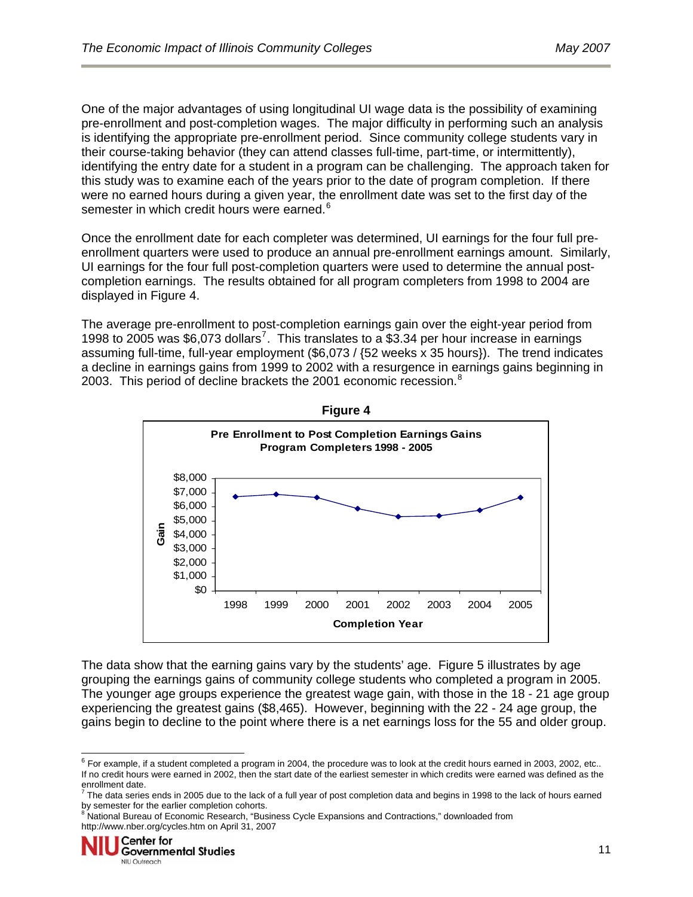One of the major advantages of using longitudinal UI wage data is the possibility of examining pre-enrollment and post-completion wages. The major difficulty in performing such an analysis is identifying the appropriate pre-enrollment period. Since community college students vary in their course-taking behavior (they can attend classes full-time, part-time, or intermittently), identifying the entry date for a student in a program can be challenging. The approach taken for this study was to examine each of the years prior to the date of program completion. If there were no earned hours during a given year, the enrollment date was set to the first day of the semester in which credit hours were earned.[6]

Once the enrollment date for each completer was determined, UI earnings for the four full pre-enrollment quarters were used to produce an annual pre-enrollment earnings amount. Similarly, UI earnings for the four full post-completion quarters were used to determine the annual post-completion earnings. The results obtained for all program completers from 1998 to 2004 are displayed in Figure 4.

The average pre-enrollment to post-completion earnings gain over the eight-year period from 1998 to 2005 was $6,073 dollars[7]. This translates to a $3.34 per hour increase in earnings assuming full-time, full-year employment ($6,073 / {52 weeks x 35 hours}). The trend indicates a decline in earnings gains from 1999 to 2002 with a resurgence in earnings gains beginning in 2003. This period of decline brackets the 2001 economic recession.[8]

**Figure 4**

**Pre Enrollment to Post Completion Earnings Gains**
**Program Completers 1998 - 2005**

The data show that the earning gains vary by the students' age. Figure 5 illustrates by age grouping the earnings gains of community college students who completed a program in 2005. The younger age groups experience the greatest wage gain, with those in the 18 - 21 age group experiencing the greatest gains ($8,465). However, beginning with the 22 - 24 age group, the gains begin to decline to the point where there is a net earnings loss for the 55 and older group.

---

[6] For example, if a student completed a program in 2004, the procedure was to look at the credit hours earned in 2003, 2002, etc.. If no credit hours were earned in 2002, then the start date of the earliest semester in which credits were earned was defined as the enrollment date.

[7] The data series ends in 2005 due to the lack of a full year of post completion data and begins in 1998 to the lack of hours earned by semester for the earlier completion cohorts.

[8] National Bureau of Economic Research, "Business Cycle Expansions and Contractions," downloaded from http://www.nber.org/cycles.htm on April 31, 2007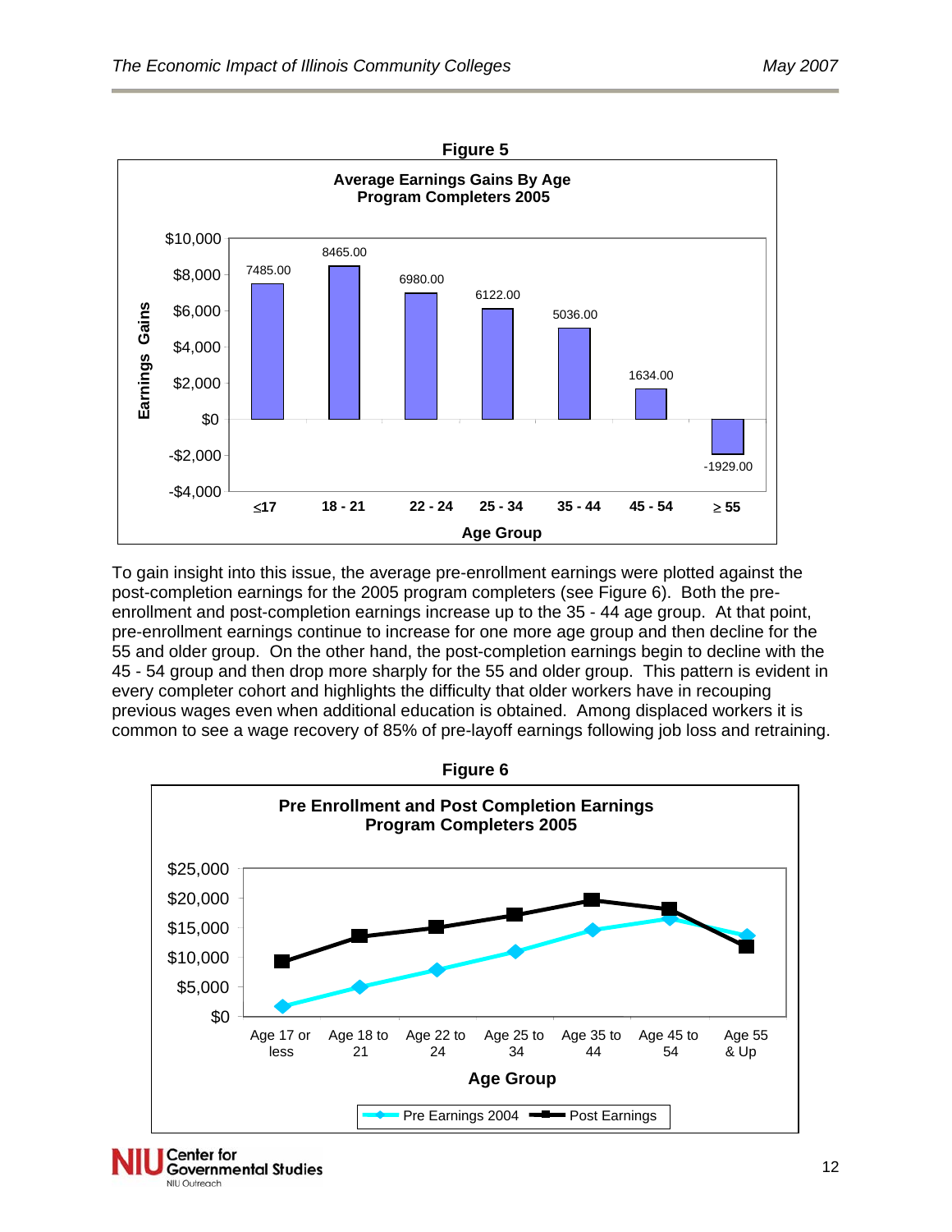**Figure 5**

**Average Earnings Gains By Age**
**Program Completers 2005**

| Age Group | Earnings Gains |
|---|---|
| ≤17 | 7485.00 |
| 18 - 21 | 8465.00 |
| 22 - 24 | 6980.00 |
| 25 - 34 | 6122.00 |
| 35 - 44 | 5036.00 |
| 45 - 54 | 1634.00 |
| ≥ 55 | -1929.00 |

To gain insight into this issue, the average pre-enrollment earnings were plotted against the post-completion earnings for the 2005 program completers (see Figure 6). Both the pre-enrollment and post-completion earnings increase up to the 35 - 44 age group. At that point, pre-enrollment earnings continue to increase for one more age group and then decline for the 55 and older group. On the other hand, the post-completion earnings begin to decline with the 45 - 54 group and then drop more sharply for the 55 and older group. This pattern is evident in every completer cohort and highlights the difficulty that older workers have in recouping previous wages even when additional education is obtained. Among displaced workers it is common to see a wage recovery of 85% of pre-layoff earnings following job loss and retraining.

**Figure 6**

**Pre Enrollment and Post Completion Earnings**
**Program Completers 2005**

Line chart by Age Group (Age 17 or less, Age 18 to 21, Age 22 to 24, Age 25 to 34, Age 35 to 44, Age 45 to 54, Age 55 & Up); series: Pre Earnings 2004, Post Earnings.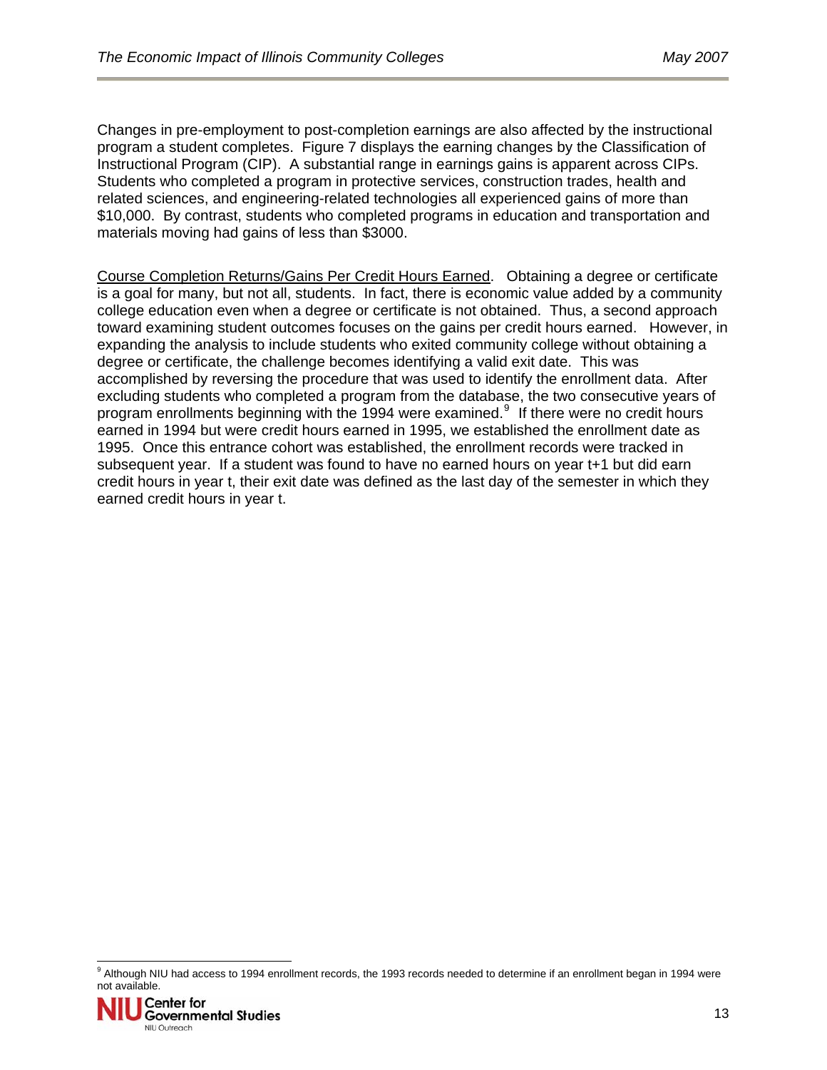Changes in pre-employment to post-completion earnings are also affected by the instructional program a student completes. Figure 7 displays the earning changes by the Classification of Instructional Program (CIP). A substantial range in earnings gains is apparent across CIPs. Students who completed a program in protective services, construction trades, health and related sciences, and engineering-related technologies all experienced gains of more than $10,000. By contrast, students who completed programs in education and transportation and materials moving had gains of less than $3000.

Course Completion Returns/Gains Per Credit Hours Earned. Obtaining a degree or certificate is a goal for many, but not all, students. In fact, there is economic value added by a community college education even when a degree or certificate is not obtained. Thus, a second approach toward examining student outcomes focuses on the gains per credit hours earned. However, in expanding the analysis to include students who exited community college without obtaining a degree or certificate, the challenge becomes identifying a valid exit date. This was accomplished by reversing the procedure that was used to identify the enrollment data. After excluding students who completed a program from the database, the two consecutive years of program enrollments beginning with the 1994 were examined.[9] If there were no credit hours earned in 1994 but were credit hours earned in 1995, we established the enrollment date as 1995. Once this entrance cohort was established, the enrollment records were tracked in subsequent year. If a student was found to have no earned hours on year t+1 but did earn credit hours in year t, their exit date was defined as the last day of the semester in which they earned credit hours in year t.

[9] Although NIU had access to 1994 enrollment records, the 1993 records needed to determine if an enrollment began in 1994 were not available.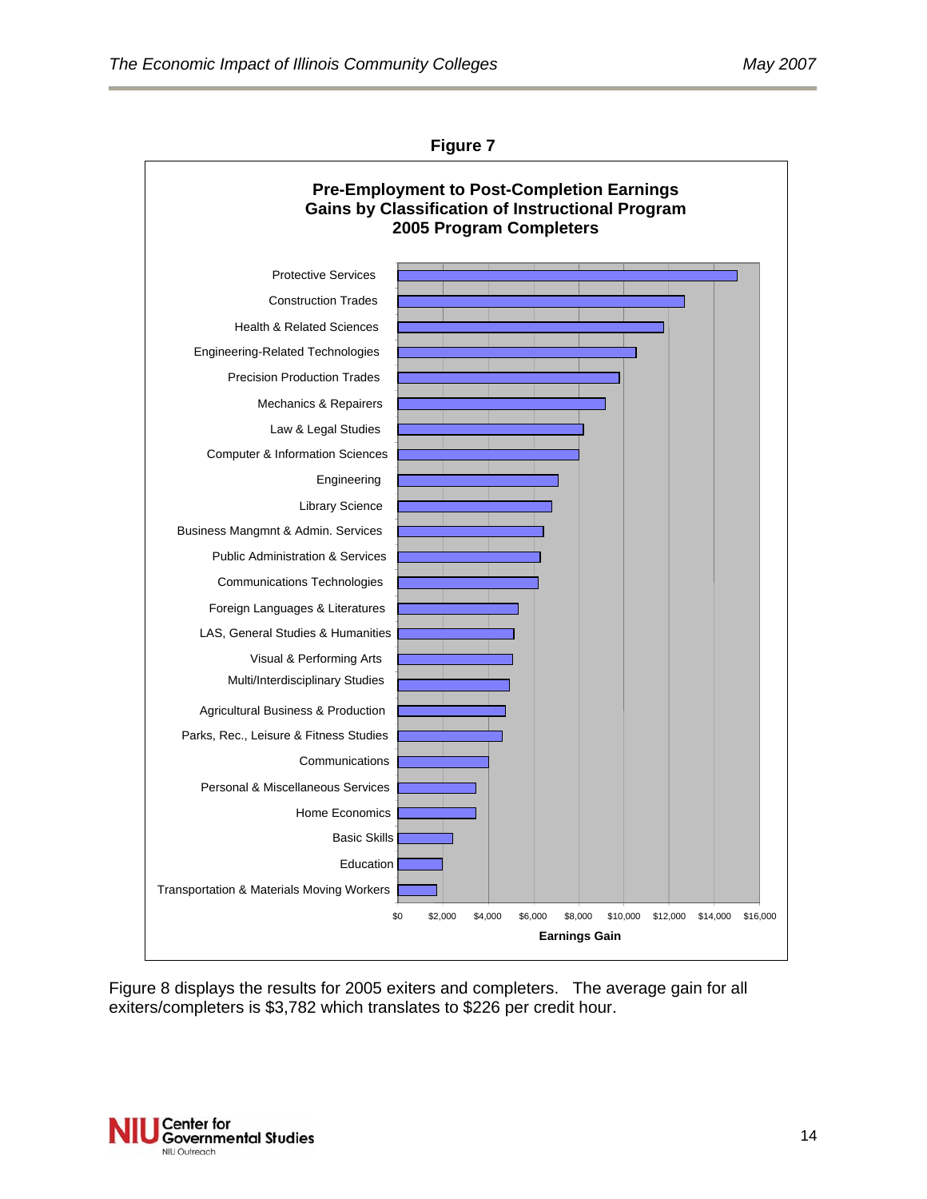**Figure 7**

**Pre-Employment to Post-Completion Earnings Gains by Classification of Instructional Program 2005 Program Completers**

| Program | Earnings Gain (approx.) |
| --- | --- |
| Protective Services | ~$15,000 |
| Construction Trades | ~$12,700 |
| Health & Related Sciences | ~$11,800 |
| Engineering-Related Technologies | ~$10,600 |
| Precision Production Trades | ~$9,800 |
| Mechanics & Repairers | ~$9,200 |
| Law & Legal Studies | ~$8,200 |
| Computer & Information Sciences | ~$8,000 |
| Engineering | ~$7,100 |
| Library Science | ~$6,800 |
| Business Mangmnt & Admin. Services | ~$6,500 |
| Public Administration & Services | ~$6,300 |
| Communications Technologies | ~$6,200 |
| Foreign Languages & Literatures | ~$5,300 |
| LAS, General Studies & Humanities | ~$5,100 |
| Visual & Performing Arts | ~$5,100 |
| Multi/Interdisciplinary Studies | ~$4,900 |
| Agricultural Business & Production | ~$4,800 |
| Parks, Rec., Leisure & Fitness Studies | ~$4,600 |
| Communications | ~$4,000 |
| Personal & Miscellaneous Services | ~$3,500 |
| Home Economics | ~$3,500 |
| Basic Skills | ~$2,400 |
| Education | ~$2,000 |
| Transportation & Materials Moving Workers | ~$1,700 |

Figure 8 displays the results for 2005 exiters and completers. The average gain for all exiters/completers is $3,782 which translates to $226 per credit hour.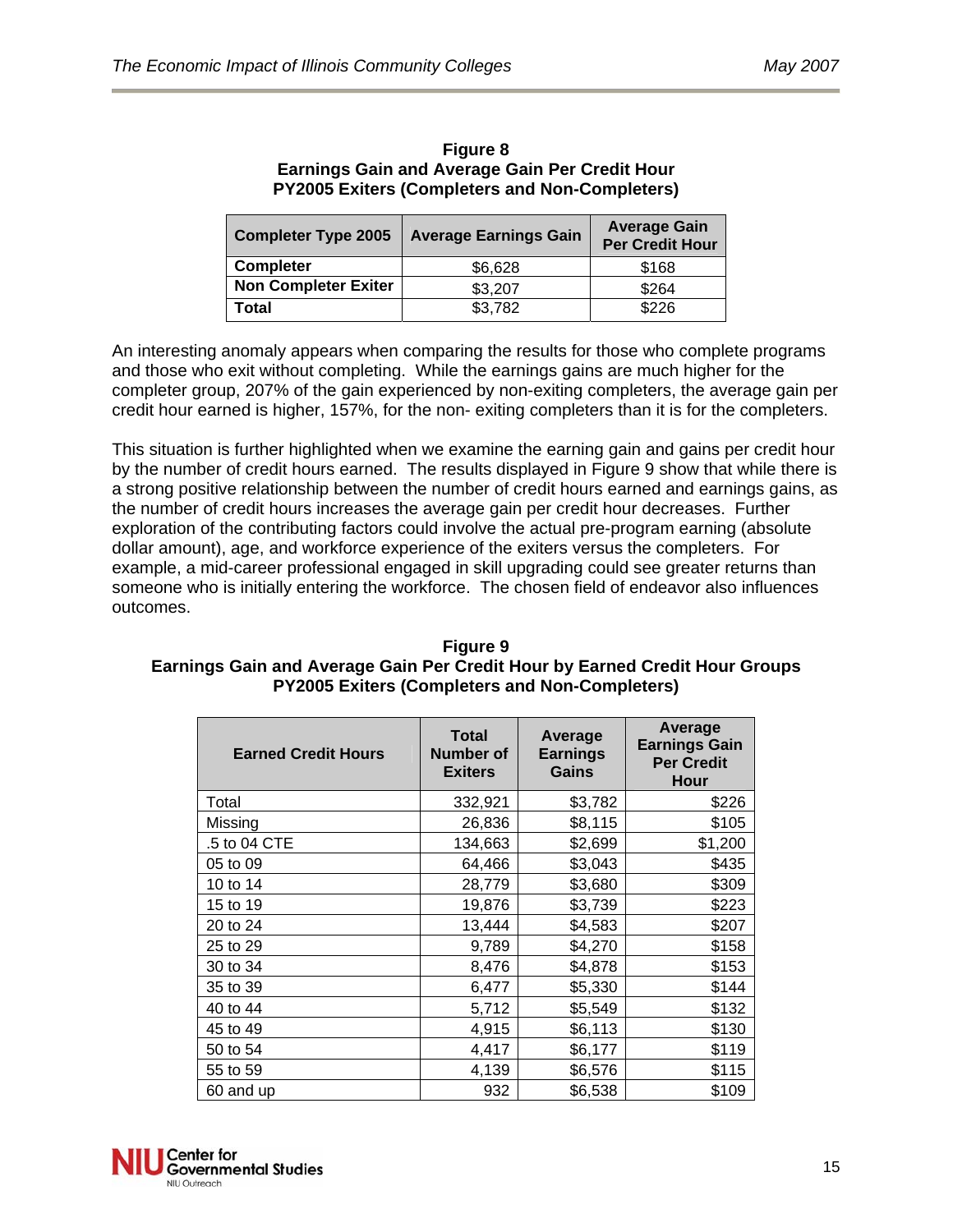**Figure 8**
**Earnings Gain and Average Gain Per Credit Hour**
**PY2005 Exiters (Completers and Non-Completers)**

| Completer Type 2005 | Average Earnings Gain | Average Gain Per Credit Hour |
|---|---|---|
| **Completer** | $6,628 | $168 |
| **Non Completer Exiter** | $3,207 | $264 |
| **Total** | $3,782 | $226 |

An interesting anomaly appears when comparing the results for those who complete programs and those who exit without completing. While the earnings gains are much higher for the completer group, 207% of the gain experienced by non-exiting completers, the average gain per credit hour earned is higher, 157%, for the non- exiting completers than it is for the completers.

This situation is further highlighted when we examine the earning gain and gains per credit hour by the number of credit hours earned. The results displayed in Figure 9 show that while there is a strong positive relationship between the number of credit hours earned and earnings gains, as the number of credit hours increases the average gain per credit hour decreases. Further exploration of the contributing factors could involve the actual pre-program earning (absolute dollar amount), age, and workforce experience of the exiters versus the completers. For example, a mid-career professional engaged in skill upgrading could see greater returns than someone who is initially entering the workforce. The chosen field of endeavor also influences outcomes.

**Figure 9**
**Earnings Gain and Average Gain Per Credit Hour by Earned Credit Hour Groups**
**PY2005 Exiters (Completers and Non-Completers)**

| Earned Credit Hours | Total Number of Exiters | Average Earnings Gains | Average Earnings Gain Per Credit Hour |
|---|---|---|---|
| Total | 332,921 | $3,782 | $226 |
| Missing | 26,836 | $8,115 | $105 |
| .5 to 04 CTE | 134,663 | $2,699 | $1,200 |
| 05 to 09 | 64,466 | $3,043 | $435 |
| 10 to 14 | 28,779 | $3,680 | $309 |
| 15 to 19 | 19,876 | $3,739 | $223 |
| 20 to 24 | 13,444 | $4,583 | $207 |
| 25 to 29 | 9,789 | $4,270 | $158 |
| 30 to 34 | 8,476 | $4,878 | $153 |
| 35 to 39 | 6,477 | $5,330 | $144 |
| 40 to 44 | 5,712 | $5,549 | $132 |
| 45 to 49 | 4,915 | $6,113 | $130 |
| 50 to 54 | 4,417 | $6,177 | $119 |
| 55 to 59 | 4,139 | $6,576 | $115 |
| 60 and up | 932 | $6,538 | $109 |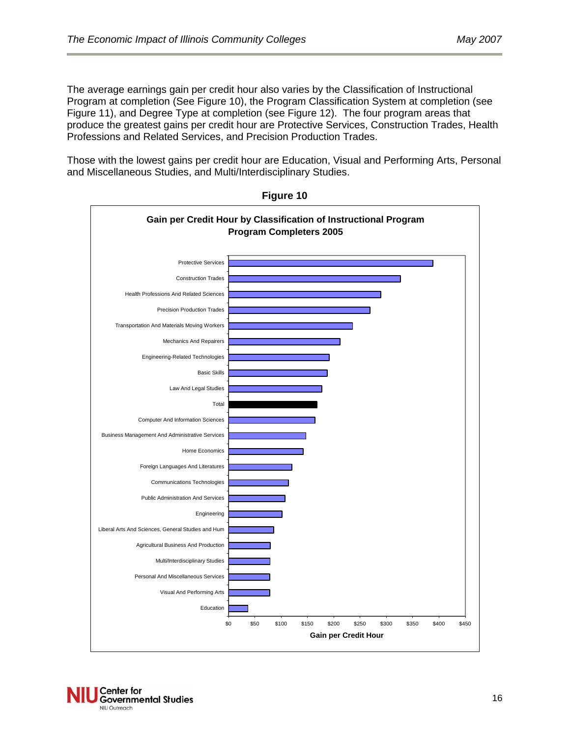The average earnings gain per credit hour also varies by the Classification of Instructional Program at completion (See Figure 10), the Program Classification System at completion (see Figure 11), and Degree Type at completion (see Figure 12). The four program areas that produce the greatest gains per credit hour are Protective Services, Construction Trades, Health Professions and Related Services, and Precision Production Trades.

Those with the lowest gains per credit hour are Education, Visual and Performing Arts, Personal and Miscellaneous Studies, and Multi/Interdisciplinary Studies.

**Figure 10**

**Gain per Credit Hour by Classification of Instructional Program**
**Program Completers 2005**

Protective Services
Construction Trades
Health Professions And Related Sciences
Precision Production Trades
Transportation And Materials Moving Workers
Mechanics And Repairers
Engineering-Related Technologies
Basic Skills
Law And Legal Studies
Total
Computer And Information Sciences
Business Management And Administrative Services
Home Economics
Foreign Languages And Literatures
Communications Technologies
Public Administration And Services
Engineering
Liberal Arts And Sciences, General Studies and Hum
Agricultural Business And Production
Multi/Interdisciplinary Studies
Personal And Miscellaneous Services
Visual And Performing Arts
Education

$0 $50 $100 $150 $200 $250 $300 $350 $400 $450

**Gain per Credit Hour**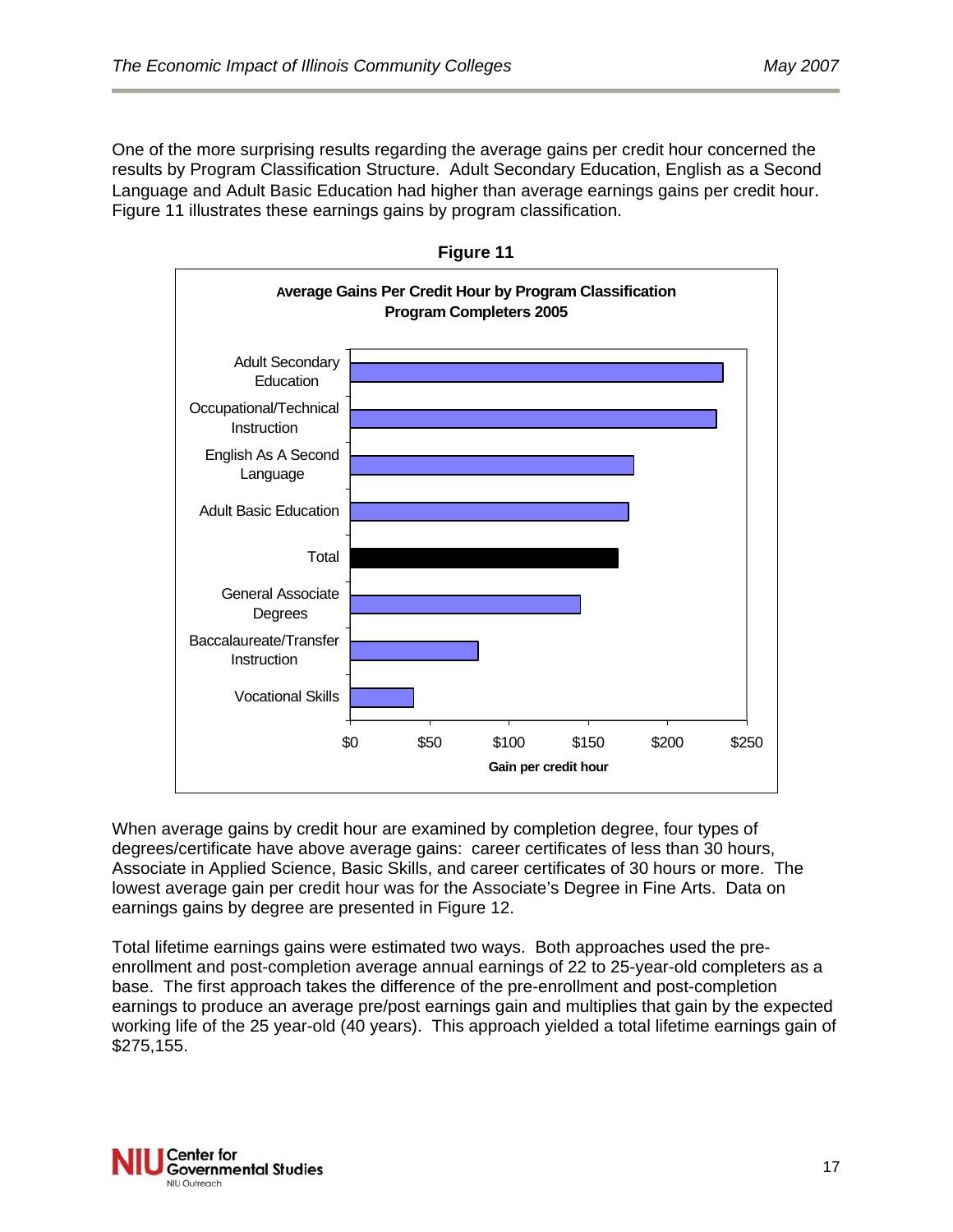One of the more surprising results regarding the average gains per credit hour concerned the results by Program Classification Structure. Adult Secondary Education, English as a Second Language and Adult Basic Education had higher than average earnings gains per credit hour. Figure 11 illustrates these earnings gains by program classification.

**Figure 11**

**Average Gains Per Credit Hour by Program Classification**
**Program Completers 2005**

When average gains by credit hour are examined by completion degree, four types of degrees/certificate have above average gains: career certificates of less than 30 hours, Associate in Applied Science, Basic Skills, and career certificates of 30 hours or more. The lowest average gain per credit hour was for the Associate's Degree in Fine Arts. Data on earnings gains by degree are presented in Figure 12.

Total lifetime earnings gains were estimated two ways. Both approaches used the pre-enrollment and post-completion average annual earnings of 22 to 25-year-old completers as a base. The first approach takes the difference of the pre-enrollment and post-completion earnings to produce an average pre/post earnings gain and multiplies that gain by the expected working life of the 25 year-old (40 years). This approach yielded a total lifetime earnings gain of $275,155.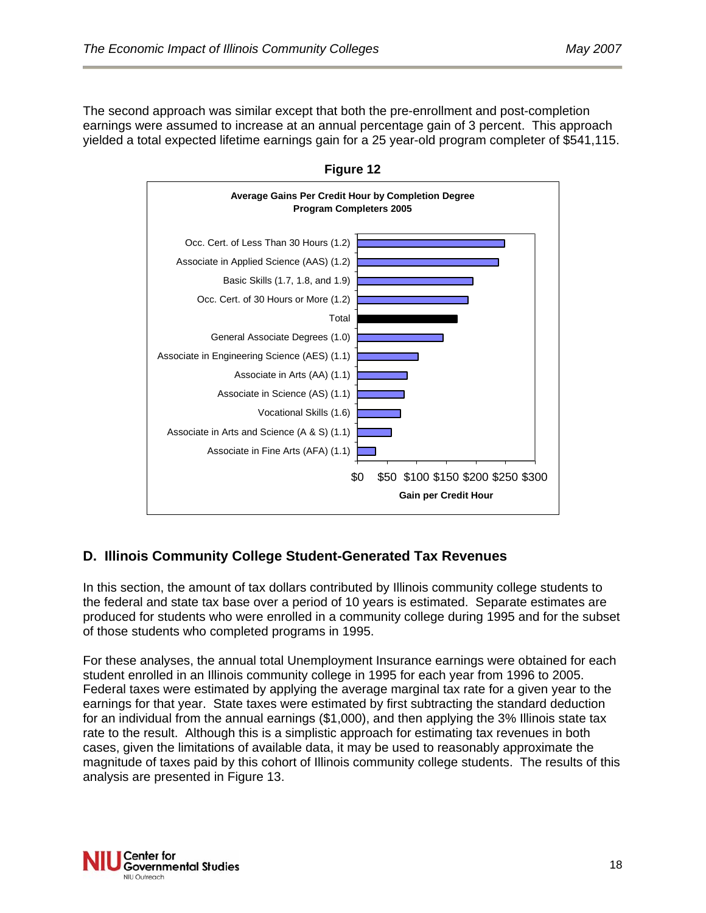The second approach was similar except that both the pre-enrollment and post-completion earnings were assumed to increase at an annual percentage gain of 3 percent. This approach yielded a total expected lifetime earnings gain for a 25 year-old program completer of $541,115.

**Figure 12**

**Average Gains Per Credit Hour by Completion Degree**
**Program Completers 2005**

Occ. Cert. of Less Than 30 Hours (1.2)
Associate in Applied Science (AAS) (1.2)
Basic Skills (1.7, 1.8, and 1.9)
Occ. Cert. of 30 Hours or More (1.2)
Total
General Associate Degrees (1.0)
Associate in Engineering Science (AES) (1.1)
Associate in Arts (AA) (1.1)
Associate in Science (AS) (1.1)
Vocational Skills (1.6)
Associate in Arts and Science (A & S) (1.1)
Associate in Fine Arts (AFA) (1.1)

$0 $50 $100 $150 $200 $250 $300

**Gain per Credit Hour**

## D. Illinois Community College Student-Generated Tax Revenues

In this section, the amount of tax dollars contributed by Illinois community college students to the federal and state tax base over a period of 10 years is estimated. Separate estimates are produced for students who were enrolled in a community college during 1995 and for the subset of those students who completed programs in 1995.

For these analyses, the annual total Unemployment Insurance earnings were obtained for each student enrolled in an Illinois community college in 1995 for each year from 1996 to 2005. Federal taxes were estimated by applying the average marginal tax rate for a given year to the earnings for that year. State taxes were estimated by first subtracting the standard deduction for an individual from the annual earnings ($1,000), and then applying the 3% Illinois state tax rate to the result. Although this is a simplistic approach for estimating tax revenues in both cases, given the limitations of available data, it may be used to reasonably approximate the magnitude of taxes paid by this cohort of Illinois community college students. The results of this analysis are presented in Figure 13.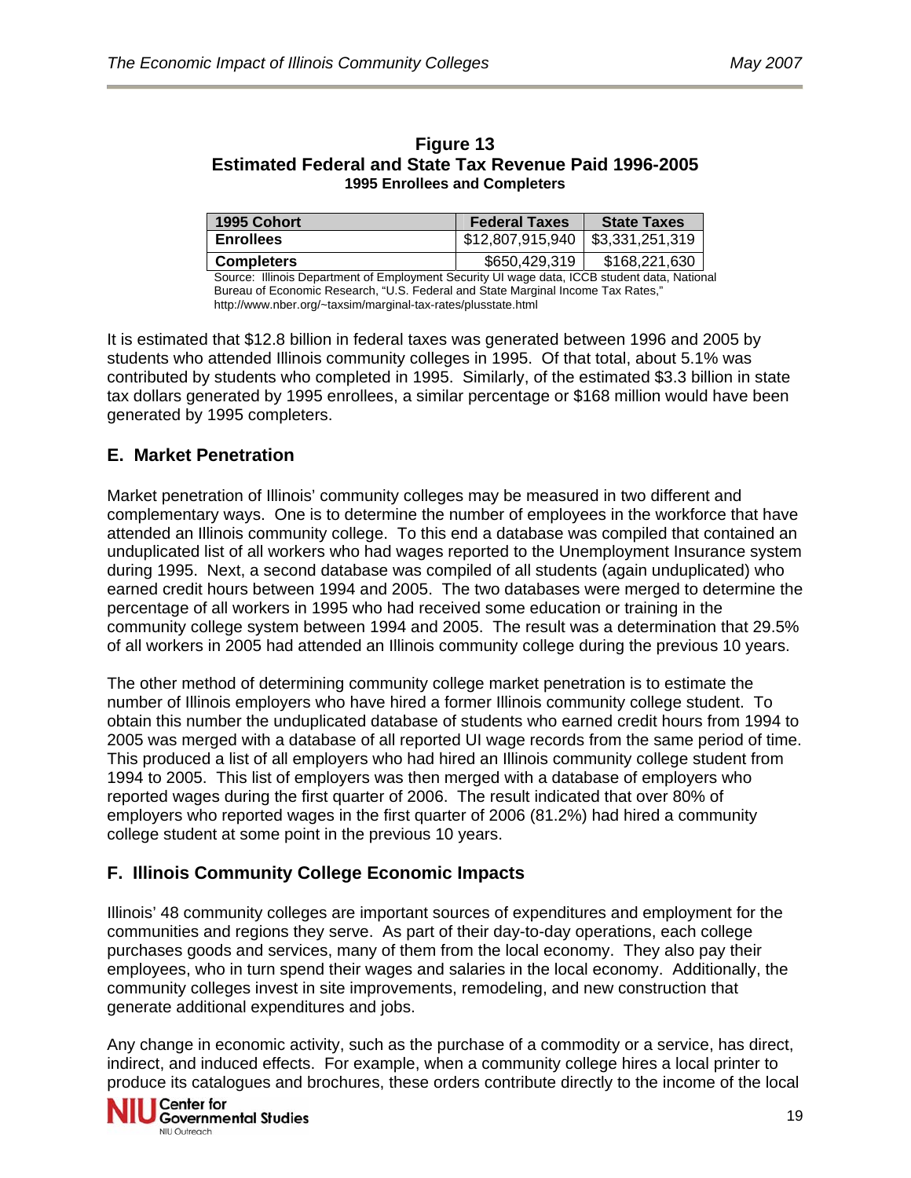**Figure 13**
**Estimated Federal and State Tax Revenue Paid 1996-2005**
**1995 Enrollees and Completers**

| 1995 Cohort | Federal Taxes | State Taxes |
|---|---|---|
| **Enrollees** | $12,807,915,940 | $3,331,251,319 |
| **Completers** | $650,429,319 | $168,221,630 |

Source: Illinois Department of Employment Security UI wage data, ICCB student data, National Bureau of Economic Research, "U.S. Federal and State Marginal Income Tax Rates," http://www.nber.org/~taxsim/marginal-tax-rates/plusstate.html

It is estimated that $12.8 billion in federal taxes was generated between 1996 and 2005 by students who attended Illinois community colleges in 1995. Of that total, about 5.1% was contributed by students who completed in 1995. Similarly, of the estimated $3.3 billion in state tax dollars generated by 1995 enrollees, a similar percentage or $168 million would have been generated by 1995 completers.

## E. Market Penetration

Market penetration of Illinois' community colleges may be measured in two different and complementary ways. One is to determine the number of employees in the workforce that have attended an Illinois community college. To this end a database was compiled that contained an unduplicated list of all workers who had wages reported to the Unemployment Insurance system during 1995. Next, a second database was compiled of all students (again unduplicated) who earned credit hours between 1994 and 2005. The two databases were merged to determine the percentage of all workers in 1995 who had received some education or training in the community college system between 1994 and 2005. The result was a determination that 29.5% of all workers in 2005 had attended an Illinois community college during the previous 10 years.

The other method of determining community college market penetration is to estimate the number of Illinois employers who have hired a former Illinois community college student. To obtain this number the unduplicated database of students who earned credit hours from 1994 to 2005 was merged with a database of all reported UI wage records from the same period of time. This produced a list of all employers who had hired an Illinois community college student from 1994 to 2005. This list of employers was then merged with a database of employers who reported wages during the first quarter of 2006. The result indicated that over 80% of employers who reported wages in the first quarter of 2006 (81.2%) had hired a community college student at some point in the previous 10 years.

## F. Illinois Community College Economic Impacts

Illinois' 48 community colleges are important sources of expenditures and employment for the communities and regions they serve. As part of their day-to-day operations, each college purchases goods and services, many of them from the local economy. They also pay their employees, who in turn spend their wages and salaries in the local economy. Additionally, the community colleges invest in site improvements, remodeling, and new construction that generate additional expenditures and jobs.

Any change in economic activity, such as the purchase of a commodity or a service, has direct, indirect, and induced effects. For example, when a community college hires a local printer to produce its catalogues and brochures, these orders contribute directly to the income of the local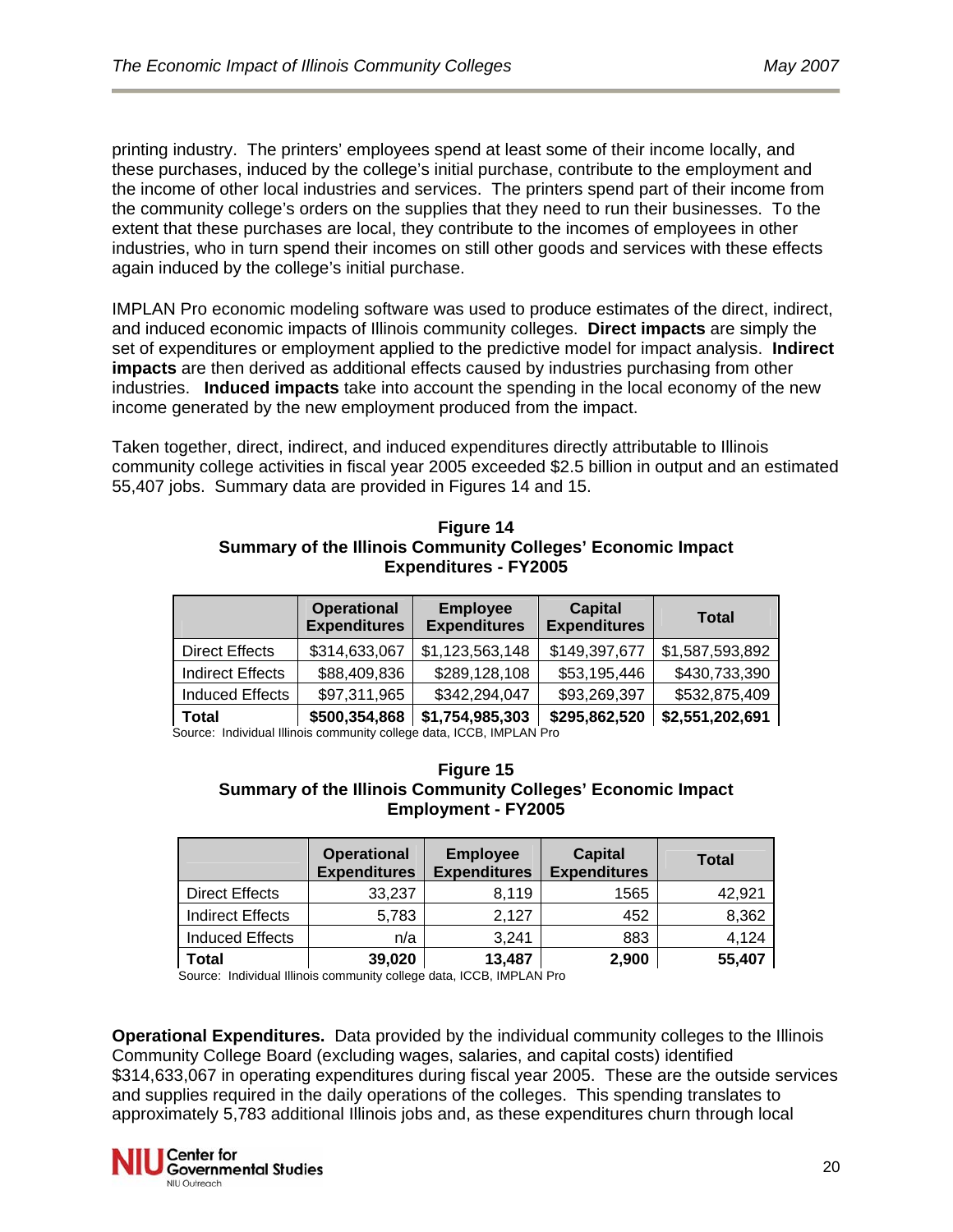printing industry. The printers' employees spend at least some of their income locally, and these purchases, induced by the college's initial purchase, contribute to the employment and the income of other local industries and services. The printers spend part of their income from the community college's orders on the supplies that they need to run their businesses. To the extent that these purchases are local, they contribute to the incomes of employees in other industries, who in turn spend their incomes on still other goods and services with these effects again induced by the college's initial purchase.

IMPLAN Pro economic modeling software was used to produce estimates of the direct, indirect, and induced economic impacts of Illinois community colleges. **Direct impacts** are simply the set of expenditures or employment applied to the predictive model for impact analysis. **Indirect impacts** are then derived as additional effects caused by industries purchasing from other industries. **Induced impacts** take into account the spending in the local economy of the new income generated by the new employment produced from the impact.

Taken together, direct, indirect, and induced expenditures directly attributable to Illinois community college activities in fiscal year 2005 exceeded $2.5 billion in output and an estimated 55,407 jobs. Summary data are provided in Figures 14 and 15.

**Figure 14**
**Summary of the Illinois Community Colleges' Economic Impact Expenditures - FY2005**

| | Operational Expenditures | Employee Expenditures | Capital Expenditures | Total |
|---|---|---|---|---|
| Direct Effects | $314,633,067 | $1,123,563,148 | $149,397,677 | $1,587,593,892 |
| Indirect Effects | $88,409,836 | $289,128,108 | $53,195,446 | $430,733,390 |
| Induced Effects | $97,311,965 | $342,294,047 | $93,269,397 | $532,875,409 |
| **Total** | **$500,354,868** | **$1,754,985,303** | **$295,862,520** | **$2,551,202,691** |

Source: Individual Illinois community college data, ICCB, IMPLAN Pro

**Figure 15**
**Summary of the Illinois Community Colleges' Economic Impact Employment - FY2005**

| | Operational Expenditures | Employee Expenditures | Capital Expenditures | Total |
|---|---|---|---|---|
| Direct Effects | 33,237 | 8,119 | 1565 | 42,921 |
| Indirect Effects | 5,783 | 2,127 | 452 | 8,362 |
| Induced Effects | n/a | 3,241 | 883 | 4,124 |
| **Total** | **39,020** | **13,487** | **2,900** | **55,407** |

Source: Individual Illinois community college data, ICCB, IMPLAN Pro

**Operational Expenditures.** Data provided by the individual community colleges to the Illinois Community College Board (excluding wages, salaries, and capital costs) identified $314,633,067 in operating expenditures during fiscal year 2005. These are the outside services and supplies required in the daily operations of the colleges. This spending translates to approximately 5,783 additional Illinois jobs and, as these expenditures churn through local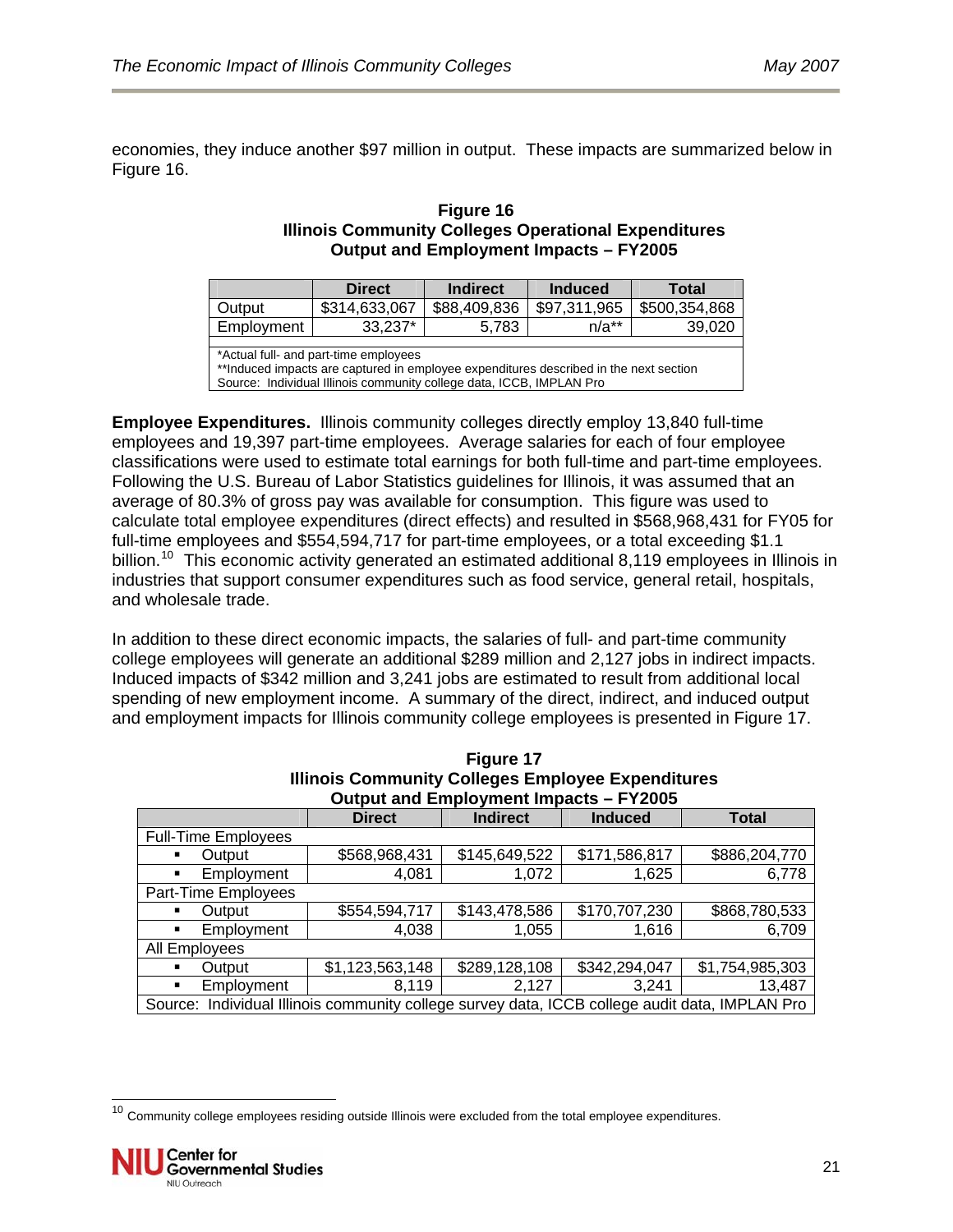economies, they induce another $97 million in output. These impacts are summarized below in Figure 16.

**Figure 16**
**Illinois Community Colleges Operational Expenditures**
**Output and Employment Impacts – FY2005**

| | Direct | Indirect | Induced | Total |
|---|---|---|---|---|
| Output | $314,633,067 | $88,409,836 | $97,311,965 | $500,354,868 |
| Employment | 33,237* | 5,783 | n/a** | 39,020 |

*Actual full- and part-time employees
**Induced impacts are captured in employee expenditures described in the next section
Source: Individual Illinois community college data, ICCB, IMPLAN Pro

**Employee Expenditures.** Illinois community colleges directly employ 13,840 full-time employees and 19,397 part-time employees. Average salaries for each of four employee classifications were used to estimate total earnings for both full-time and part-time employees. Following the U.S. Bureau of Labor Statistics guidelines for Illinois, it was assumed that an average of 80.3% of gross pay was available for consumption. This figure was used to calculate total employee expenditures (direct effects) and resulted in $568,968,431 for FY05 for full-time employees and $554,594,717 for part-time employees, or a total exceeding $1.1 billion.[10] This economic activity generated an estimated additional 8,119 employees in Illinois in industries that support consumer expenditures such as food service, general retail, hospitals, and wholesale trade.

In addition to these direct economic impacts, the salaries of full- and part-time community college employees will generate an additional $289 million and 2,127 jobs in indirect impacts. Induced impacts of $342 million and 3,241 jobs are estimated to result from additional local spending of new employment income. A summary of the direct, indirect, and induced output and employment impacts for Illinois community college employees is presented in Figure 17.

**Figure 17**
**Illinois Community Colleges Employee Expenditures**
**Output and Employment Impacts – FY2005**

| | Direct | Indirect | Induced | Total |
|---|---|---|---|---|
| Full-Time Employees | | | | |
| ▪ Output | $568,968,431 | $145,649,522 | $171,586,817 | $886,204,770 |
| ▪ Employment | 4,081 | 1,072 | 1,625 | 6,778 |
| Part-Time Employees | | | | |
| ▪ Output | $554,594,717 | $143,478,586 | $170,707,230 | $868,780,533 |
| ▪ Employment | 4,038 | 1,055 | 1,616 | 6,709 |
| All Employees | | | | |
| ▪ Output | $1,123,563,148 | $289,128,108 | $342,294,047 | $1,754,985,303 |
| ▪ Employment | 8,119 | 2,127 | 3,241 | 13,487 |

Source: Individual Illinois community college survey data, ICCB college audit data, IMPLAN Pro

[10] Community college employees residing outside Illinois were excluded from the total employee expenditures.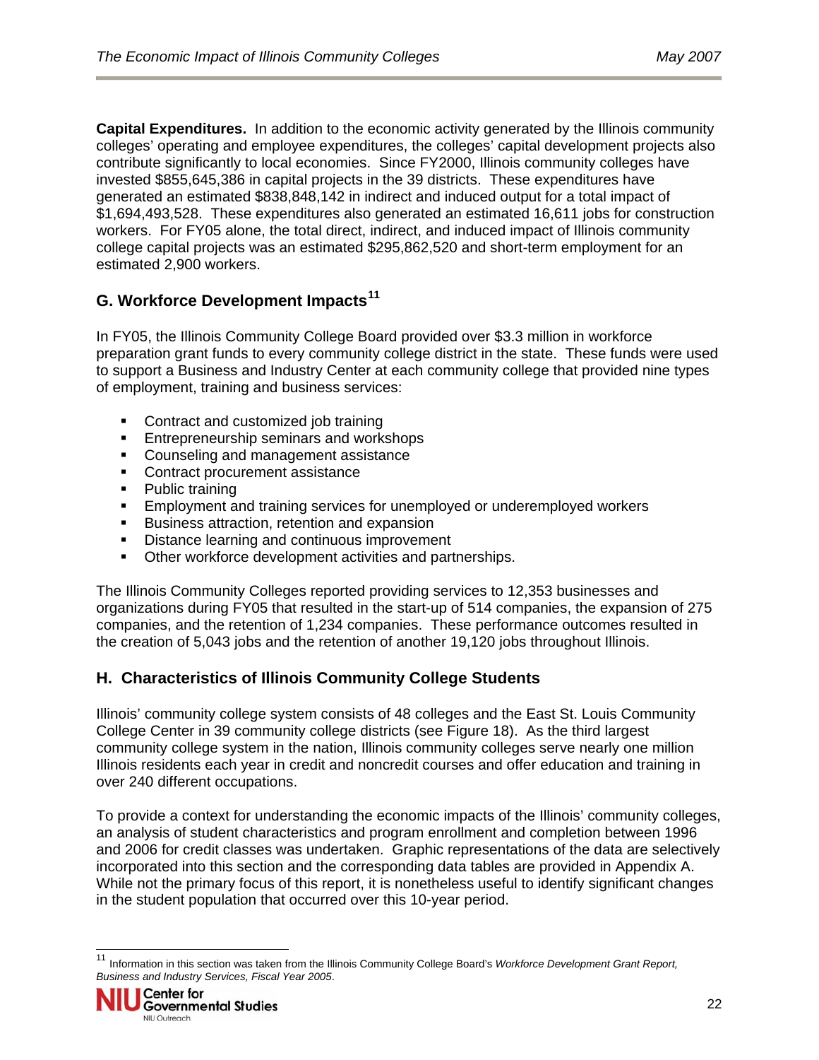**Capital Expenditures.** In addition to the economic activity generated by the Illinois community colleges' operating and employee expenditures, the colleges' capital development projects also contribute significantly to local economies. Since FY2000, Illinois community colleges have invested $855,645,386 in capital projects in the 39 districts. These expenditures have generated an estimated $838,848,142 in indirect and induced output for a total impact of $1,694,493,528. These expenditures also generated an estimated 16,611 jobs for construction workers. For FY05 alone, the total direct, indirect, and induced impact of Illinois community college capital projects was an estimated $295,862,520 and short-term employment for an estimated 2,900 workers.

## G. Workforce Development Impacts[11]

In FY05, the Illinois Community College Board provided over $3.3 million in workforce preparation grant funds to every community college district in the state. These funds were used to support a Business and Industry Center at each community college that provided nine types of employment, training and business services:

- Contract and customized job training
- Entrepreneurship seminars and workshops
- Counseling and management assistance
- Contract procurement assistance
- Public training
- Employment and training services for unemployed or underemployed workers
- Business attraction, retention and expansion
- Distance learning and continuous improvement
- Other workforce development activities and partnerships.

The Illinois Community Colleges reported providing services to 12,353 businesses and organizations during FY05 that resulted in the start-up of 514 companies, the expansion of 275 companies, and the retention of 1,234 companies. These performance outcomes resulted in the creation of 5,043 jobs and the retention of another 19,120 jobs throughout Illinois.

## H. Characteristics of Illinois Community College Students

Illinois' community college system consists of 48 colleges and the East St. Louis Community College Center in 39 community college districts (see Figure 18). As the third largest community college system in the nation, Illinois community colleges serve nearly one million Illinois residents each year in credit and noncredit courses and offer education and training in over 240 different occupations.

To provide a context for understanding the economic impacts of the Illinois' community colleges, an analysis of student characteristics and program enrollment and completion between 1996 and 2006 for credit classes was undertaken. Graphic representations of the data are selectively incorporated into this section and the corresponding data tables are provided in Appendix A. While not the primary focus of this report, it is nonetheless useful to identify significant changes in the student population that occurred over this 10-year period.

---

[11] Information in this section was taken from the Illinois Community College Board's *Workforce Development Grant Report, Business and Industry Services, Fiscal Year 2005*.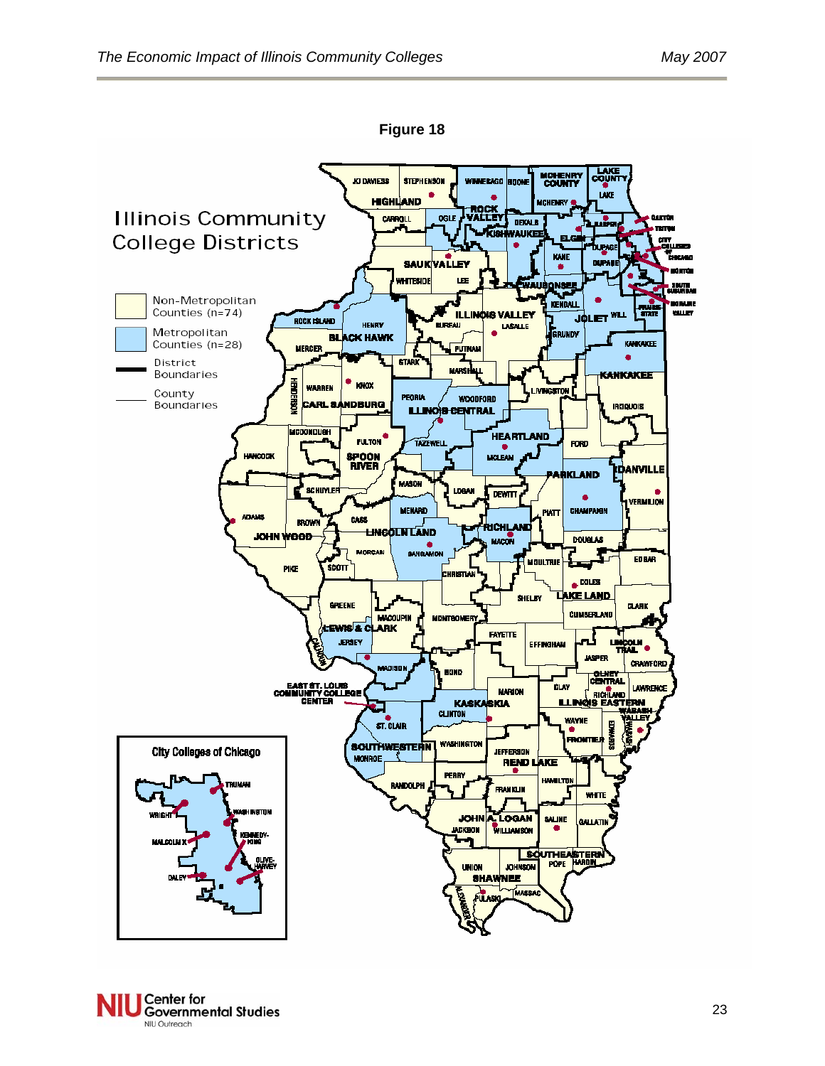**Figure 18**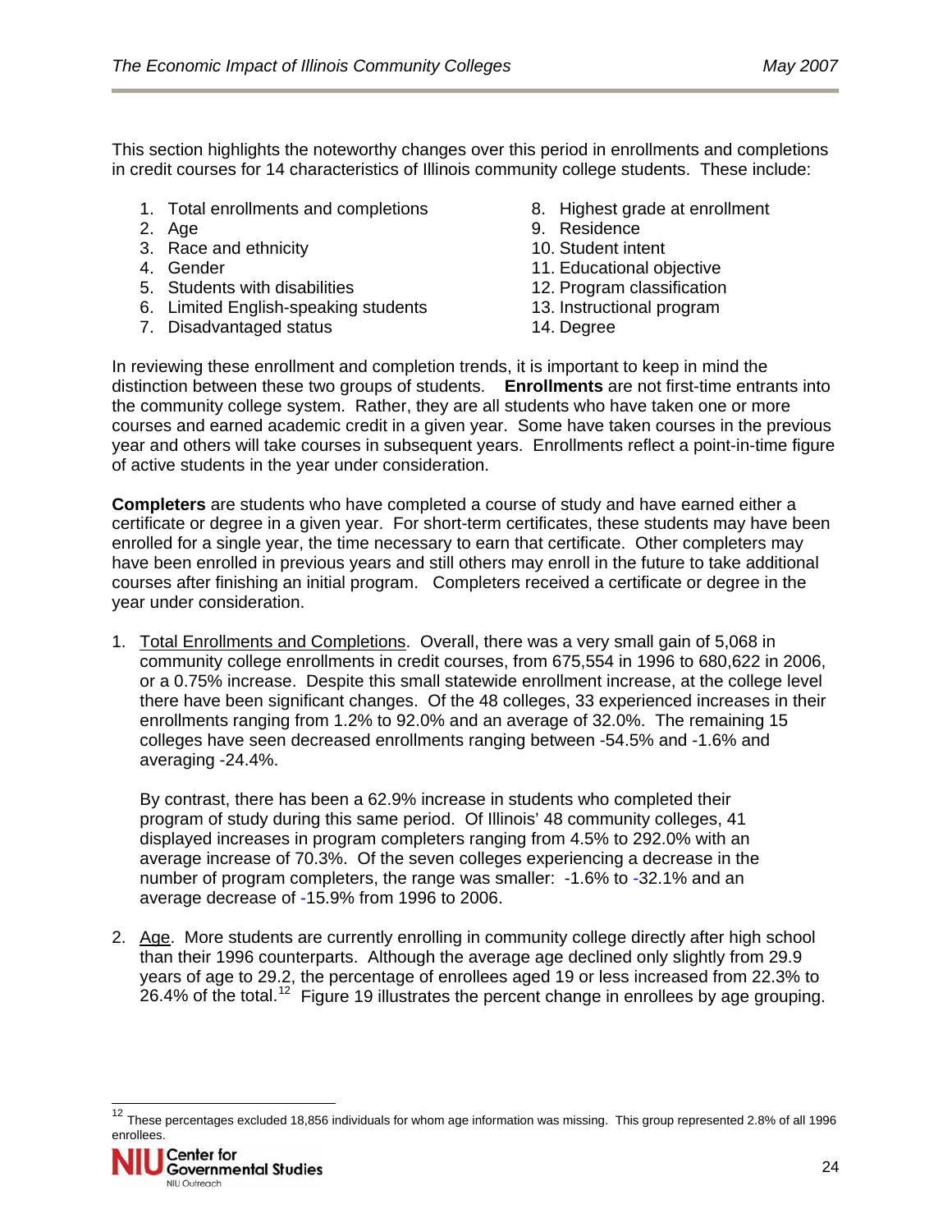This section highlights the noteworthy changes over this period in enrollments and completions in credit courses for 14 characteristics of Illinois community college students. These include:

1. Total enrollments and completions
2. Age
3. Race and ethnicity
4. Gender
5. Students with disabilities
6. Limited English-speaking students
7. Disadvantaged status
8. Highest grade at enrollment
9. Residence
10. Student intent
11. Educational objective
12. Program classification
13. Instructional program
14. Degree

In reviewing these enrollment and completion trends, it is important to keep in mind the distinction between these two groups of students. **Enrollments** are not first-time entrants into the community college system. Rather, they are all students who have taken one or more courses and earned academic credit in a given year. Some have taken courses in the previous year and others will take courses in subsequent years. Enrollments reflect a point-in-time figure of active students in the year under consideration.

**Completers** are students who have completed a course of study and have earned either a certificate or degree in a given year. For short-term certificates, these students may have been enrolled for a single year, the time necessary to earn that certificate. Other completers may have been enrolled in previous years and still others may enroll in the future to take additional courses after finishing an initial program. Completers received a certificate or degree in the year under consideration.

1. Total Enrollments and Completions. Overall, there was a very small gain of 5,068 in community college enrollments in credit courses, from 675,554 in 1996 to 680,622 in 2006, or a 0.75% increase. Despite this small statewide enrollment increase, at the college level there have been significant changes. Of the 48 colleges, 33 experienced increases in their enrollments ranging from 1.2% to 92.0% and an average of 32.0%. The remaining 15 colleges have seen decreased enrollments ranging between -54.5% and -1.6% and averaging -24.4%.

   By contrast, there has been a 62.9% increase in students who completed their program of study during this same period. Of Illinois' 48 community colleges, 41 displayed increases in program completers ranging from 4.5% to 292.0% with an average increase of 70.3%. Of the seven colleges experiencing a decrease in the number of program completers, the range was smaller: -1.6% to -32.1% and an average decrease of -15.9% from 1996 to 2006.

2. Age. More students are currently enrolling in community college directly after high school than their 1996 counterparts. Although the average age declined only slightly from 29.9 years of age to 29.2, the percentage of enrollees aged 19 or less increased from 22.3% to 26.4% of the total.[12] Figure 19 illustrates the percent change in enrollees by age grouping.

[12] These percentages excluded 18,856 individuals for whom age information was missing. This group represented 2.8% of all 1996 enrollees.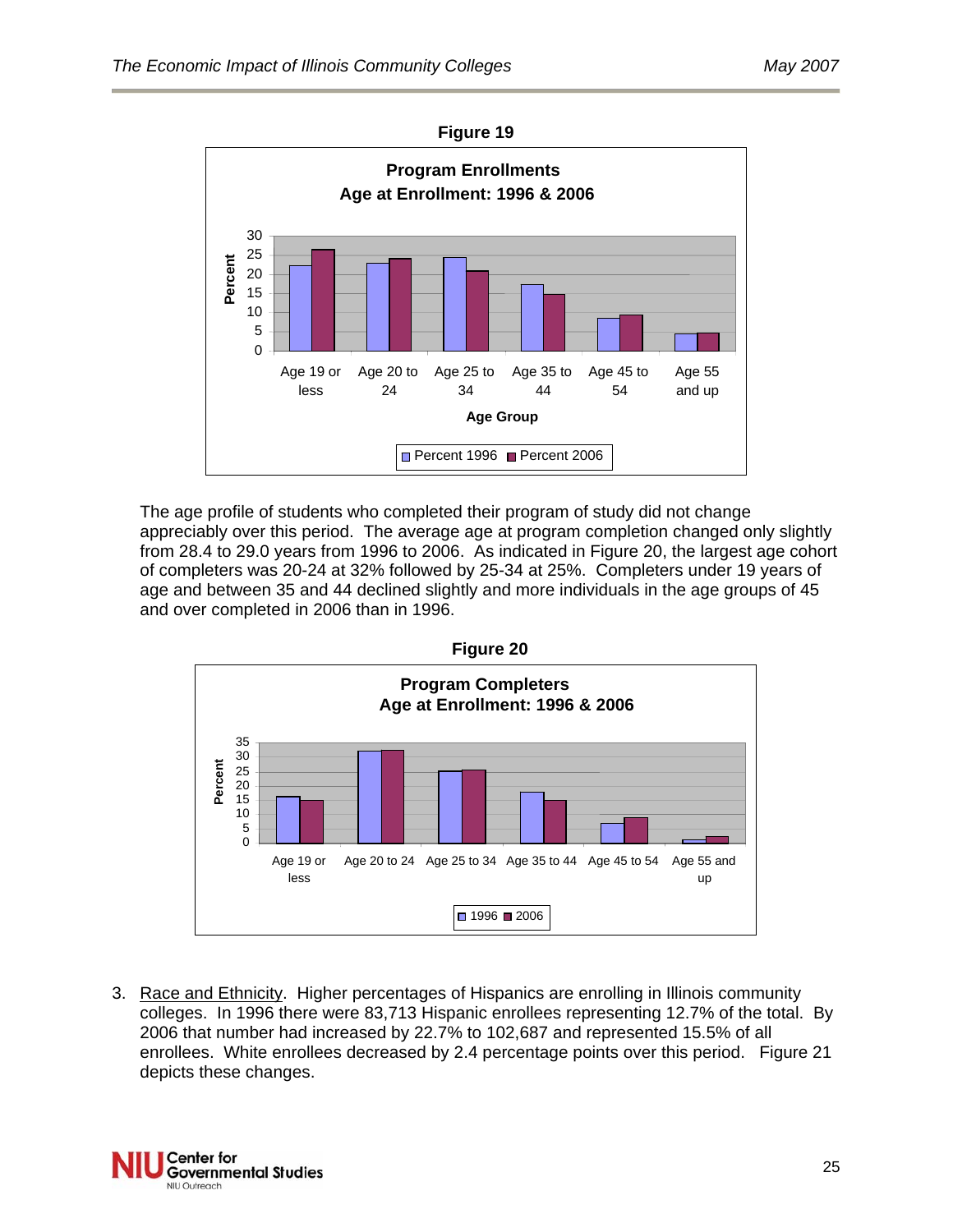**Figure 19**

**Program Enrollments**
**Age at Enrollment: 1996 & 2006**

Percent

Age Group

Age 19 or less | Age 20 to 24 | Age 25 to 34 | Age 35 to 44 | Age 45 to 54 | Age 55 and up

Percent 1996 | Percent 2006

The age profile of students who completed their program of study did not change appreciably over this period. The average age at program completion changed only slightly from 28.4 to 29.0 years from 1996 to 2006. As indicated in Figure 20, the largest age cohort of completers was 20-24 at 32% followed by 25-34 at 25%. Completers under 19 years of age and between 35 and 44 declined slightly and more individuals in the age groups of 45 and over completed in 2006 than in 1996.

**Figure 20**

**Program Completers**
**Age at Enrollment: 1996 & 2006**

Percent

Age 19 or less | Age 20 to 24 | Age 25 to 34 | Age 35 to 44 | Age 45 to 54 | Age 55 and up

1996 | 2006

3. Race and Ethnicity. Higher percentages of Hispanics are enrolling in Illinois community colleges. In 1996 there were 83,713 Hispanic enrollees representing 12.7% of the total. By 2006 that number had increased by 22.7% to 102,687 and represented 15.5% of all enrollees. White enrollees decreased by 2.4 percentage points over this period. Figure 21 depicts these changes.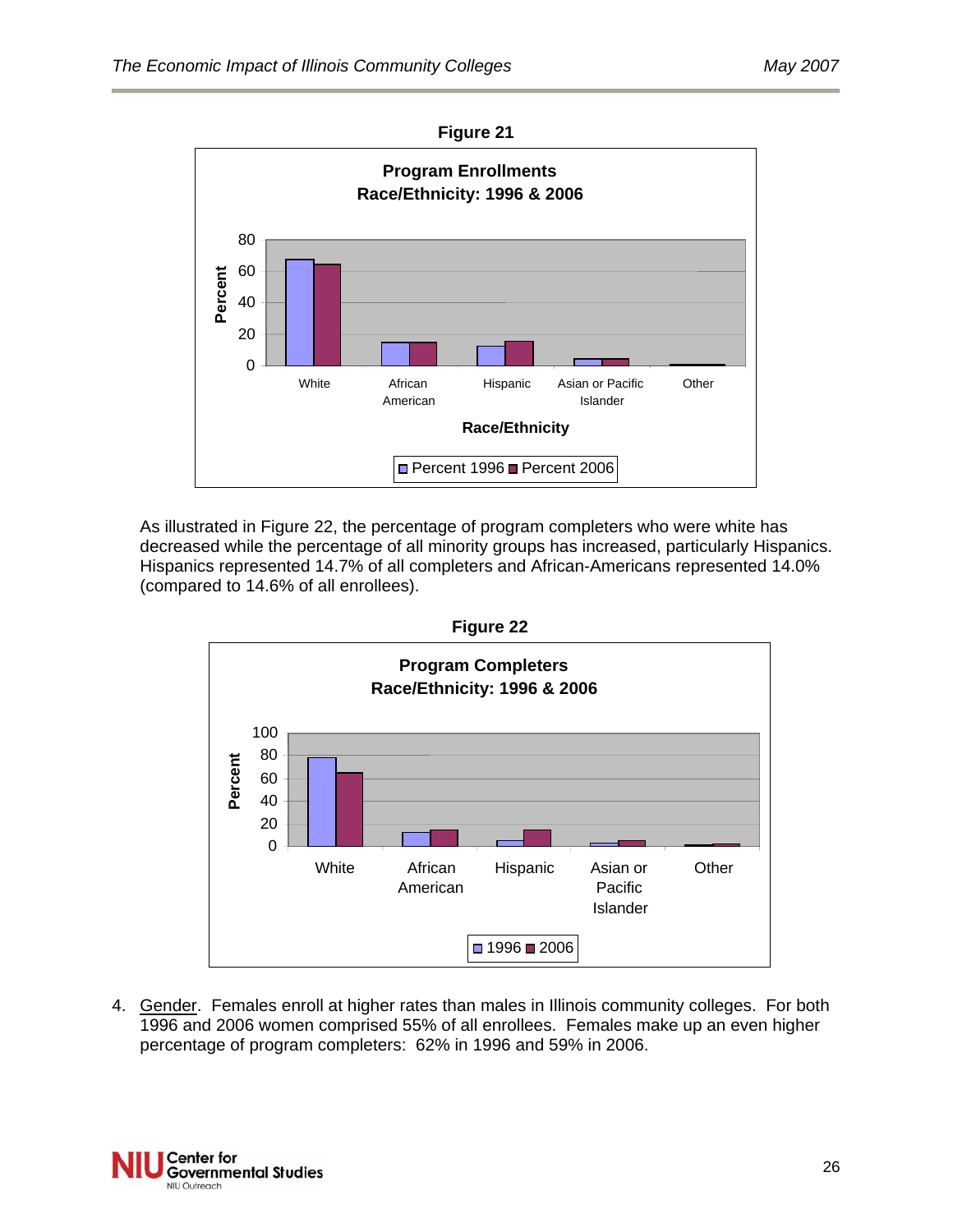**Figure 21**

**Program Enrollments Race/Ethnicity: 1996 & 2006**

As illustrated in Figure 22, the percentage of program completers who were white has decreased while the percentage of all minority groups has increased, particularly Hispanics. Hispanics represented 14.7% of all completers and African-Americans represented 14.0% (compared to 14.6% of all enrollees).

**Figure 22**

**Program Completers Race/Ethnicity: 1996 & 2006**

4. Gender. Females enroll at higher rates than males in Illinois community colleges. For both 1996 and 2006 women comprised 55% of all enrollees. Females make up an even higher percentage of program completers: 62% in 1996 and 59% in 2006.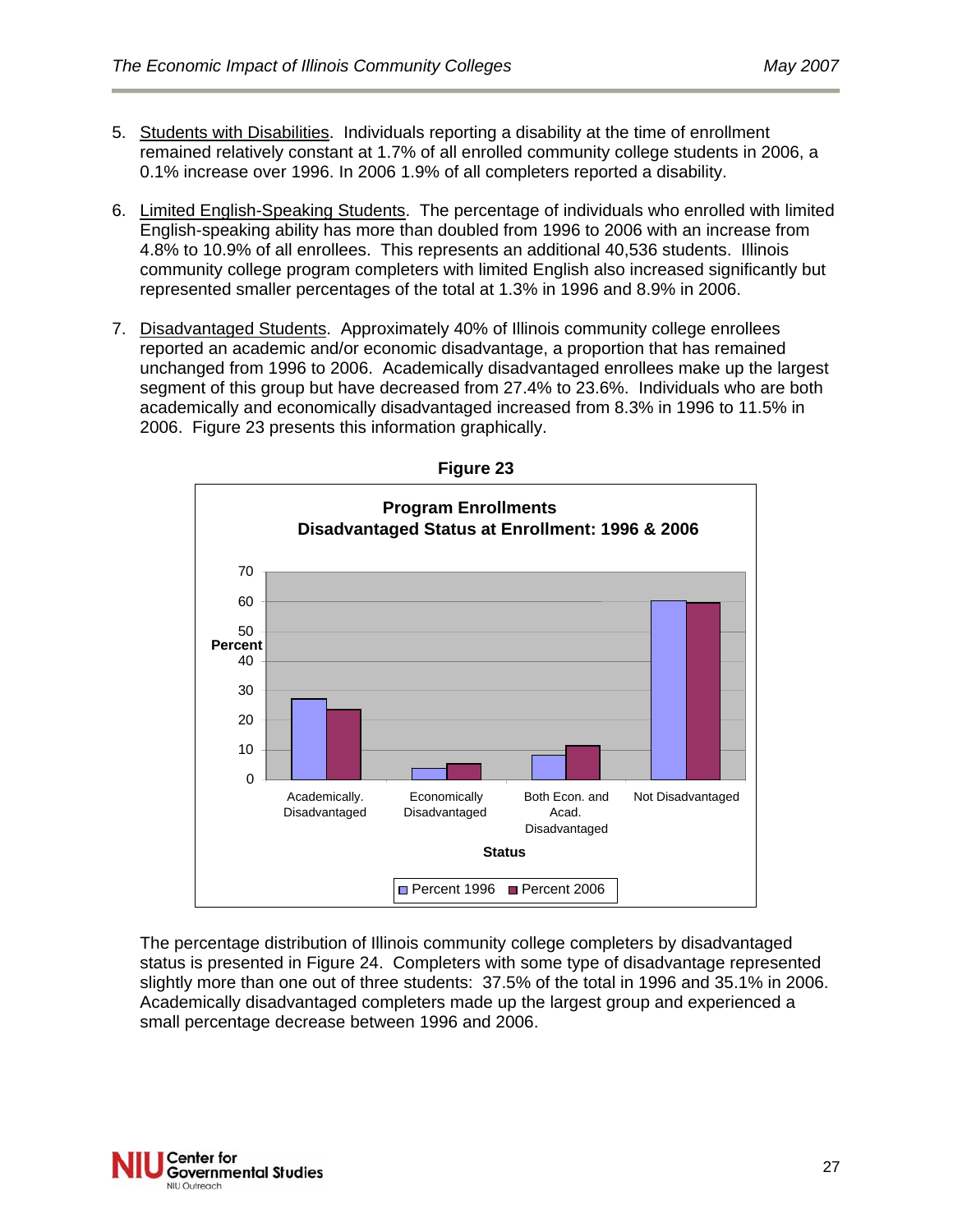5. Students with Disabilities. Individuals reporting a disability at the time of enrollment remained relatively constant at 1.7% of all enrolled community college students in 2006, a 0.1% increase over 1996. In 2006 1.9% of all completers reported a disability.

6. Limited English-Speaking Students. The percentage of individuals who enrolled with limited English-speaking ability has more than doubled from 1996 to 2006 with an increase from 4.8% to 10.9% of all enrollees. This represents an additional 40,536 students. Illinois community college program completers with limited English also increased significantly but represented smaller percentages of the total at 1.3% in 1996 and 8.9% in 2006.

7. Disadvantaged Students. Approximately 40% of Illinois community college enrollees reported an academic and/or economic disadvantage, a proportion that has remained unchanged from 1996 to 2006. Academically disadvantaged enrollees make up the largest segment of this group but have decreased from 27.4% to 23.6%. Individuals who are both academically and economically disadvantaged increased from 8.3% in 1996 to 11.5% in 2006. Figure 23 presents this information graphically.

**Figure 23**

**Program Enrollments**
**Disadvantaged Status at Enrollment: 1996 & 2006**

The percentage distribution of Illinois community college completers by disadvantaged status is presented in Figure 24. Completers with some type of disadvantage represented slightly more than one out of three students: 37.5% of the total in 1996 and 35.1% in 2006. Academically disadvantaged completers made up the largest group and experienced a small percentage decrease between 1996 and 2006.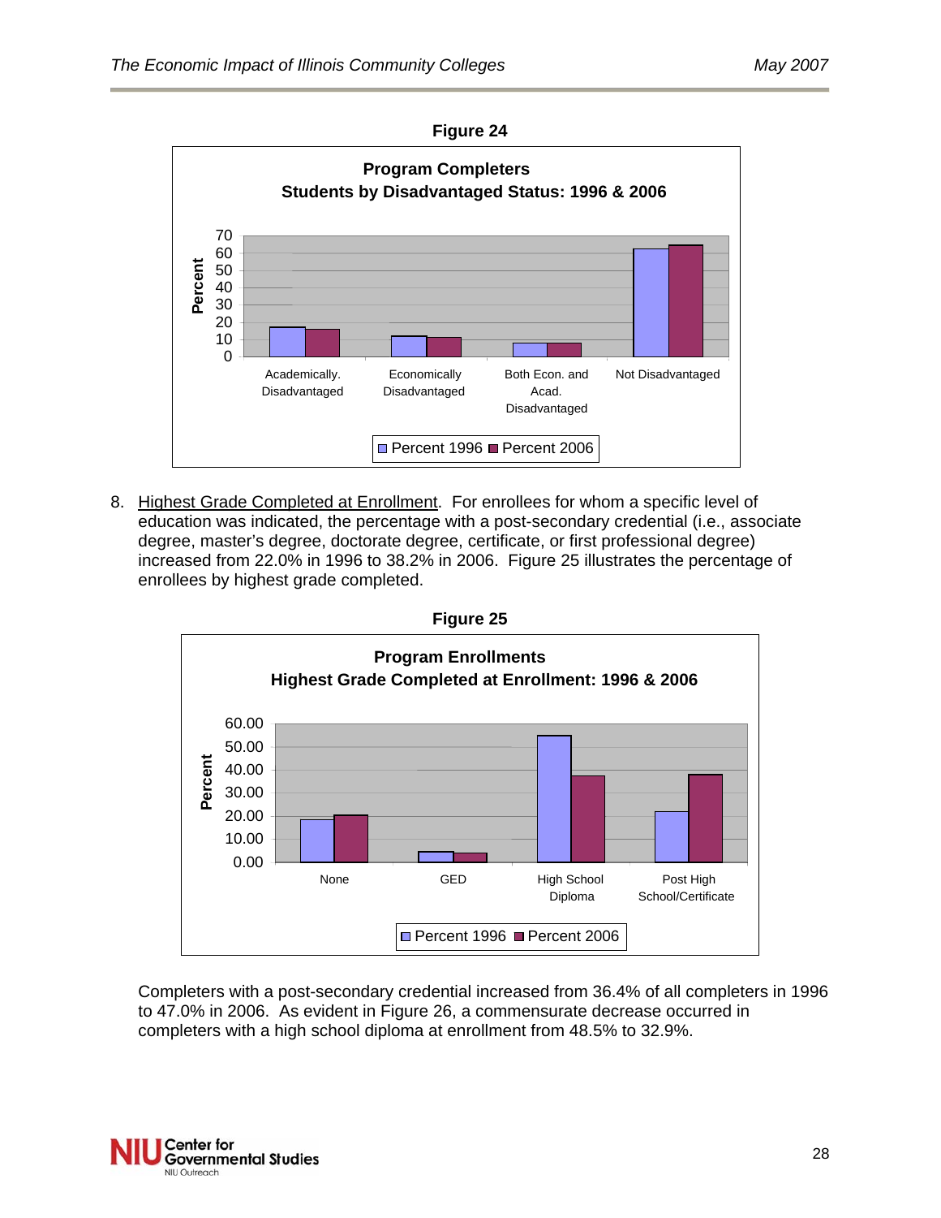**Figure 24**

**Program Completers**
**Students by Disadvantaged Status: 1996 & 2006**

8. Highest Grade Completed at Enrollment. For enrollees for whom a specific level of education was indicated, the percentage with a post-secondary credential (i.e., associate degree, master's degree, doctorate degree, certificate, or first professional degree) increased from 22.0% in 1996 to 38.2% in 2006. Figure 25 illustrates the percentage of enrollees by highest grade completed.

**Figure 25**

**Program Enrollments**
**Highest Grade Completed at Enrollment: 1996 & 2006**

Completers with a post-secondary credential increased from 36.4% of all completers in 1996 to 47.0% in 2006. As evident in Figure 26, a commensurate decrease occurred in completers with a high school diploma at enrollment from 48.5% to 32.9%.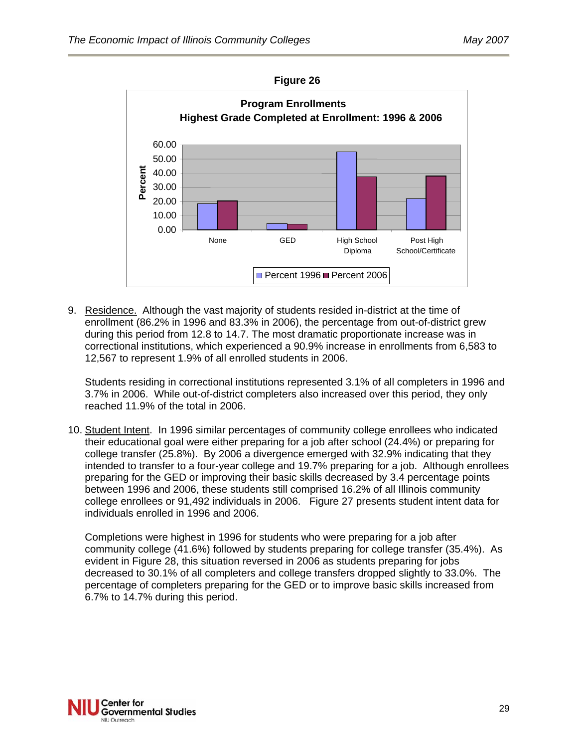**Figure 26**

**Program Enrollments**
**Highest Grade Completed at Enrollment: 1996 & 2006**

9. Residence. Although the vast majority of students resided in-district at the time of enrollment (86.2% in 1996 and 83.3% in 2006), the percentage from out-of-district grew during this period from 12.8 to 14.7. The most dramatic proportionate increase was in correctional institutions, which experienced a 90.9% increase in enrollments from 6,583 to 12,567 to represent 1.9% of all enrolled students in 2006.

   Students residing in correctional institutions represented 3.1% of all completers in 1996 and 3.7% in 2006. While out-of-district completers also increased over this period, they only reached 11.9% of the total in 2006.

10. Student Intent. In 1996 similar percentages of community college enrollees who indicated their educational goal were either preparing for a job after school (24.4%) or preparing for college transfer (25.8%). By 2006 a divergence emerged with 32.9% indicating that they intended to transfer to a four-year college and 19.7% preparing for a job. Although enrollees preparing for the GED or improving their basic skills decreased by 3.4 percentage points between 1996 and 2006, these students still comprised 16.2% of all Illinois community college enrollees or 91,492 individuals in 2006. Figure 27 presents student intent data for individuals enrolled in 1996 and 2006.

    Completions were highest in 1996 for students who were preparing for a job after community college (41.6%) followed by students preparing for college transfer (35.4%). As evident in Figure 28, this situation reversed in 2006 as students preparing for jobs decreased to 30.1% of all completers and college transfers dropped slightly to 33.0%. The percentage of completers preparing for the GED or to improve basic skills increased from 6.7% to 14.7% during this period.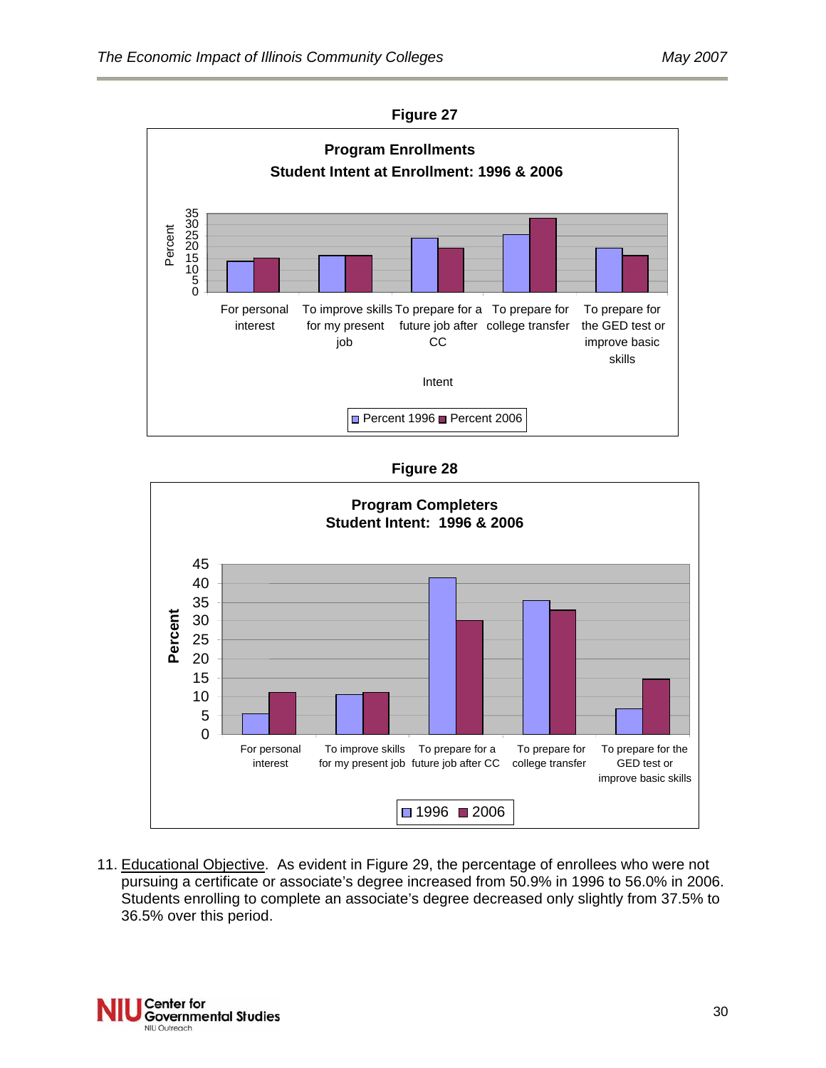**Figure 27**

**Program Enrollments**
**Student Intent at Enrollment: 1996 & 2006**

**Figure 28**

**Program Completers**
**Student Intent: 1996 & 2006**

11. Educational Objective. As evident in Figure 29, the percentage of enrollees who were not pursuing a certificate or associate's degree increased from 50.9% in 1996 to 56.0% in 2006. Students enrolling to complete an associate's degree decreased only slightly from 37.5% to 36.5% over this period.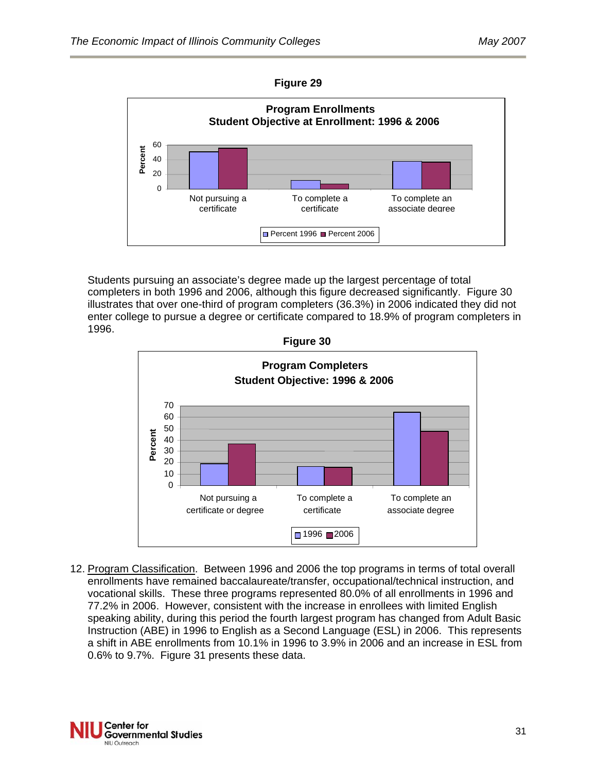**Figure 29**

**Program Enrollments**
**Student Objective at Enrollment: 1996 & 2006**

Students pursuing an associate's degree made up the largest percentage of total completers in both 1996 and 2006, although this figure decreased significantly. Figure 30 illustrates that over one-third of program completers (36.3%) in 2006 indicated they did not enter college to pursue a degree or certificate compared to 18.9% of program completers in 1996.

**Figure 30**

**Program Completers**
**Student Objective: 1996 & 2006**

12. Program Classification. Between 1996 and 2006 the top programs in terms of total overall enrollments have remained baccalaureate/transfer, occupational/technical instruction, and vocational skills. These three programs represented 80.0% of all enrollments in 1996 and 77.2% in 2006. However, consistent with the increase in enrollees with limited English speaking ability, during this period the fourth largest program has changed from Adult Basic Instruction (ABE) in 1996 to English as a Second Language (ESL) in 2006. This represents a shift in ABE enrollments from 10.1% in 1996 to 3.9% in 2006 and an increase in ESL from 0.6% to 9.7%. Figure 31 presents these data.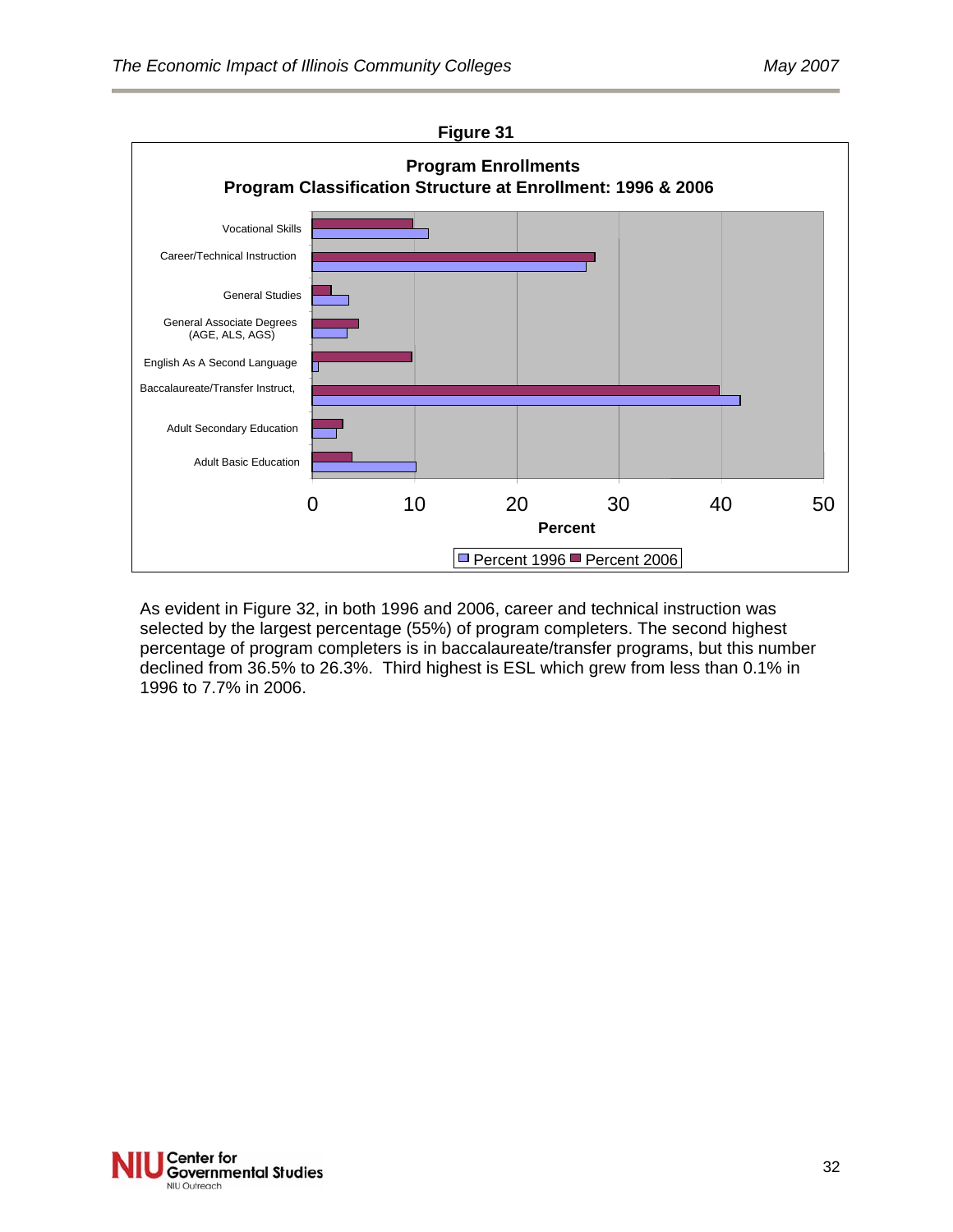**Figure 31**

**Program Enrollments**
**Program Classification Structure at Enrollment: 1996 & 2006**

As evident in Figure 32, in both 1996 and 2006, career and technical instruction was selected by the largest percentage (55%) of program completers. The second highest percentage of program completers is in baccalaureate/transfer programs, but this number declined from 36.5% to 26.3%. Third highest is ESL which grew from less than 0.1% in 1996 to 7.7% in 2006.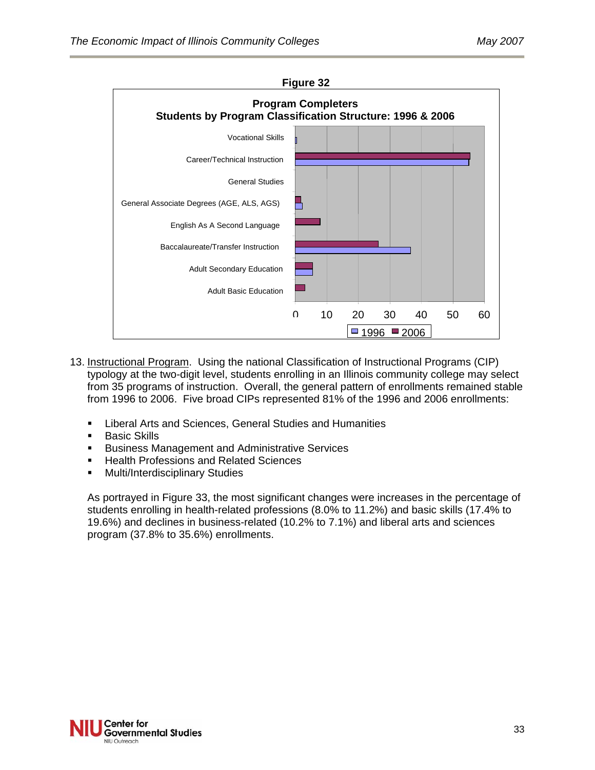**Figure 32**

**Program Completers**
**Students by Program Classification Structure: 1996 & 2006**

13. <u>Instructional Program</u>. Using the national Classification of Instructional Programs (CIP) typology at the two-digit level, students enrolling in an Illinois community college may select from 35 programs of instruction. Overall, the general pattern of enrollments remained stable from 1996 to 2006. Five broad CIPs represented 81% of the 1996 and 2006 enrollments:

   - Liberal Arts and Sciences, General Studies and Humanities
   - Basic Skills
   - Business Management and Administrative Services
   - Health Professions and Related Sciences
   - Multi/Interdisciplinary Studies

   As portrayed in Figure 33, the most significant changes were increases in the percentage of students enrolling in health-related professions (8.0% to 11.2%) and basic skills (17.4% to 19.6%) and declines in business-related (10.2% to 7.1%) and liberal arts and sciences program (37.8% to 35.6%) enrollments.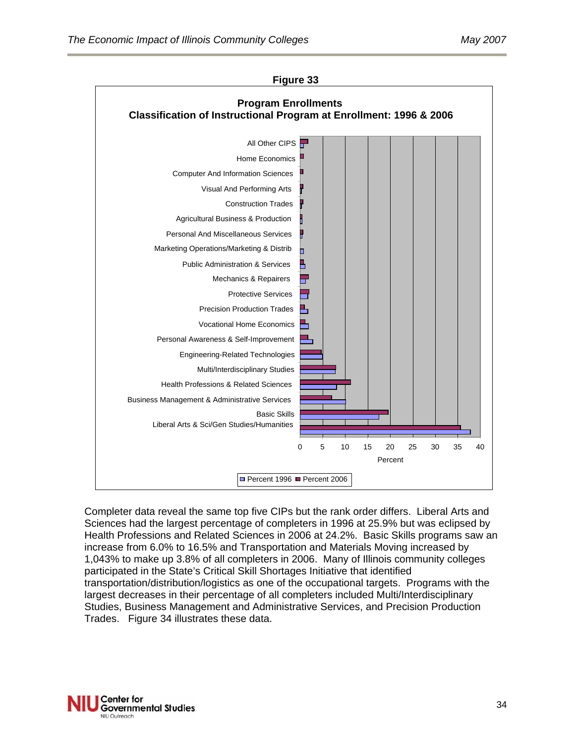**Figure 33**

**Program Enrollments**
**Classification of Instructional Program at Enrollment: 1996 & 2006**

Completer data reveal the same top five CIPs but the rank order differs. Liberal Arts and Sciences had the largest percentage of completers in 1996 at 25.9% but was eclipsed by Health Professions and Related Sciences in 2006 at 24.2%. Basic Skills programs saw an increase from 6.0% to 16.5% and Transportation and Materials Moving increased by 1,043% to make up 3.8% of all completers in 2006. Many of Illinois community colleges participated in the State's Critical Skill Shortages Initiative that identified transportation/distribution/logistics as one of the occupational targets. Programs with the largest decreases in their percentage of all completers included Multi/Interdisciplinary Studies, Business Management and Administrative Services, and Precision Production Trades. Figure 34 illustrates these data.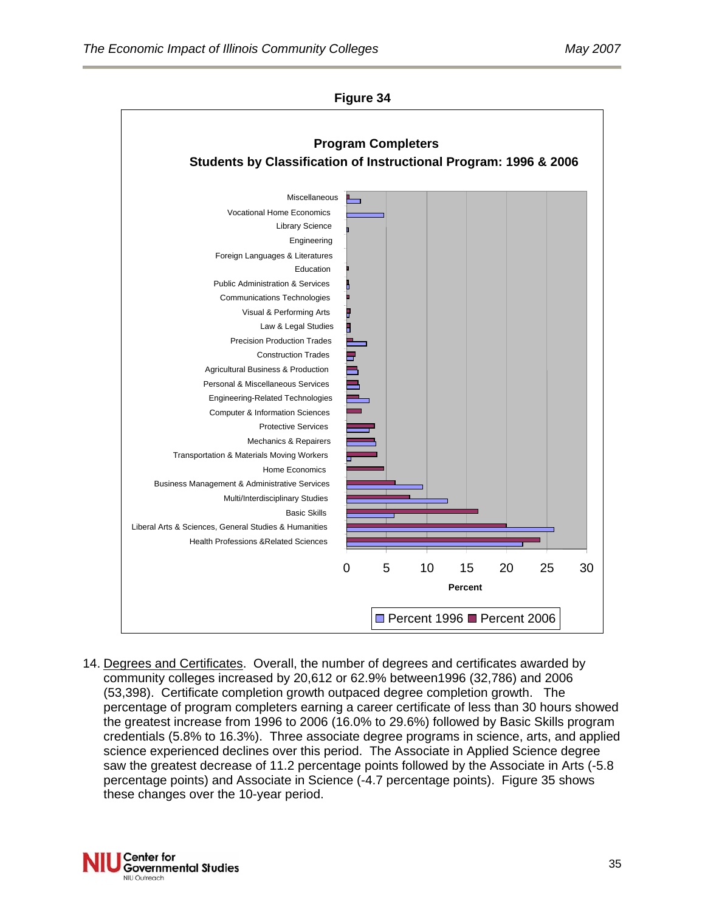**Figure 34**

**Program Completers**
**Students by Classification of Instructional Program: 1996 & 2006**

Miscellaneous
Vocational Home Economics
Library Science
Engineering
Foreign Languages & Literatures
Education
Public Administration & Services
Communications Technologies
Visual & Performing Arts
Law & Legal Studies
Precision Production Trades
Construction Trades
Agricultural Business & Production
Personal & Miscellaneous Services
Engineering-Related Technologies
Computer & Information Sciences
Protective Services
Mechanics & Repairers
Transportation & Materials Moving Workers
Home Economics
Business Management & Administrative Services
Multi/Interdisciplinary Studies
Basic Skills
Liberal Arts & Sciences, General Studies & Humanities
Health Professions &Related Sciences

0 5 10 15 20 25 30

Percent

Percent 1996 Percent 2006

14. Degrees and Certificates. Overall, the number of degrees and certificates awarded by community colleges increased by 20,612 or 62.9% between1996 (32,786) and 2006 (53,398). Certificate completion growth outpaced degree completion growth. The percentage of program completers earning a career certificate of less than 30 hours showed the greatest increase from 1996 to 2006 (16.0% to 29.6%) followed by Basic Skills program credentials (5.8% to 16.3%). Three associate degree programs in science, arts, and applied science experienced declines over this period. The Associate in Applied Science degree saw the greatest decrease of 11.2 percentage points followed by the Associate in Arts (-5.8 percentage points) and Associate in Science (-4.7 percentage points). Figure 35 shows these changes over the 10-year period.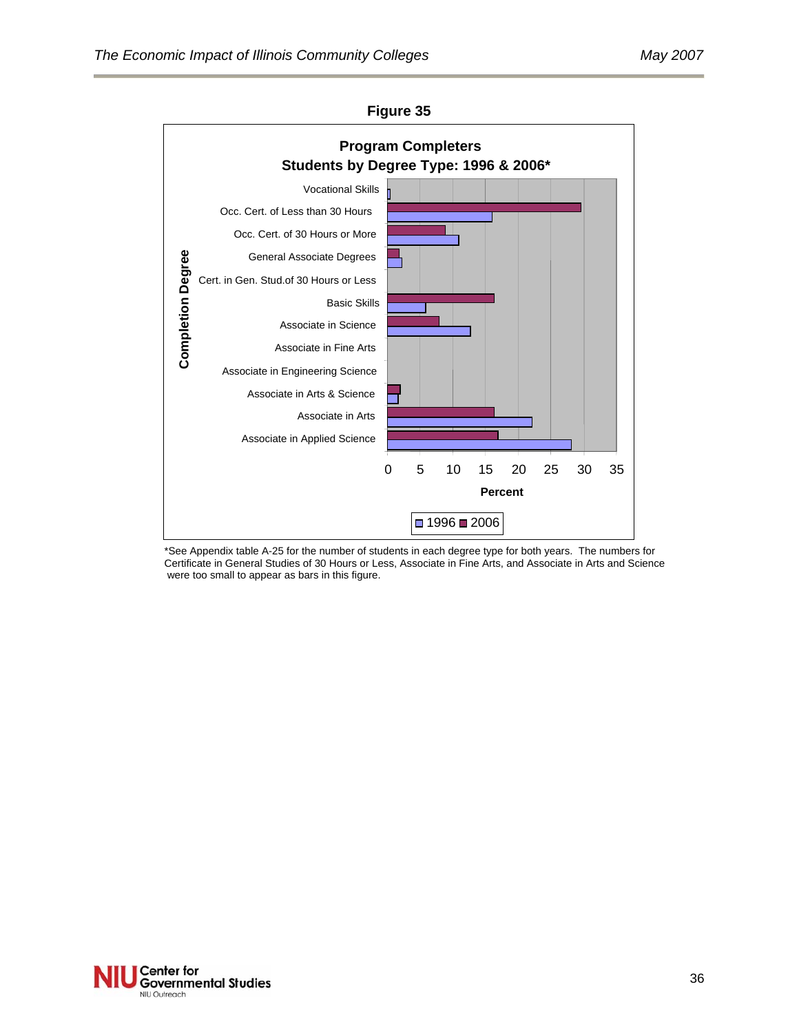**Figure 35**

**Program Completers**
**Students by Degree Type: 1996 & 2006***

Completion Degree

- Vocational Skills
- Occ. Cert. of Less than 30 Hours
- Occ. Cert. of 30 Hours or More
- General Associate Degrees
- Cert. in Gen. Stud.of 30 Hours or Less
- Basic Skills
- Associate in Science
- Associate in Fine Arts
- Associate in Engineering Science
- Associate in Arts & Science
- Associate in Arts
- Associate in Applied Science

0 5 10 15 20 25 30 35

**Percent**

1996 2006

*See Appendix table A-25 for the number of students in each degree type for both years. The numbers for Certificate in General Studies of 30 Hours or Less, Associate in Fine Arts, and Associate in Arts and Science were too small to appear as bars in this figure.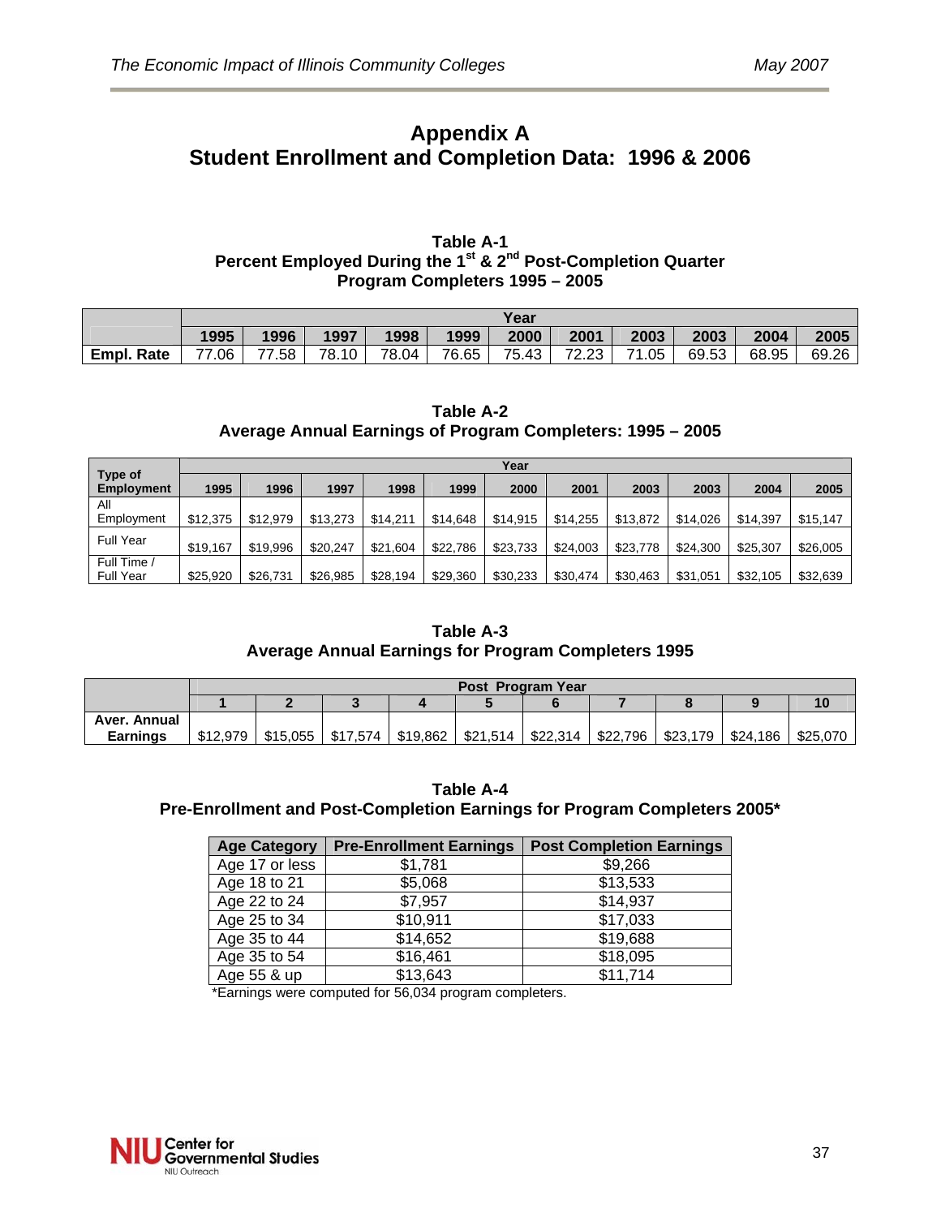# Appendix A
# Student Enrollment and Completion Data: 1996 & 2006

**Table A-1**
**Percent Employed During the 1st & 2nd Post-Completion Quarter**
**Program Completers 1995 – 2005**

| | Year | | | | | | | | | | |
|---|---|---|---|---|---|---|---|---|---|---|---|
| | 1995 | 1996 | 1997 | 1998 | 1999 | 2000 | 2001 | 2003 | 2003 | 2004 | 2005 |
| **Empl. Rate** | 77.06 | 77.58 | 78.10 | 78.04 | 76.65 | 75.43 | 72.23 | 71.05 | 69.53 | 68.95 | 69.26 |

**Table A-2**
**Average Annual Earnings of Program Completers: 1995 – 2005**

| Type of Employment | Year | | | | | | | | | | |
|---|---|---|---|---|---|---|---|---|---|---|---|
| | 1995 | 1996 | 1997 | 1998 | 1999 | 2000 | 2001 | 2003 | 2003 | 2004 | 2005 |
| All Employment | $12,375 | $12,979 | $13,273 | $14,211 | $14,648 | $14,915 | $14,255 | $13,872 | $14,026 | $14,397 | $15,147 |
| Full Year | $19,167 | $19,996 | $20,247 | $21,604 | $22,786 | $23,733 | $24,003 | $23,778 | $24,300 | $25,307 | $26,005 |
| Full Time / Full Year | $25,920 | $26,731 | $26,985 | $28,194 | $29,360 | $30,233 | $30,474 | $30,463 | $31,051 | $32,105 | $32,639 |

**Table A-3**
**Average Annual Earnings for Program Completers 1995**

| | Post Program Year | | | | | | | | | |
|---|---|---|---|---|---|---|---|---|---|---|
| | 1 | 2 | 3 | 4 | 5 | 6 | 7 | 8 | 9 | 10 |
| **Aver. Annual Earnings** | $12,979 | $15,055 | $17,574 | $19,862 | $21,514 | $22,314 | $22,796 | $23,179 | $24,186 | $25,070 |

**Table A-4**
**Pre-Enrollment and Post-Completion Earnings for Program Completers 2005***

| Age Category | Pre-Enrollment Earnings | Post Completion Earnings |
|---|---|---|
| Age 17 or less | $1,781 | $9,266 |
| Age 18 to 21 | $5,068 | $13,533 |
| Age 22 to 24 | $7,957 | $14,937 |
| Age 25 to 34 | $10,911 | $17,033 |
| Age 35 to 44 | $14,652 | $19,688 |
| Age 35 to 54 | $16,461 | $18,095 |
| Age 55 & up | $13,643 | $11,714 |

*Earnings were computed for 56,034 program completers.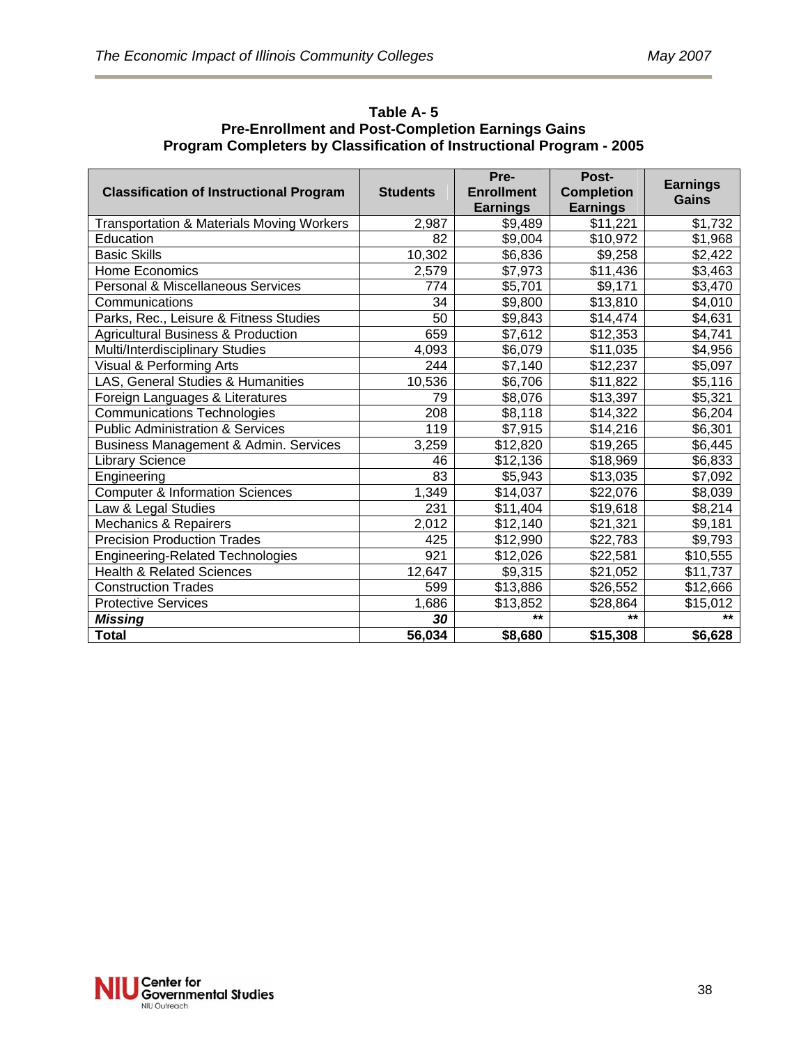**Table A- 5**
**Pre-Enrollment and Post-Completion Earnings Gains**
**Program Completers by Classification of Instructional Program - 2005**

| Classification of Instructional Program | Students | Pre-Enrollment Earnings | Post-Completion Earnings | Earnings Gains |
|---|---|---|---|---|
| Transportation & Materials Moving Workers | 2,987 | $9,489 | $11,221 | $1,732 |
| Education | 82 | $9,004 | $10,972 | $1,968 |
| Basic Skills | 10,302 | $6,836 | $9,258 | $2,422 |
| Home Economics | 2,579 | $7,973 | $11,436 | $3,463 |
| Personal & Miscellaneous Services | 774 | $5,701 | $9,171 | $3,470 |
| Communications | 34 | $9,800 | $13,810 | $4,010 |
| Parks, Rec., Leisure & Fitness Studies | 50 | $9,843 | $14,474 | $4,631 |
| Agricultural Business & Production | 659 | $7,612 | $12,353 | $4,741 |
| Multi/Interdisciplinary Studies | 4,093 | $6,079 | $11,035 | $4,956 |
| Visual & Performing Arts | 244 | $7,140 | $12,237 | $5,097 |
| LAS, General Studies & Humanities | 10,536 | $6,706 | $11,822 | $5,116 |
| Foreign Languages & Literatures | 79 | $8,076 | $13,397 | $5,321 |
| Communications Technologies | 208 | $8,118 | $14,322 | $6,204 |
| Public Administration & Services | 119 | $7,915 | $14,216 | $6,301 |
| Business Management & Admin. Services | 3,259 | $12,820 | $19,265 | $6,445 |
| Library Science | 46 | $12,136 | $18,969 | $6,833 |
| Engineering | 83 | $5,943 | $13,035 | $7,092 |
| Computer & Information Sciences | 1,349 | $14,037 | $22,076 | $8,039 |
| Law & Legal Studies | 231 | $11,404 | $19,618 | $8,214 |
| Mechanics & Repairers | 2,012 | $12,140 | $21,321 | $9,181 |
| Precision Production Trades | 425 | $12,990 | $22,783 | $9,793 |
| Engineering-Related Technologies | 921 | $12,026 | $22,581 | $10,555 |
| Health & Related Sciences | 12,647 | $9,315 | $21,052 | $11,737 |
| Construction Trades | 599 | $13,886 | $26,552 | $12,666 |
| Protective Services | 1,686 | $13,852 | $28,864 | $15,012 |
| ***Missing*** | ***30*** | ** | ** | ** |
| **Total** | **56,034** | **$8,680** | **$15,308** | **$6,628** |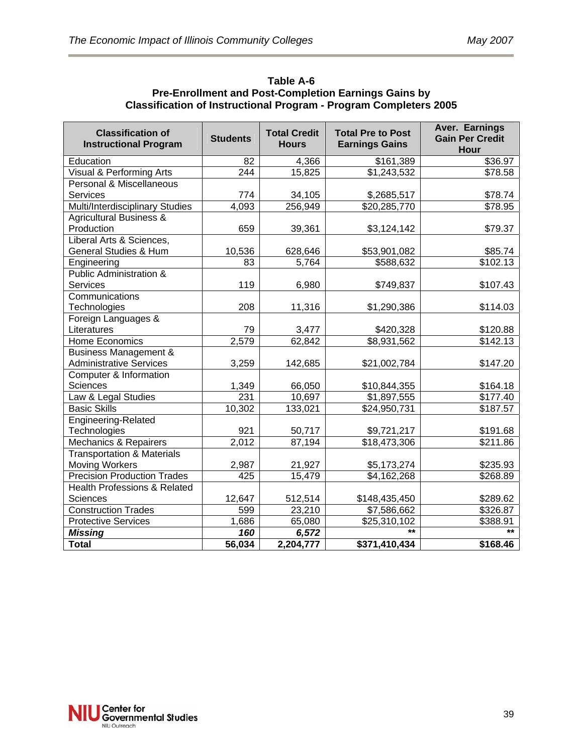**Table A-6**
**Pre-Enrollment and Post-Completion Earnings Gains by Classification of Instructional Program - Program Completers 2005**

| Classification of Instructional Program | Students | Total Credit Hours | Total Pre to Post Earnings Gains | Aver. Earnings Gain Per Credit Hour |
|---|---|---|---|---|
| Education | 82 | 4,366 | $161,389 | $36.97 |
| Visual & Performing Arts | 244 | 15,825 | $1,243,532 | $78.58 |
| Personal & Miscellaneous Services | 774 | 34,105 | $2,685,517 | $78.74 |
| Multi/Interdisciplinary Studies | 4,093 | 256,949 | $20,285,770 | $78.95 |
| Agricultural Business & Production | 659 | 39,361 | $3,124,142 | $79.37 |
| Liberal Arts & Sciences, General Studies & Hum | 10,536 | 628,646 | $53,901,082 | $85.74 |
| Engineering | 83 | 5,764 | $588,632 | $102.13 |
| Public Administration & Services | 119 | 6,980 | $749,837 | $107.43 |
| Communications Technologies | 208 | 11,316 | $1,290,386 | $114.03 |
| Foreign Languages & Literatures | 79 | 3,477 | $420,328 | $120.88 |
| Home Economics | 2,579 | 62,842 | $8,931,562 | $142.13 |
| Business Management & Administrative Services | 3,259 | 142,685 | $21,002,784 | $147.20 |
| Computer & Information Sciences | 1,349 | 66,050 | $10,844,355 | $164.18 |
| Law & Legal Studies | 231 | 10,697 | $1,897,555 | $177.40 |
| Basic Skills | 10,302 | 133,021 | $24,950,731 | $187.57 |
| Engineering-Related Technologies | 921 | 50,717 | $9,721,217 | $191.68 |
| Mechanics & Repairers | 2,012 | 87,194 | $18,473,306 | $211.86 |
| Transportation & Materials Moving Workers | 2,987 | 21,927 | $5,173,274 | $235.93 |
| Precision Production Trades | 425 | 15,479 | $4,162,268 | $268.89 |
| Health Professions & Related Sciences | 12,647 | 512,514 | $148,435,450 | $289.62 |
| Construction Trades | 599 | 23,210 | $7,586,662 | $326.87 |
| Protective Services | 1,686 | 65,080 | $25,310,102 | $388.91 |
| ***Missing*** | ***160*** | ***6,572*** | ** | ** |
| **Total** | **56,034** | **2,204,777** | **$371,410,434** | **$168.46** |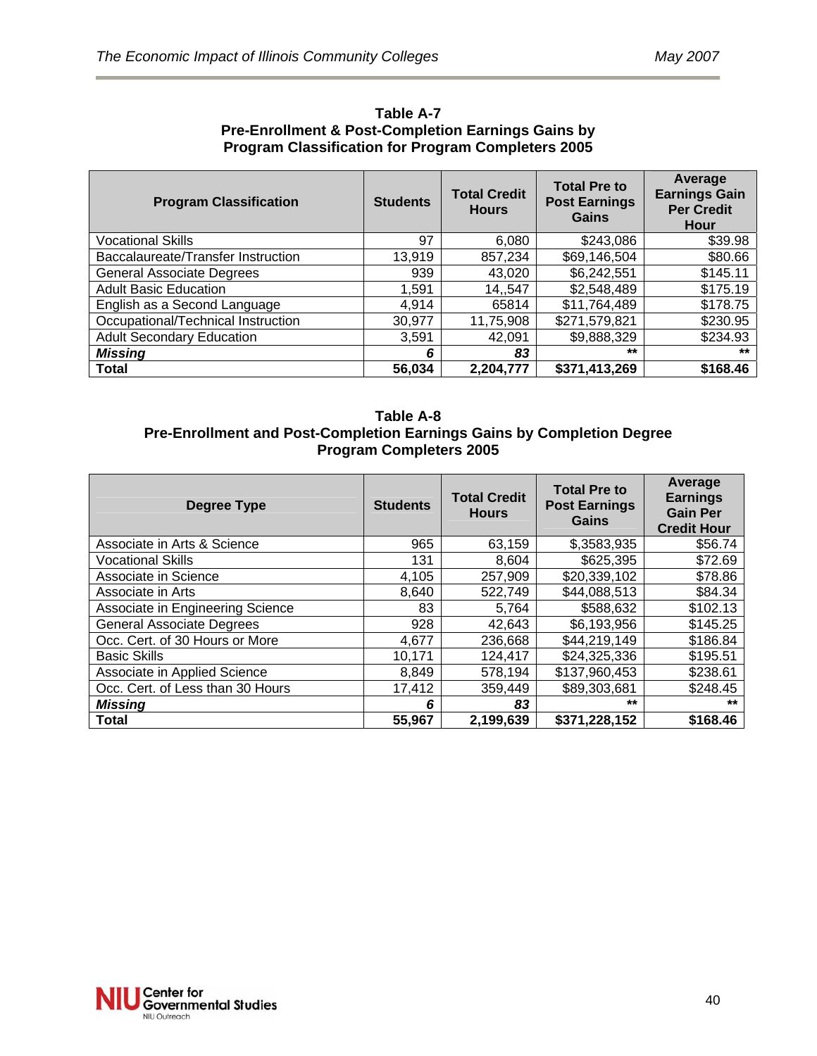**Table A-7**
**Pre-Enrollment & Post-Completion Earnings Gains by Program Classification for Program Completers 2005**

| Program Classification | Students | Total Credit Hours | Total Pre to Post Earnings Gains | Average Earnings Gain Per Credit Hour |
|---|---|---|---|---|
| Vocational Skills | 97 | 6,080 | $243,086 | $39.98 |
| Baccalaureate/Transfer Instruction | 13,919 | 857,234 | $69,146,504 | $80.66 |
| General Associate Degrees | 939 | 43,020 | $6,242,551 | $145.11 |
| Adult Basic Education | 1,591 | 14,,547 | $2,548,489 | $175.19 |
| English as a Second Language | 4,914 | 65814 | $11,764,489 | $178.75 |
| Occupational/Technical Instruction | 30,977 | 11,75,908 | $271,579,821 | $230.95 |
| Adult Secondary Education | 3,591 | 42,091 | $9,888,329 | $234.93 |
| ***Missing*** | ***6*** | ***83*** | ** | ** |
| **Total** | **56,034** | **2,204,777** | **$371,413,269** | **$168.46** |

**Table A-8**
**Pre-Enrollment and Post-Completion Earnings Gains by Completion Degree Program Completers 2005**

| Degree Type | Students | Total Credit Hours | Total Pre to Post Earnings Gains | Average Earnings Gain Per Credit Hour |
|---|---|---|---|---|
| Associate in Arts & Science | 965 | 63,159 | $,3583,935 | $56.74 |
| Vocational Skills | 131 | 8,604 | $625,395 | $72.69 |
| Associate in Science | 4,105 | 257,909 | $20,339,102 | $78.86 |
| Associate in Arts | 8,640 | 522,749 | $44,088,513 | $84.34 |
| Associate in Engineering Science | 83 | 5,764 | $588,632 | $102.13 |
| General Associate Degrees | 928 | 42,643 | $6,193,956 | $145.25 |
| Occ. Cert. of 30 Hours or More | 4,677 | 236,668 | $44,219,149 | $186.84 |
| Basic Skills | 10,171 | 124,417 | $24,325,336 | $195.51 |
| Associate in Applied Science | 8,849 | 578,194 | $137,960,453 | $238.61 |
| Occ. Cert. of Less than 30 Hours | 17,412 | 359,449 | $89,303,681 | $248.45 |
| ***Missing*** | ***6*** | ***83*** | ** | ** |
| **Total** | **55,967** | **2,199,639** | **$371,228,152** | **$168.46** |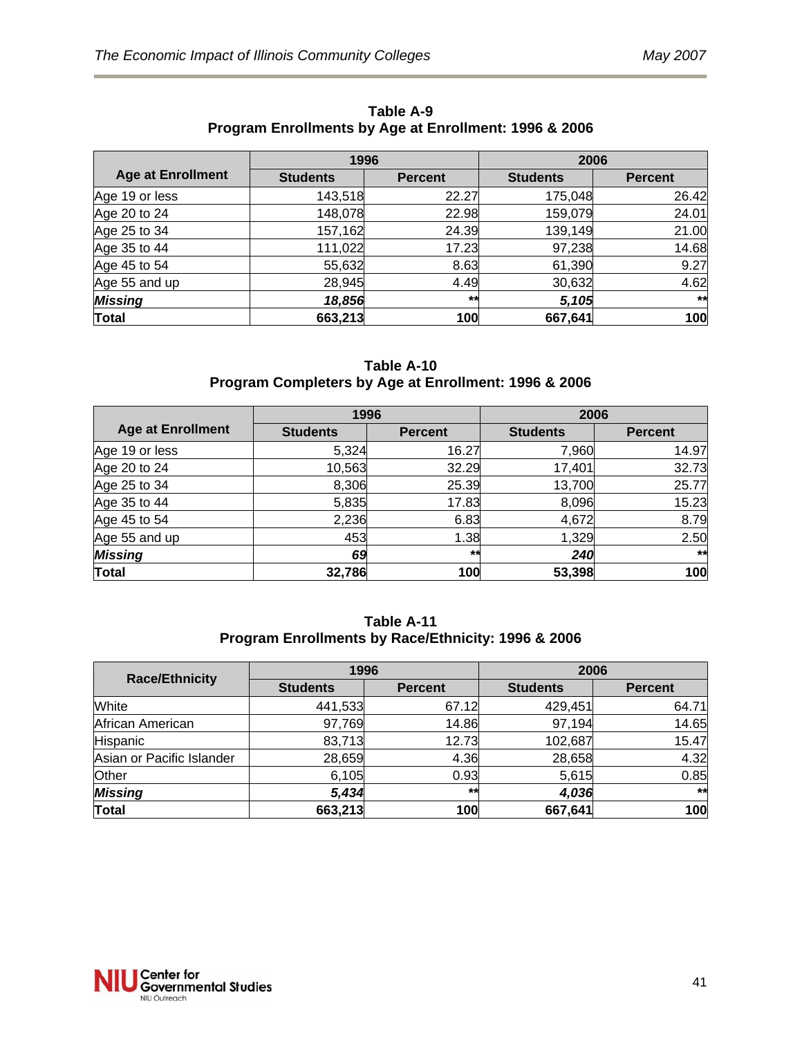**Table A-9**
**Program Enrollments by Age at Enrollment: 1996 & 2006**

| Age at Enrollment | 1996 | | 2006 | |
|---|---|---|---|---|
| | Students | Percent | Students | Percent |
| Age 19 or less | 143,518 | 22.27 | 175,048 | 26.42 |
| Age 20 to 24 | 148,078 | 22.98 | 159,079 | 24.01 |
| Age 25 to 34 | 157,162 | 24.39 | 139,149 | 21.00 |
| Age 35 to 44 | 111,022 | 17.23 | 97,238 | 14.68 |
| Age 45 to 54 | 55,632 | 8.63 | 61,390 | 9.27 |
| Age 55 and up | 28,945 | 4.49 | 30,632 | 4.62 |
| ***Missing*** | ***18,856*** | ** | ***5,105*** | ** |
| **Total** | **663,213** | **100** | **667,641** | **100** |

**Table A-10**
**Program Completers by Age at Enrollment: 1996 & 2006**

| Age at Enrollment | 1996 | | 2006 | |
|---|---|---|---|---|
| | Students | Percent | Students | Percent |
| Age 19 or less | 5,324 | 16.27 | 7,960 | 14.97 |
| Age 20 to 24 | 10,563 | 32.29 | 17,401 | 32.73 |
| Age 25 to 34 | 8,306 | 25.39 | 13,700 | 25.77 |
| Age 35 to 44 | 5,835 | 17.83 | 8,096 | 15.23 |
| Age 45 to 54 | 2,236 | 6.83 | 4,672 | 8.79 |
| Age 55 and up | 453 | 1.38 | 1,329 | 2.50 |
| ***Missing*** | ***69*** | ** | ***240*** | ** |
| **Total** | **32,786** | **100** | **53,398** | **100** |

**Table A-11**
**Program Enrollments by Race/Ethnicity: 1996 & 2006**

| Race/Ethnicity | 1996 | | 2006 | |
|---|---|---|---|---|
| | Students | Percent | Students | Percent |
| White | 441,533 | 67.12 | 429,451 | 64.71 |
| African American | 97,769 | 14.86 | 97,194 | 14.65 |
| Hispanic | 83,713 | 12.73 | 102,687 | 15.47 |
| Asian or Pacific Islander | 28,659 | 4.36 | 28,658 | 4.32 |
| Other | 6,105 | 0.93 | 5,615 | 0.85 |
| ***Missing*** | ***5,434*** | ** | ***4,036*** | ** |
| **Total** | **663,213** | **100** | **667,641** | **100** |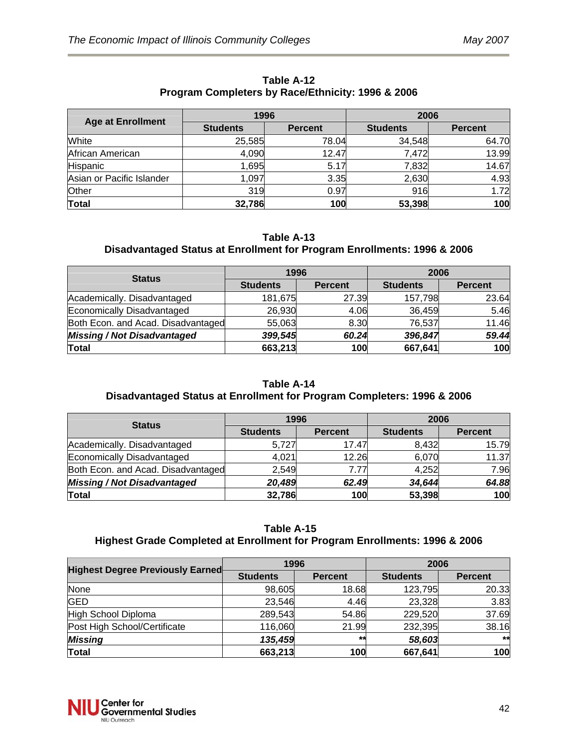**Table A-12**
**Program Completers by Race/Ethnicity: 1996 & 2006**

| Age at Enrollment | 1996 | | 2006 | |
|---|---|---|---|---|
| | Students | Percent | Students | Percent |
| White | 25,585 | 78.04 | 34,548 | 64.70 |
| African American | 4,090 | 12.47 | 7,472 | 13.99 |
| Hispanic | 1,695 | 5.17 | 7,832 | 14.67 |
| Asian or Pacific Islander | 1,097 | 3.35 | 2,630 | 4.93 |
| Other | 319 | 0.97 | 916 | 1.72 |
| **Total** | **32,786** | **100** | **53,398** | **100** |

**Table A-13**
**Disadvantaged Status at Enrollment for Program Enrollments: 1996 & 2006**

| Status | 1996 | | 2006 | |
|---|---|---|---|---|
| | Students | Percent | Students | Percent |
| Academically. Disadvantaged | 181,675 | 27.39 | 157,798 | 23.64 |
| Economically Disadvantaged | 26,930 | 4.06 | 36,459 | 5.46 |
| Both Econ. and Acad. Disadvantaged | 55,063 | 8.30 | 76,537 | 11.46 |
| ***Missing / Not Disadvantaged*** | ***399,545*** | ***60.24*** | ***396,847*** | ***59.44*** |
| **Total** | **663,213** | **100** | **667,641** | **100** |

**Table A-14**
**Disadvantaged Status at Enrollment for Program Completers: 1996 & 2006**

| Status | 1996 | | 2006 | |
|---|---|---|---|---|
| | Students | Percent | Students | Percent |
| Academically. Disadvantaged | 5,727 | 17.47 | 8,432 | 15.79 |
| Economically Disadvantaged | 4,021 | 12.26 | 6,070 | 11.37 |
| Both Econ. and Acad. Disadvantaged | 2,549 | 7.77 | 4,252 | 7.96 |
| ***Missing / Not Disadvantaged*** | ***20,489*** | ***62.49*** | ***34,644*** | ***64.88*** |
| **Total** | **32,786** | **100** | **53,398** | **100** |

**Table A-15**
**Highest Grade Completed at Enrollment for Program Enrollments: 1996 & 2006**

| Highest Degree Previously Earned | 1996 | | 2006 | |
|---|---|---|---|---|
| | Students | Percent | Students | Percent |
| None | 98,605 | 18.68 | 123,795 | 20.33 |
| GED | 23,546 | 4.46 | 23,328 | 3.83 |
| High School Diploma | 289,543 | 54.86 | 229,520 | 37.69 |
| Post High School/Certificate | 116,060 | 21.99 | 232,395 | 38.16 |
| ***Missing*** | ***135,459*** | ** | ***58,603*** | ** |
| **Total** | **663,213** | **100** | **667,641** | **100** |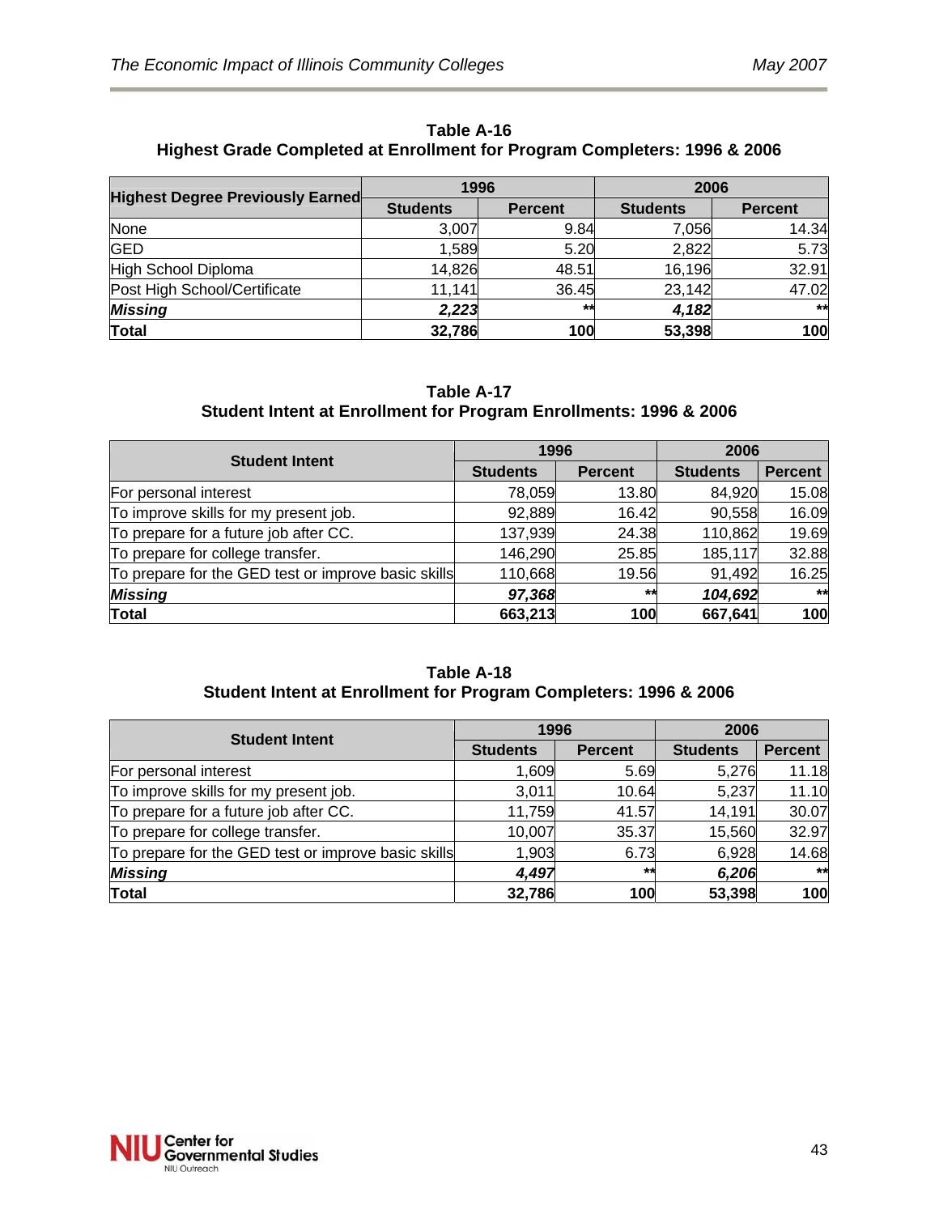**Table A-16**
**Highest Grade Completed at Enrollment for Program Completers: 1996 & 2006**

| Highest Degree Previously Earned | 1996 | | 2006 | |
|---|---|---|---|---|
| | Students | Percent | Students | Percent |
| None | 3,007 | 9.84 | 7,056 | 14.34 |
| GED | 1,589 | 5.20 | 2,822 | 5.73 |
| High School Diploma | 14,826 | 48.51 | 16,196 | 32.91 |
| Post High School/Certificate | 11,141 | 36.45 | 23,142 | 47.02 |
| ***Missing*** | ***2,223*** | ** | ***4,182*** | ** |
| **Total** | **32,786** | **100** | **53,398** | **100** |

**Table A-17**
**Student Intent at Enrollment for Program Enrollments: 1996 & 2006**

| Student Intent | 1996 | | 2006 | |
|---|---|---|---|---|
| | Students | Percent | Students | Percent |
| For personal interest | 78,059 | 13.80 | 84,920 | 15.08 |
| To improve skills for my present job. | 92,889 | 16.42 | 90,558 | 16.09 |
| To prepare for a future job after CC. | 137,939 | 24.38 | 110,862 | 19.69 |
| To prepare for college transfer. | 146,290 | 25.85 | 185,117 | 32.88 |
| To prepare for the GED test or improve basic skills | 110,668 | 19.56 | 91,492 | 16.25 |
| ***Missing*** | ***97,368*** | ** | ***104,692*** | ** |
| **Total** | **663,213** | **100** | **667,641** | **100** |

**Table A-18**
**Student Intent at Enrollment for Program Completers: 1996 & 2006**

| Student Intent | 1996 | | 2006 | |
|---|---|---|---|---|
| | Students | Percent | Students | Percent |
| For personal interest | 1,609 | 5.69 | 5,276 | 11.18 |
| To improve skills for my present job. | 3,011 | 10.64 | 5,237 | 11.10 |
| To prepare for a future job after CC. | 11,759 | 41.57 | 14,191 | 30.07 |
| To prepare for college transfer. | 10,007 | 35.37 | 15,560 | 32.97 |
| To prepare for the GED test or improve basic skills | 1,903 | 6.73 | 6,928 | 14.68 |
| ***Missing*** | ***4,497*** | ** | ***6,206*** | ** |
| **Total** | **32,786** | **100** | **53,398** | **100** |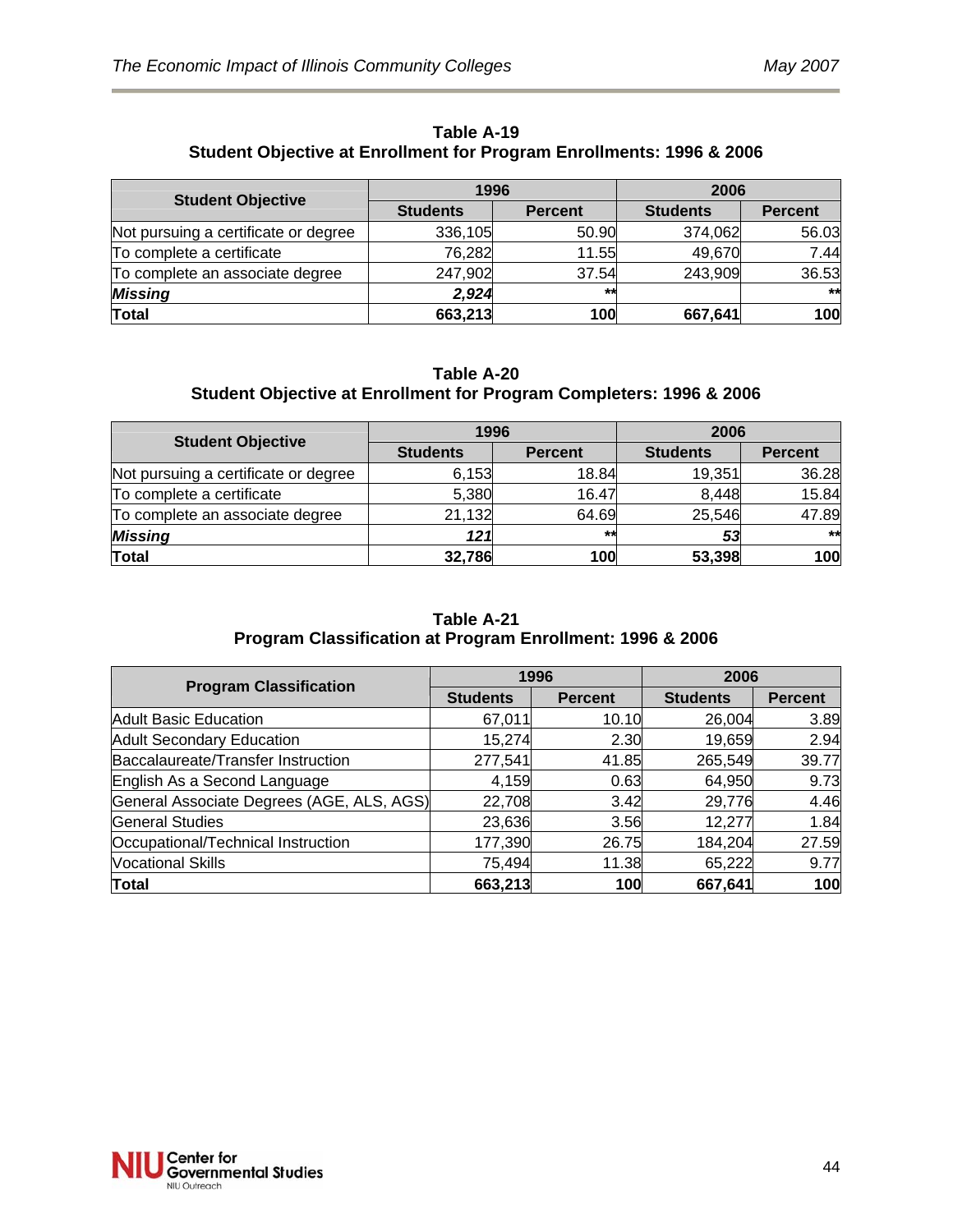**Table A-19**
**Student Objective at Enrollment for Program Enrollments: 1996 & 2006**

| Student Objective | 1996 | | 2006 | |
|---|---|---|---|---|
| | Students | Percent | Students | Percent |
| Not pursuing a certificate or degree | 336,105 | 50.90 | 374,062 | 56.03 |
| To complete a certificate | 76,282 | 11.55 | 49,670 | 7.44 |
| To complete an associate degree | 247,902 | 37.54 | 243,909 | 36.53 |
| ***Missing*** | ***2,924*** | ** | | ** |
| **Total** | **663,213** | **100** | **667,641** | **100** |

**Table A-20**
**Student Objective at Enrollment for Program Completers: 1996 & 2006**

| Student Objective | 1996 | | 2006 | |
|---|---|---|---|---|
| | Students | Percent | Students | Percent |
| Not pursuing a certificate or degree | 6,153 | 18.84 | 19,351 | 36.28 |
| To complete a certificate | 5,380 | 16.47 | 8,448 | 15.84 |
| To complete an associate degree | 21,132 | 64.69 | 25,546 | 47.89 |
| ***Missing*** | ***121*** | ** | ***53*** | ** |
| **Total** | **32,786** | **100** | **53,398** | **100** |

**Table A-21**
**Program Classification at Program Enrollment: 1996 & 2006**

| Program Classification | 1996 | | 2006 | |
|---|---|---|---|---|
| | Students | Percent | Students | Percent |
| Adult Basic Education | 67,011 | 10.10 | 26,004 | 3.89 |
| Adult Secondary Education | 15,274 | 2.30 | 19,659 | 2.94 |
| Baccalaureate/Transfer Instruction | 277,541 | 41.85 | 265,549 | 39.77 |
| English As a Second Language | 4,159 | 0.63 | 64,950 | 9.73 |
| General Associate Degrees (AGE, ALS, AGS) | 22,708 | 3.42 | 29,776 | 4.46 |
| General Studies | 23,636 | 3.56 | 12,277 | 1.84 |
| Occupational/Technical Instruction | 177,390 | 26.75 | 184,204 | 27.59 |
| Vocational Skills | 75,494 | 11.38 | 65,222 | 9.77 |
| **Total** | **663,213** | **100** | **667,641** | **100** |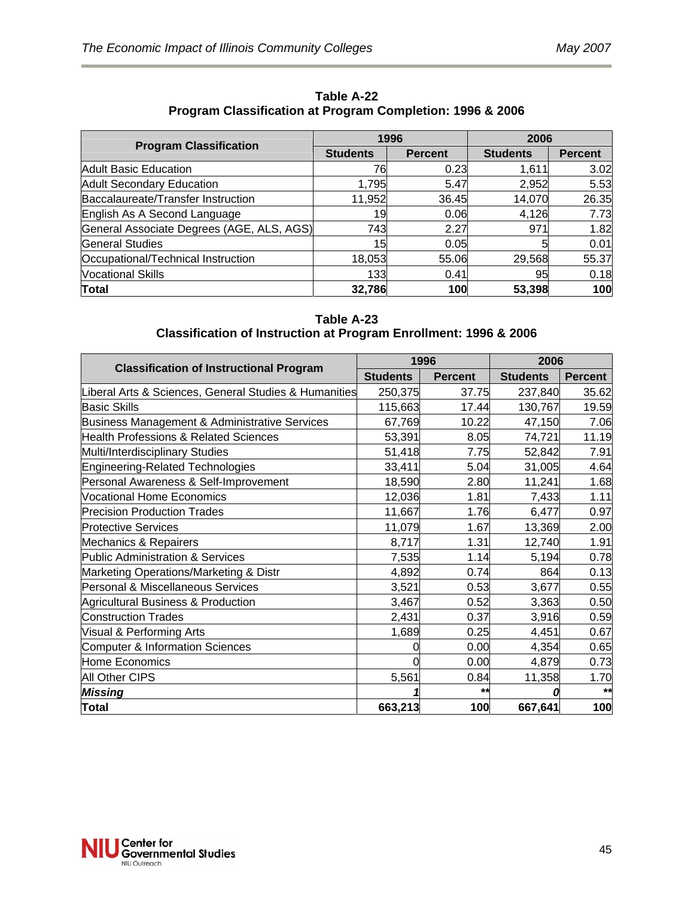**Table A-22**
**Program Classification at Program Completion: 1996 & 2006**

| Program Classification | 1996 | | 2006 | |
|---|---|---|---|---|
| | Students | Percent | Students | Percent |
| Adult Basic Education | 76 | 0.23 | 1,611 | 3.02 |
| Adult Secondary Education | 1,795 | 5.47 | 2,952 | 5.53 |
| Baccalaureate/Transfer Instruction | 11,952 | 36.45 | 14,070 | 26.35 |
| English As A Second Language | 19 | 0.06 | 4,126 | 7.73 |
| General Associate Degrees (AGE, ALS, AGS) | 743 | 2.27 | 971 | 1.82 |
| General Studies | 15 | 0.05 | 5 | 0.01 |
| Occupational/Technical Instruction | 18,053 | 55.06 | 29,568 | 55.37 |
| Vocational Skills | 133 | 0.41 | 95 | 0.18 |
| **Total** | **32,786** | **100** | **53,398** | **100** |

**Table A-23**
**Classification of Instruction at Program Enrollment: 1996 & 2006**

| Classification of Instructional Program | 1996 | | 2006 | |
|---|---|---|---|---|
| | Students | Percent | Students | Percent |
| Liberal Arts & Sciences, General Studies & Humanities | 250,375 | 37.75 | 237,840 | 35.62 |
| Basic Skills | 115,663 | 17.44 | 130,767 | 19.59 |
| Business Management & Administrative Services | 67,769 | 10.22 | 47,150 | 7.06 |
| Health Professions & Related Sciences | 53,391 | 8.05 | 74,721 | 11.19 |
| Multi/Interdisciplinary Studies | 51,418 | 7.75 | 52,842 | 7.91 |
| Engineering-Related Technologies | 33,411 | 5.04 | 31,005 | 4.64 |
| Personal Awareness & Self-Improvement | 18,590 | 2.80 | 11,241 | 1.68 |
| Vocational Home Economics | 12,036 | 1.81 | 7,433 | 1.11 |
| Precision Production Trades | 11,667 | 1.76 | 6,477 | 0.97 |
| Protective Services | 11,079 | 1.67 | 13,369 | 2.00 |
| Mechanics & Repairers | 8,717 | 1.31 | 12,740 | 1.91 |
| Public Administration & Services | 7,535 | 1.14 | 5,194 | 0.78 |
| Marketing Operations/Marketing & Distr | 4,892 | 0.74 | 864 | 0.13 |
| Personal & Miscellaneous Services | 3,521 | 0.53 | 3,677 | 0.55 |
| Agricultural Business & Production | 3,467 | 0.52 | 3,363 | 0.50 |
| Construction Trades | 2,431 | 0.37 | 3,916 | 0.59 |
| Visual & Performing Arts | 1,689 | 0.25 | 4,451 | 0.67 |
| Computer & Information Sciences | 0 | 0.00 | 4,354 | 0.65 |
| Home Economics | 0 | 0.00 | 4,879 | 0.73 |
| All Other CIPS | 5,561 | 0.84 | 11,358 | 1.70 |
| ***Missing*** | ***1*** | ** | ***0*** | ** |
| **Total** | **663,213** | **100** | **667,641** | **100** |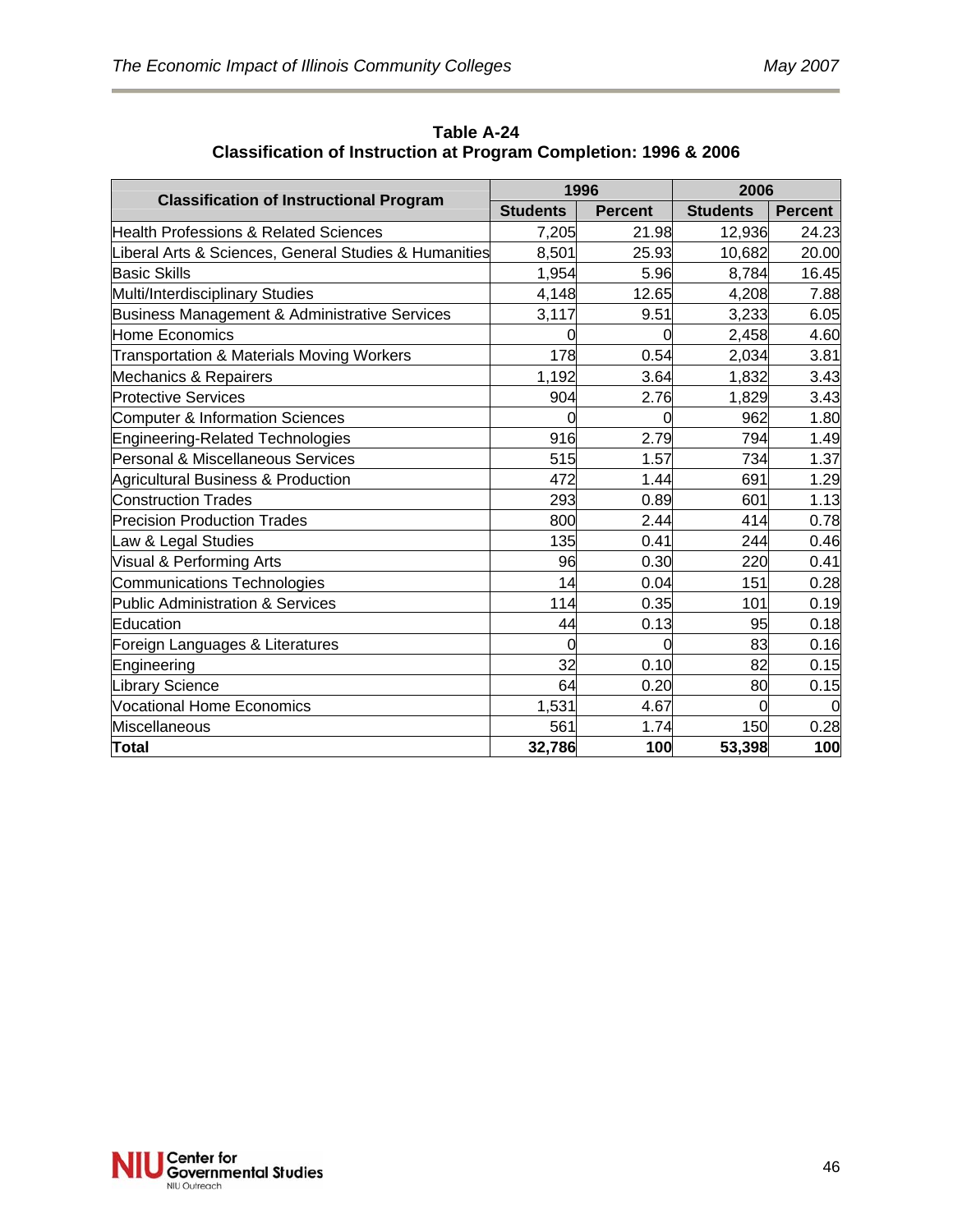**Table A-24**
**Classification of Instruction at Program Completion: 1996 & 2006**

| Classification of Instructional Program | 1996 | | 2006 | |
|---|---|---|---|---|
| | Students | Percent | Students | Percent |
| Health Professions & Related Sciences | 7,205 | 21.98 | 12,936 | 24.23 |
| Liberal Arts & Sciences, General Studies & Humanities | 8,501 | 25.93 | 10,682 | 20.00 |
| Basic Skills | 1,954 | 5.96 | 8,784 | 16.45 |
| Multi/Interdisciplinary Studies | 4,148 | 12.65 | 4,208 | 7.88 |
| Business Management & Administrative Services | 3,117 | 9.51 | 3,233 | 6.05 |
| Home Economics | 0 | 0 | 2,458 | 4.60 |
| Transportation & Materials Moving Workers | 178 | 0.54 | 2,034 | 3.81 |
| Mechanics & Repairers | 1,192 | 3.64 | 1,832 | 3.43 |
| Protective Services | 904 | 2.76 | 1,829 | 3.43 |
| Computer & Information Sciences | 0 | 0 | 962 | 1.80 |
| Engineering-Related Technologies | 916 | 2.79 | 794 | 1.49 |
| Personal & Miscellaneous Services | 515 | 1.57 | 734 | 1.37 |
| Agricultural Business & Production | 472 | 1.44 | 691 | 1.29 |
| Construction Trades | 293 | 0.89 | 601 | 1.13 |
| Precision Production Trades | 800 | 2.44 | 414 | 0.78 |
| Law & Legal Studies | 135 | 0.41 | 244 | 0.46 |
| Visual & Performing Arts | 96 | 0.30 | 220 | 0.41 |
| Communications Technologies | 14 | 0.04 | 151 | 0.28 |
| Public Administration & Services | 114 | 0.35 | 101 | 0.19 |
| Education | 44 | 0.13 | 95 | 0.18 |
| Foreign Languages & Literatures | 0 | 0 | 83 | 0.16 |
| Engineering | 32 | 0.10 | 82 | 0.15 |
| Library Science | 64 | 0.20 | 80 | 0.15 |
| Vocational Home Economics | 1,531 | 4.67 | 0 | 0 |
| Miscellaneous | 561 | 1.74 | 150 | 0.28 |
| **Total** | **32,786** | **100** | **53,398** | **100** |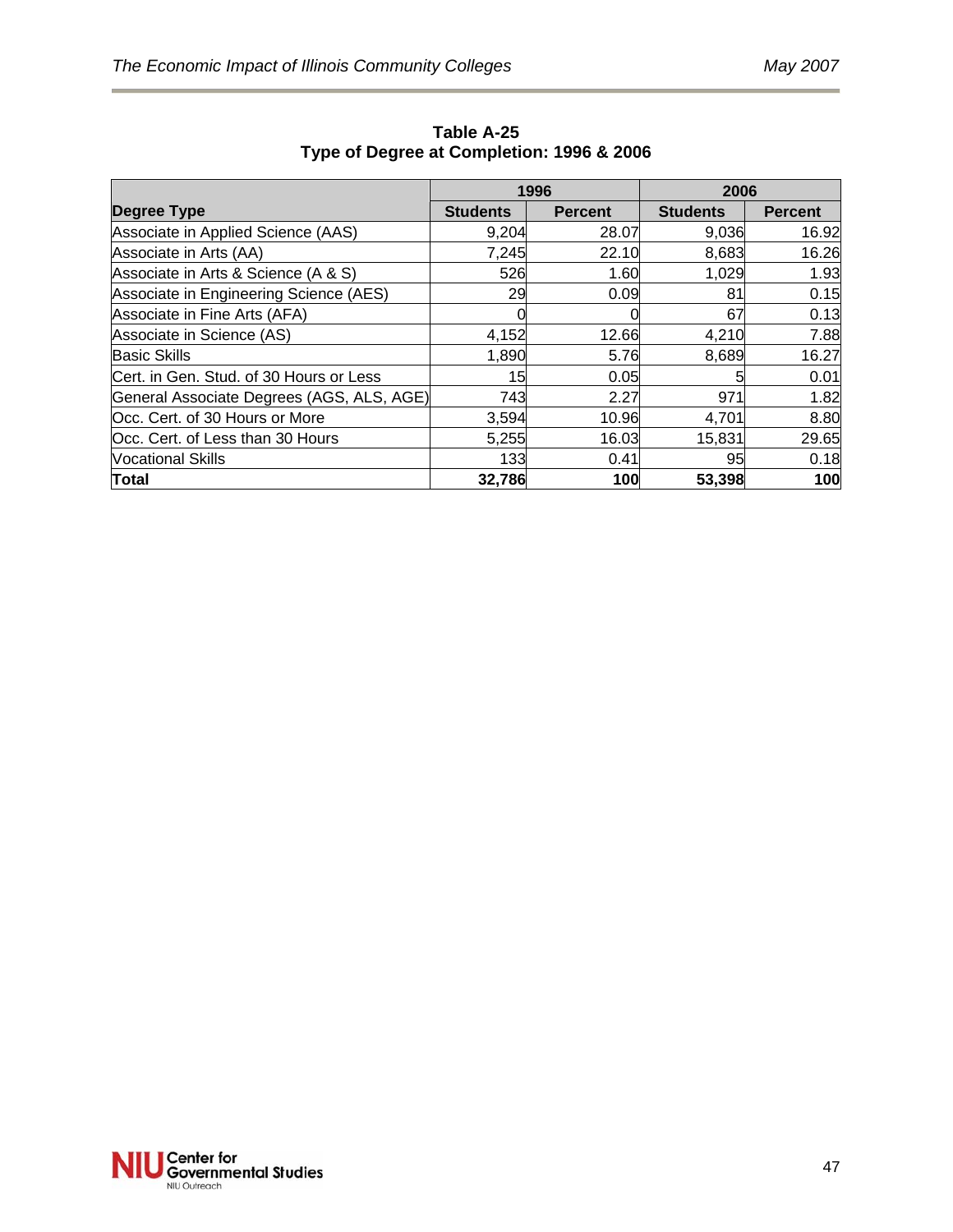**Table A-25**
**Type of Degree at Completion: 1996 & 2006**

| | 1996 | | 2006 | |
|---|---|---|---|---|
| **Degree Type** | **Students** | **Percent** | **Students** | **Percent** |
| Associate in Applied Science (AAS) | 9,204 | 28.07 | 9,036 | 16.92 |
| Associate in Arts (AA) | 7,245 | 22.10 | 8,683 | 16.26 |
| Associate in Arts & Science (A & S) | 526 | 1.60 | 1,029 | 1.93 |
| Associate in Engineering Science (AES) | 29 | 0.09 | 81 | 0.15 |
| Associate in Fine Arts (AFA) | 0 | 0 | 67 | 0.13 |
| Associate in Science (AS) | 4,152 | 12.66 | 4,210 | 7.88 |
| Basic Skills | 1,890 | 5.76 | 8,689 | 16.27 |
| Cert. in Gen. Stud. of 30 Hours or Less | 15 | 0.05 | 5 | 0.01 |
| General Associate Degrees (AGS, ALS, AGE) | 743 | 2.27 | 971 | 1.82 |
| Occ. Cert. of 30 Hours or More | 3,594 | 10.96 | 4,701 | 8.80 |
| Occ. Cert. of Less than 30 Hours | 5,255 | 16.03 | 15,831 | 29.65 |
| Vocational Skills | 133 | 0.41 | 95 | 0.18 |
| **Total** | **32,786** | **100** | **53,398** | **100** |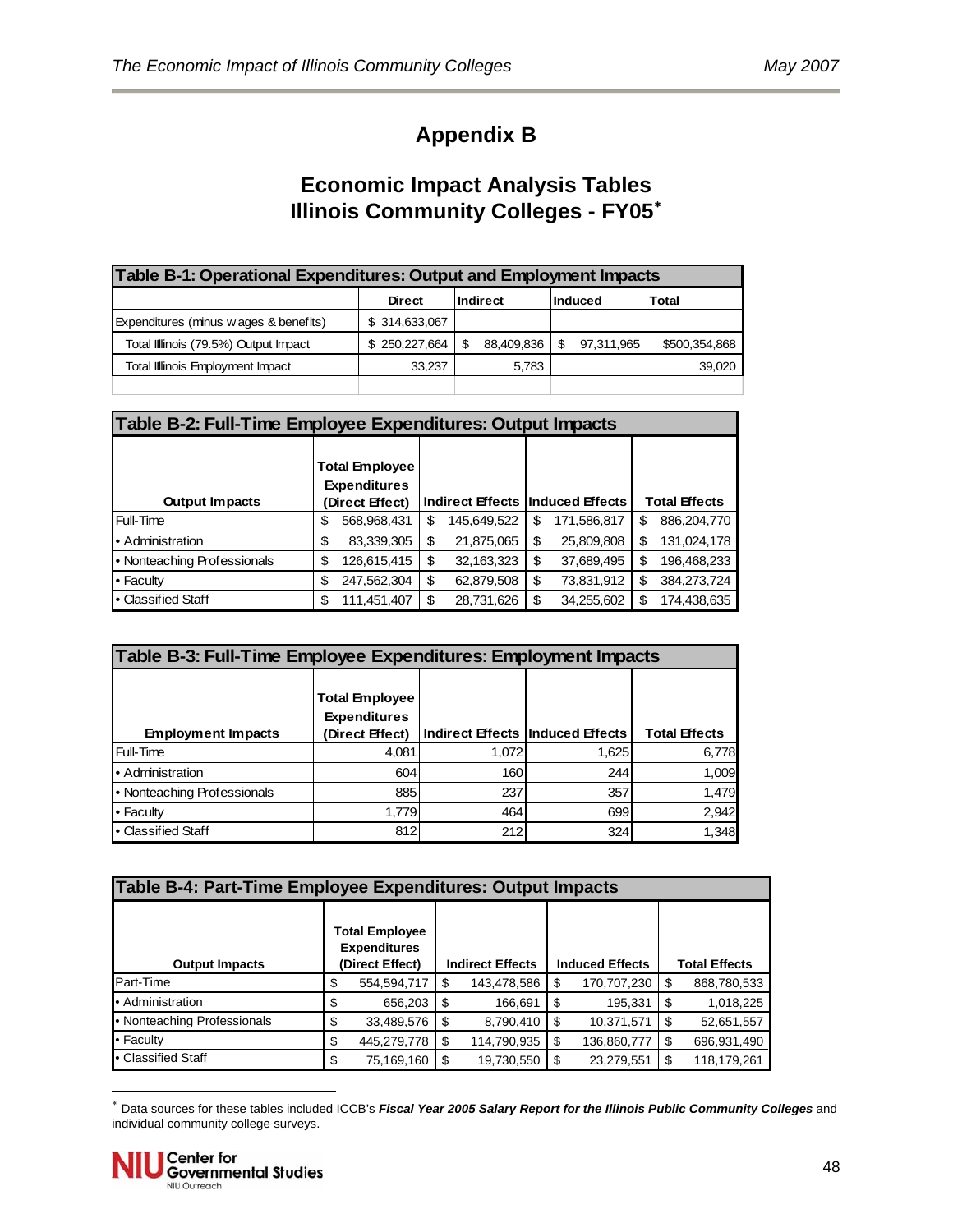# Appendix B

## Economic Impact Analysis Tables Illinois Community Colleges - FY05*

| Table B-1: Operational Expenditures: Output and Employment Impacts | | | | |
|---|---|---|---|---|
| | Direct | Indirect | Induced | Total |
| Expenditures (minus wages & benefits) | $ 314,633,067 | | | |
| Total Illinois (79.5%) Output Impact | $ 250,227,664 | $ 88,409,836 | $ 97,311,965 | $500,354,868 |
| Total Illinois Employment Impact | 33,237 | 5,783 | | 39,020 |
| | | | | |

| Table B-2: Full-Time Employee Expenditures: Output Impacts | | | | |
|---|---|---|---|---|
| Output Impacts | Total Employee Expenditures (Direct Effect) | Indirect Effects | Induced Effects | Total Effects |
| Full-Time | $ 568,968,431 | $ 145,649,522 | $ 171,586,817 | $ 886,204,770 |
| • Administration | $ 83,339,305 | $ 21,875,065 | $ 25,809,808 | $ 131,024,178 |
| • Nonteaching Professionals | $ 126,615,415 | $ 32,163,323 | $ 37,689,495 | $ 196,468,233 |
| • Faculty | $ 247,562,304 | $ 62,879,508 | $ 73,831,912 | $ 384,273,724 |
| • Classified Staff | $ 111,451,407 | $ 28,731,626 | $ 34,255,602 | $ 174,438,635 |

| Table B-3: Full-Time Employee Expenditures: Employment Impacts | | | | |
|---|---|---|---|---|
| Employment Impacts | Total Employee Expenditures (Direct Effect) | Indirect Effects | Induced Effects | Total Effects |
| Full-Time | 4,081 | 1,072 | 1,625 | 6,778 |
| • Administration | 604 | 160 | 244 | 1,009 |
| • Nonteaching Professionals | 885 | 237 | 357 | 1,479 |
| • Faculty | 1,779 | 464 | 699 | 2,942 |
| • Classified Staff | 812 | 212 | 324 | 1,348 |

| Table B-4: Part-Time Employee Expenditures: Output Impacts | | | | |
|---|---|---|---|---|
| Output Impacts | Total Employee Expenditures (Direct Effect) | Indirect Effects | Induced Effects | Total Effects |
| Part-Time | $ 554,594,717 | $ 143,478,586 | $ 170,707,230 | $ 868,780,533 |
| • Administration | $ 656,203 | $ 166,691 | $ 195,331 | $ 1,018,225 |
| • Nonteaching Professionals | $ 33,489,576 | $ 8,790,410 | $ 10,371,571 | $ 52,651,557 |
| • Faculty | $ 445,279,778 | $ 114,790,935 | $ 136,860,777 | $ 696,931,490 |
| • Classified Staff | $ 75,169,160 | $ 19,730,550 | $ 23,279,551 | $ 118,179,261 |

* Data sources for these tables included ICCB's ***Fiscal Year 2005 Salary Report for the Illinois Public Community Colleges*** and individual community college surveys.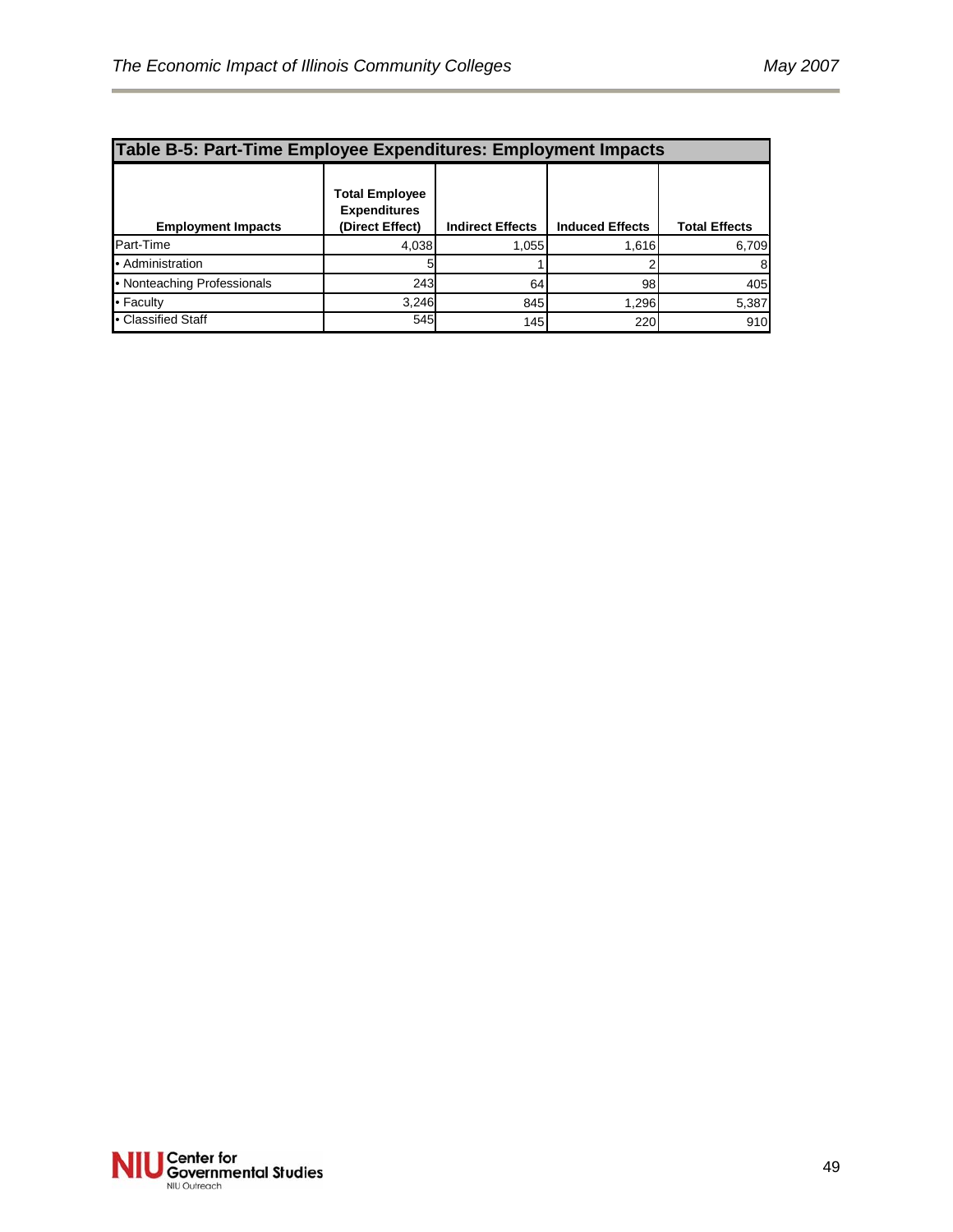| Table B-5: Part-Time Employee Expenditures: Employment Impacts | | | | |
|---|---|---|---|---|
| **Employment Impacts** | **Total Employee Expenditures (Direct Effect)** | **Indirect Effects** | **Induced Effects** | **Total Effects** |
| Part-Time | 4,038 | 1,055 | 1,616 | 6,709 |
| • Administration | 5 | 1 | 2 | 8 |
| • Nonteaching Professionals | 243 | 64 | 98 | 405 |
| • Faculty | 3,246 | 845 | 1,296 | 5,387 |
| • Classified Staff | 545 | 145 | 220 | 910 |